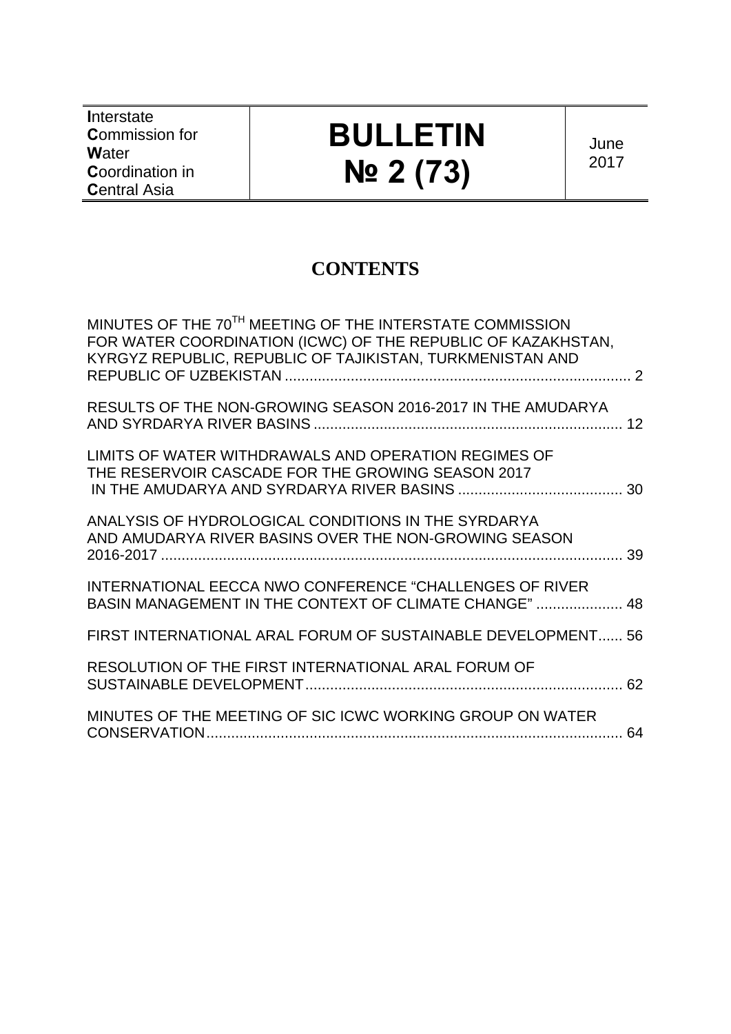| **I**nterstate **C**ommission for **W**ater **C**oordination in **C**entral Asia | **BULLETIN № 2 (73)** | June 2017 |
|---|---|---|

# CONTENTS

MINUTES OF THE 70TH MEETING OF THE INTERSTATE COMMISSION FOR WATER COORDINATION (ICWC) OF THE REPUBLIC OF KAZAKHSTAN, KYRGYZ REPUBLIC, REPUBLIC OF TAJIKISTAN, TURKMENISTAN AND REPUBLIC OF UZBEKISTAN .................................................................................... 2

RESULTS OF THE NON-GROWING SEASON 2016-2017 IN THE AMUDARYA AND SYRDARYA RIVER BASINS ........................................................................... 12

LIMITS OF WATER WITHDRAWALS AND OPERATION REGIMES OF THE RESERVOIR CASCADE FOR THE GROWING SEASON 2017 IN THE AMUDARYA AND SYRDARYA RIVER BASINS ........................................ 30

ANALYSIS OF HYDROLOGICAL CONDITIONS IN THE SYRDARYA AND AMUDARYA RIVER BASINS OVER THE NON-GROWING SEASON 2016-2017 ................................................................................................................ 39

INTERNATIONAL EECCA NWO CONFERENCE "CHALLENGES OF RIVER BASIN MANAGEMENT IN THE CONTEXT OF CLIMATE CHANGE" ..................... 48

FIRST INTERNATIONAL ARAL FORUM OF SUSTAINABLE DEVELOPMENT...... 56

RESOLUTION OF THE FIRST INTERNATIONAL ARAL FORUM OF SUSTAINABLE DEVELOPMENT............................................................................. 62

MINUTES OF THE MEETING OF SIC ICWC WORKING GROUP ON WATER CONSERVATION..................................................................................................... 64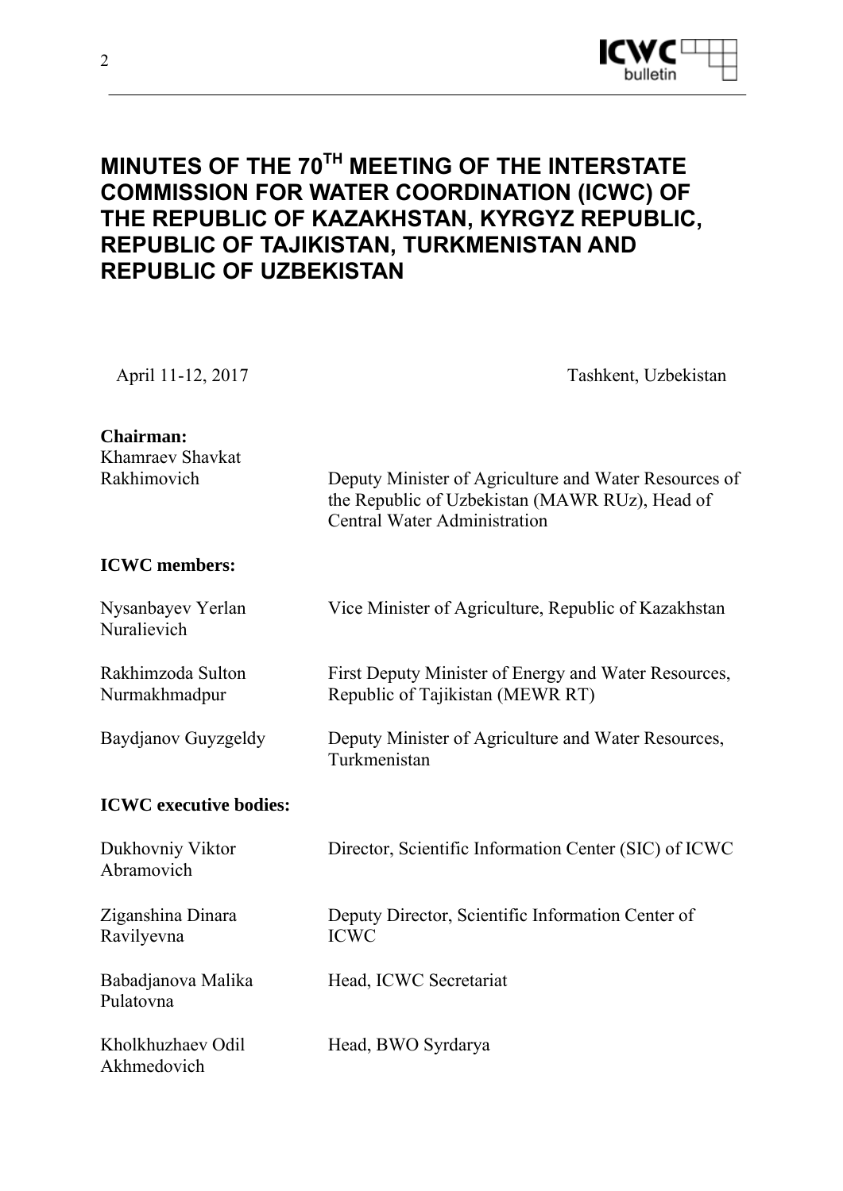# MINUTES OF THE 70TH MEETING OF THE INTERSTATE COMMISSION FOR WATER COORDINATION (ICWC) OF THE REPUBLIC OF KAZAKHSTAN, KYRGYZ REPUBLIC, REPUBLIC OF TAJIKISTAN, TURKMENISTAN AND REPUBLIC OF UZBEKISTAN

April 11-12, 2017 — Tashkent, Uzbekistan

**Chairman:**

| | |
|---|---|
| Khamraev Shavkat Rakhimovich | Deputy Minister of Agriculture and Water Resources of the Republic of Uzbekistan (MAWR RUz), Head of Central Water Administration |

**ICWC members:**

| | |
|---|---|
| Nysanbayev Yerlan Nuralievich | Vice Minister of Agriculture, Republic of Kazakhstan |
| Rakhimzoda Sulton Nurmakhmadpur | First Deputy Minister of Energy and Water Resources, Republic of Tajikistan (MEWR RT) |
| Baydjanov Guyzgeldy | Deputy Minister of Agriculture and Water Resources, Turkmenistan |

**ICWC executive bodies:**

| | |
|---|---|
| Dukhovniy Viktor Abramovich | Director, Scientific Information Center (SIC) of ICWC |
| Ziganshina Dinara Ravilyevna | Deputy Director, Scientific Information Center of ICWC |
| Babadjanova Malika Pulatovna | Head, ICWC Secretariat |
| Kholkhuzhaev Odil Akhmedovich | Head, BWO Syrdarya |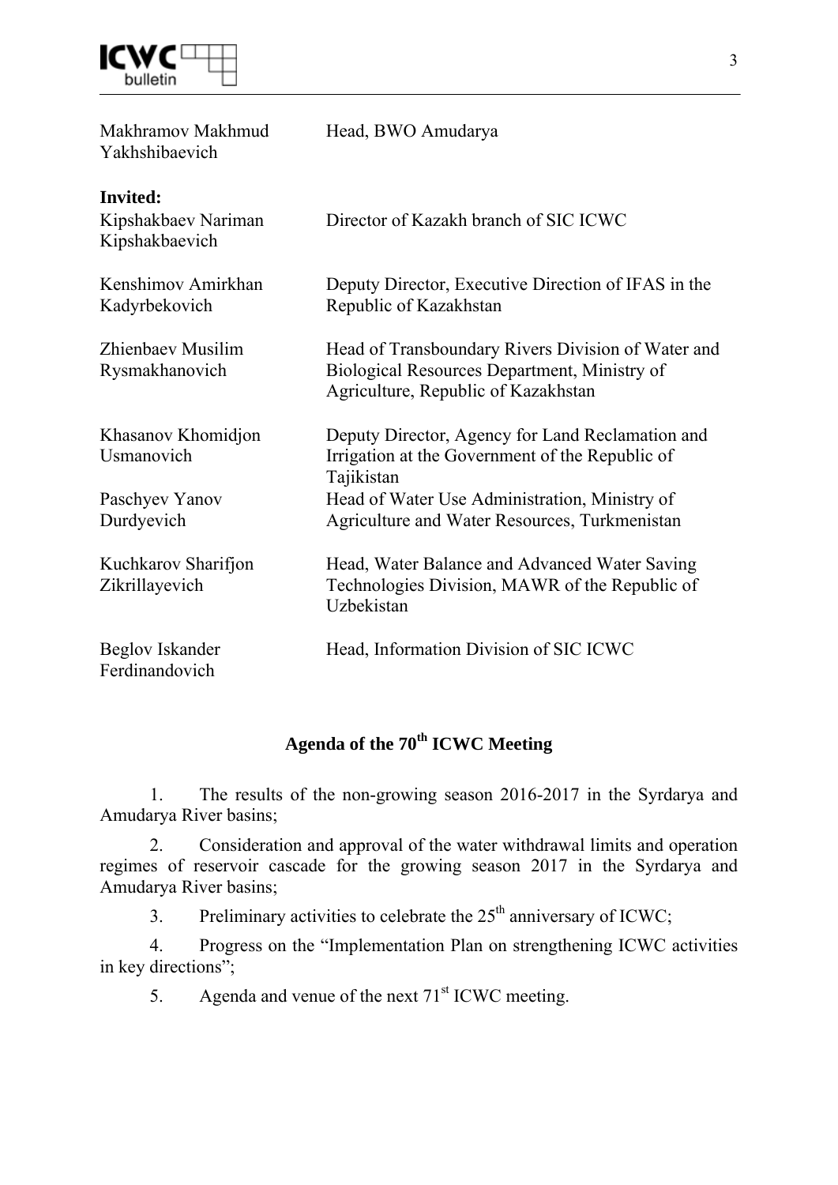| | |
|---|---|
| Makhramov Makhmud Yakhshibaevich | Head, BWO Amudarya |

**Invited:**

| | |
|---|---|
| Kipshakbaev Nariman Kipshakbaevich | Director of Kazakh branch of SIC ICWC |
| Kenshimov Amirkhan Kadyrbekovich | Deputy Director, Executive Direction of IFAS in the Republic of Kazakhstan |
| Zhienbaev Musilim Rysmakhanovich | Head of Transboundary Rivers Division of Water and Biological Resources Department, Ministry of Agriculture, Republic of Kazakhstan |
| Khasanov Khomidjon Usmanovich | Deputy Director, Agency for Land Reclamation and Irrigation at the Government of the Republic of Tajikistan |
| Paschyev Yanov Durdyevich | Head of Water Use Administration, Ministry of Agriculture and Water Resources, Turkmenistan |
| Kuchkarov Sharifjon Zikrillayevich | Head, Water Balance and Advanced Water Saving Technologies Division, MAWR of the Republic of Uzbekistan |
| Beglov Iskander Ferdinandovich | Head, Information Division of SIC ICWC |

## Agenda of the 70th ICWC Meeting

1. The results of the non-growing season 2016-2017 in the Syrdarya and Amudarya River basins;
2. Consideration and approval of the water withdrawal limits and operation regimes of reservoir cascade for the growing season 2017 in the Syrdarya and Amudarya River basins;
3. Preliminary activities to celebrate the 25th anniversary of ICWC;
4. Progress on the "Implementation Plan on strengthening ICWC activities in key directions";
5. Agenda and venue of the next 71st ICWC meeting.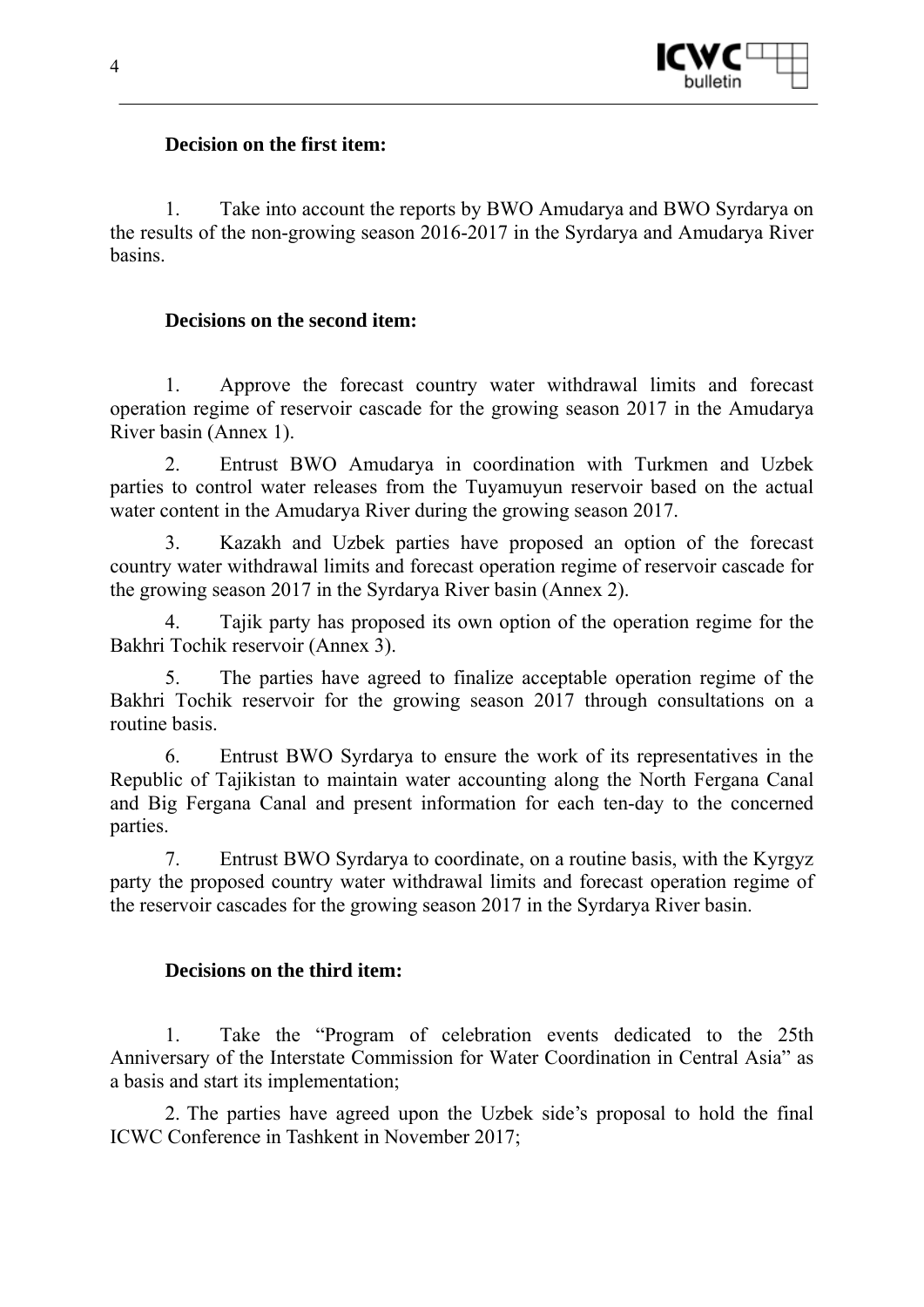**Decision on the first item:**

1. Take into account the reports by BWO Amudarya and BWO Syrdarya on the results of the non-growing season 2016-2017 in the Syrdarya and Amudarya River basins.

**Decisions on the second item:**

1. Approve the forecast country water withdrawal limits and forecast operation regime of reservoir cascade for the growing season 2017 in the Amudarya River basin (Annex 1).

2. Entrust BWO Amudarya in coordination with Turkmen and Uzbek parties to control water releases from the Tuyamuyun reservoir based on the actual water content in the Amudarya River during the growing season 2017.

3. Kazakh and Uzbek parties have proposed an option of the forecast country water withdrawal limits and forecast operation regime of reservoir cascade for the growing season 2017 in the Syrdarya River basin (Annex 2).

4. Tajik party has proposed its own option of the operation regime for the Bakhri Tochik reservoir (Annex 3).

5. The parties have agreed to finalize acceptable operation regime of the Bakhri Tochik reservoir for the growing season 2017 through consultations on a routine basis.

6. Entrust BWO Syrdarya to ensure the work of its representatives in the Republic of Tajikistan to maintain water accounting along the North Fergana Canal and Big Fergana Canal and present information for each ten-day to the concerned parties.

7. Entrust BWO Syrdarya to coordinate, on a routine basis, with the Kyrgyz party the proposed country water withdrawal limits and forecast operation regime of the reservoir cascades for the growing season 2017 in the Syrdarya River basin.

**Decisions on the third item:**

1. Take the "Program of celebration events dedicated to the 25th Anniversary of the Interstate Commission for Water Coordination in Central Asia" as a basis and start its implementation;

2. The parties have agreed upon the Uzbek side's proposal to hold the final ICWC Conference in Tashkent in November 2017;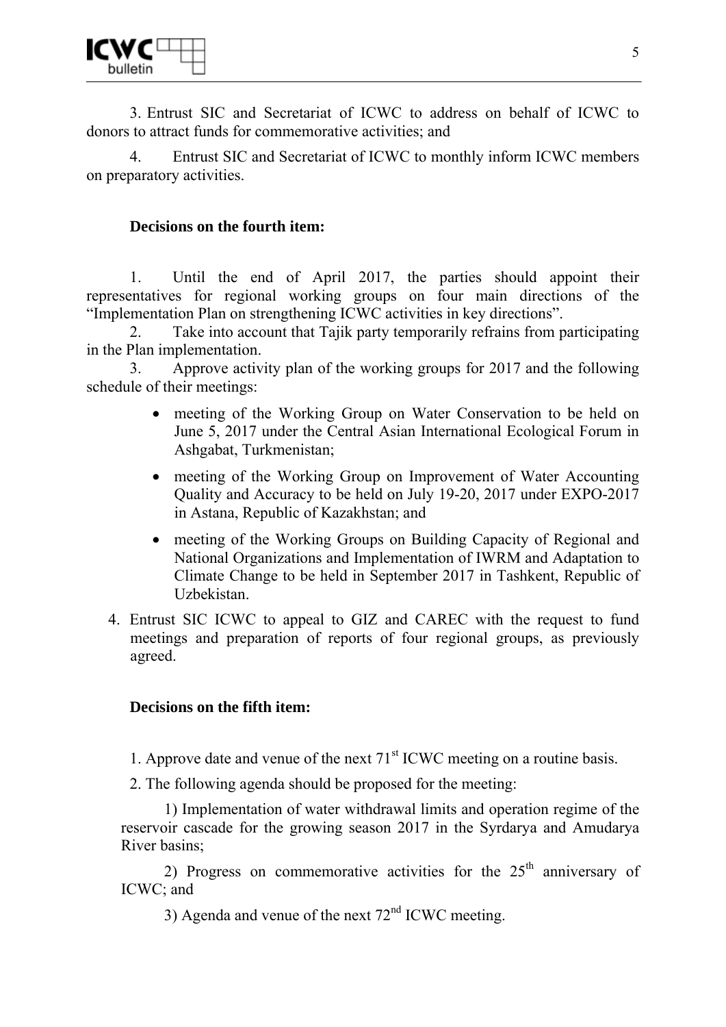3. Entrust SIC and Secretariat of ICWC to address on behalf of ICWC to donors to attract funds for commemorative activities; and

4. Entrust SIC and Secretariat of ICWC to monthly inform ICWC members on preparatory activities.

**Decisions on the fourth item:**

1. Until the end of April 2017, the parties should appoint their representatives for regional working groups on four main directions of the "Implementation Plan on strengthening ICWC activities in key directions".
2. Take into account that Tajik party temporarily refrains from participating in the Plan implementation.
3. Approve activity plan of the working groups for 2017 and the following schedule of their meetings:
   - meeting of the Working Group on Water Conservation to be held on June 5, 2017 under the Central Asian International Ecological Forum in Ashgabat, Turkmenistan;
   - meeting of the Working Group on Improvement of Water Accounting Quality and Accuracy to be held on July 19-20, 2017 under EXPO-2017 in Astana, Republic of Kazakhstan; and
   - meeting of the Working Groups on Building Capacity of Regional and National Organizations and Implementation of IWRM and Adaptation to Climate Change to be held in September 2017 in Tashkent, Republic of Uzbekistan.
4. Entrust SIC ICWC to appeal to GIZ and CAREC with the request to fund meetings and preparation of reports of four regional groups, as previously agreed.

**Decisions on the fifth item:**

1. Approve date and venue of the next 71st ICWC meeting on a routine basis.

2. The following agenda should be proposed for the meeting:

1) Implementation of water withdrawal limits and operation regime of the reservoir cascade for the growing season 2017 in the Syrdarya and Amudarya River basins;

2) Progress on commemorative activities for the 25th anniversary of ICWC; and

3) Agenda and venue of the next 72nd ICWC meeting.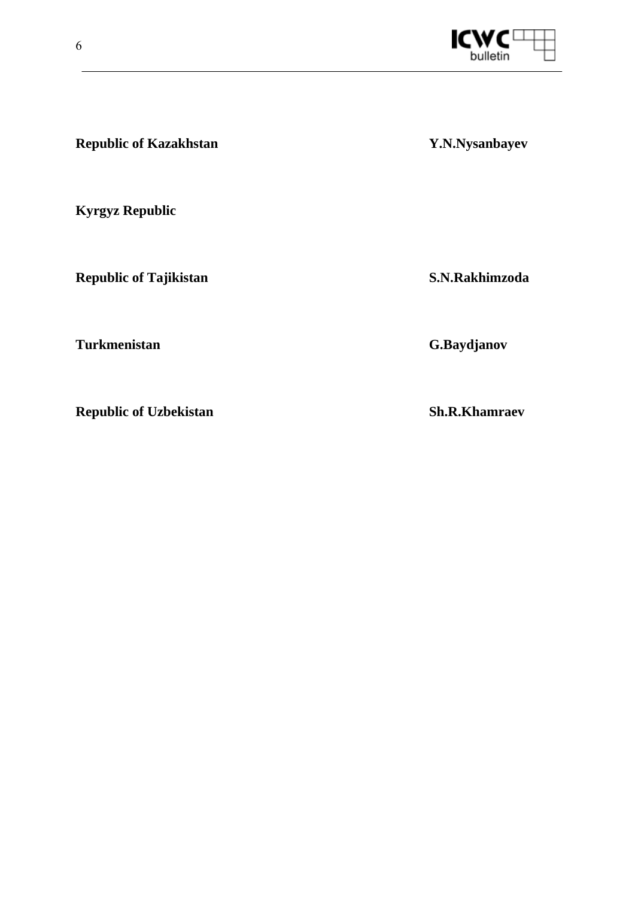| | |
|---|---|
| **Republic of Kazakhstan** | **Y.N.Nysanbayev** |
| **Kyrgyz Republic** | |
| **Republic of Tajikistan** | **S.N.Rakhimzoda** |
| **Turkmenistan** | **G.Baydjanov** |
| **Republic of Uzbekistan** | **Sh.R.Khamraev** |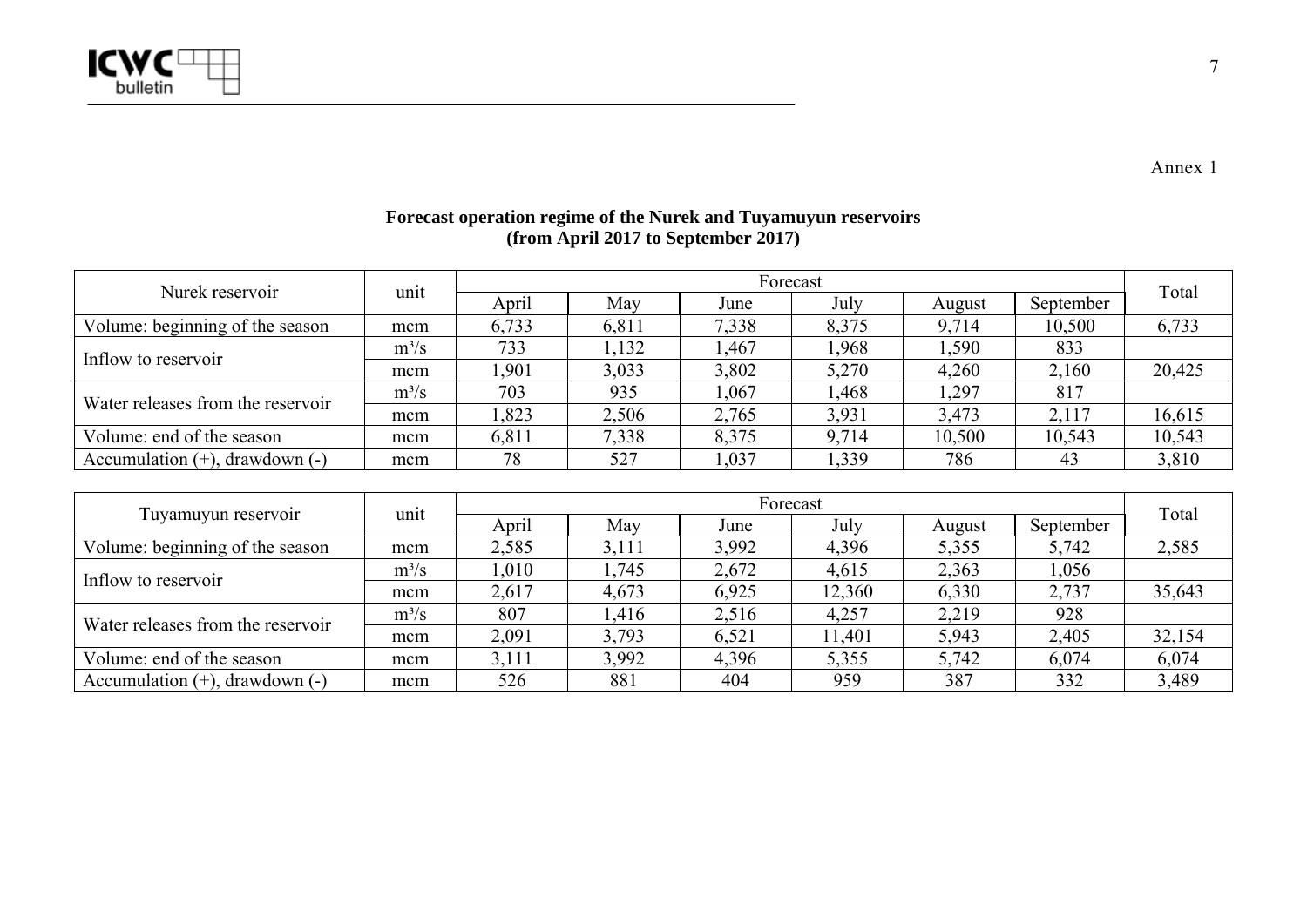Annex 1

**Forecast operation regime of the Nurek and Tuyamuyun reservoirs**
**(from April 2017 to September 2017)**

| Nurek reservoir | unit | Forecast | | | | | | Total |
|---|---|---|---|---|---|---|---|---|
| | | April | May | June | July | August | September | |
| Volume: beginning of the season | mcm | 6,733 | 6,811 | 7,338 | 8,375 | 9,714 | 10,500 | 6,733 |
| Inflow to reservoir | m³/s | 733 | 1,132 | 1,467 | 1,968 | 1,590 | 833 | |
| | mcm | 1,901 | 3,033 | 3,802 | 5,270 | 4,260 | 2,160 | 20,425 |
| Water releases from the reservoir | m³/s | 703 | 935 | 1,067 | 1,468 | 1,297 | 817 | |
| | mcm | 1,823 | 2,506 | 2,765 | 3,931 | 3,473 | 2,117 | 16,615 |
| Volume: end of the season | mcm | 6,811 | 7,338 | 8,375 | 9,714 | 10,500 | 10,543 | 10,543 |
| Accumulation (+), drawdown (-) | mcm | 78 | 527 | 1,037 | 1,339 | 786 | 43 | 3,810 |

| Tuyamuyun reservoir | unit | Forecast | | | | | | Total |
|---|---|---|---|---|---|---|---|---|
| | | April | May | June | July | August | September | |
| Volume: beginning of the season | mcm | 2,585 | 3,111 | 3,992 | 4,396 | 5,355 | 5,742 | 2,585 |
| Inflow to reservoir | m³/s | 1,010 | 1,745 | 2,672 | 4,615 | 2,363 | 1,056 | |
| | mcm | 2,617 | 4,673 | 6,925 | 12,360 | 6,330 | 2,737 | 35,643 |
| Water releases from the reservoir | m³/s | 807 | 1,416 | 2,516 | 4,257 | 2,219 | 928 | |
| | mcm | 2,091 | 3,793 | 6,521 | 11,401 | 5,943 | 2,405 | 32,154 |
| Volume: end of the season | mcm | 3,111 | 3,992 | 4,396 | 5,355 | 5,742 | 6,074 | 6,074 |
| Accumulation (+), drawdown (-) | mcm | 526 | 881 | 404 | 959 | 387 | 332 | 3,489 |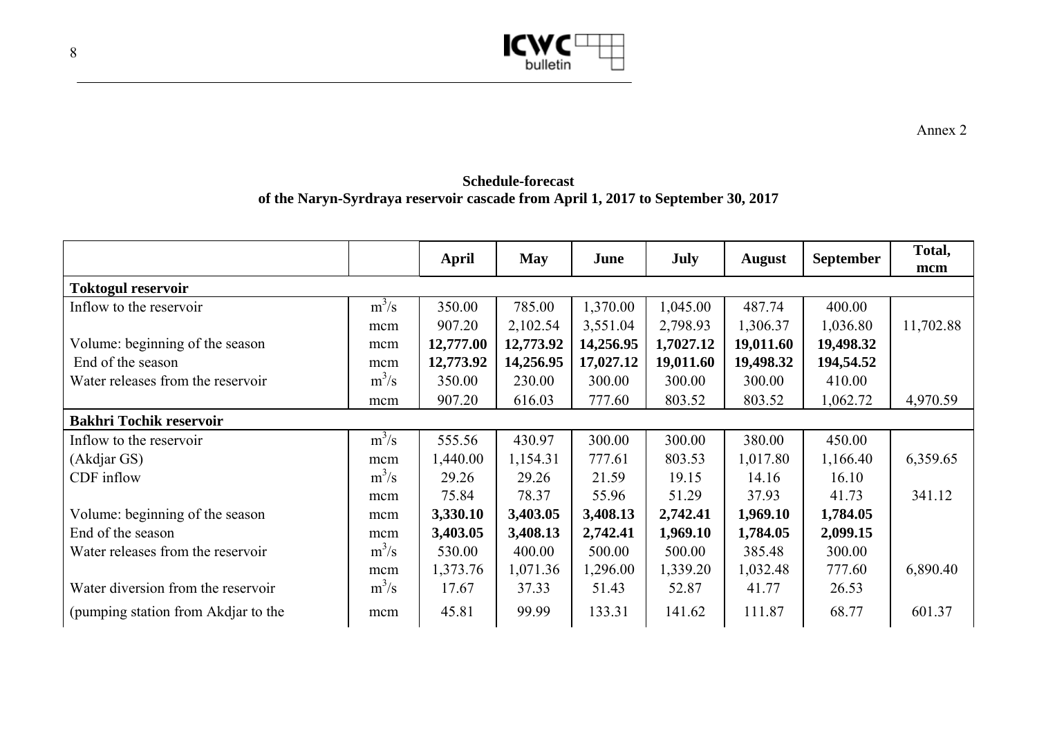Annex 2

**Schedule-forecast**
**of the Naryn-Syrdraya reservoir cascade from April 1, 2017 to September 30, 2017**

| | | April | May | June | July | August | September | Total, mcm |
|---|---|---|---|---|---|---|---|---|
| **Toktogul reservoir** | | | | | | | | |
| Inflow to the reservoir | $m^3/s$ | 350.00 | 785.00 | 1,370.00 | 1,045.00 | 487.74 | 400.00 | |
| | mcm | 907.20 | 2,102.54 | 3,551.04 | 2,798.93 | 1,306.37 | 1,036.80 | 11,702.88 |
| Volume: beginning of the season | mcm | **12,777.00** | **12,773.92** | **14,256.95** | **1,7027.12** | **19,011.60** | **19,498.32** | |
| End of the season | mcm | **12,773.92** | **14,256.95** | **17,027.12** | **19,011.60** | **19,498.32** | **194,54.52** | |
| Water releases from the reservoir | $m^3/s$ | 350.00 | 230.00 | 300.00 | 300.00 | 300.00 | 410.00 | |
| | mcm | 907.20 | 616.03 | 777.60 | 803.52 | 803.52 | 1,062.72 | 4,970.59 |
| **Bakhri Tochik reservoir** | | | | | | | | |
| Inflow to the reservoir | $m^3/s$ | 555.56 | 430.97 | 300.00 | 300.00 | 380.00 | 450.00 | |
| (Akdjar GS) | mcm | 1,440.00 | 1,154.31 | 777.61 | 803.53 | 1,017.80 | 1,166.40 | 6,359.65 |
| CDF inflow | $m^3/s$ | 29.26 | 29.26 | 21.59 | 19.15 | 14.16 | 16.10 | |
| | mcm | 75.84 | 78.37 | 55.96 | 51.29 | 37.93 | 41.73 | 341.12 |
| Volume: beginning of the season | mcm | **3,330.10** | **3,403.05** | **3,408.13** | **2,742.41** | **1,969.10** | **1,784.05** | |
| End of the season | mcm | **3,403.05** | **3,408.13** | **2,742.41** | **1,969.10** | **1,784.05** | **2,099.15** | |
| Water releases from the reservoir | $m^3/s$ | 530.00 | 400.00 | 500.00 | 500.00 | 385.48 | 300.00 | |
| | mcm | 1,373.76 | 1,071.36 | 1,296.00 | 1,339.20 | 1,032.48 | 777.60 | 6,890.40 |
| Water diversion from the reservoir | $m^3/s$ | 17.67 | 37.33 | 51.43 | 52.87 | 41.77 | 26.53 | |
| (pumping station from Akdjar to the | mcm | 45.81 | 99.99 | 133.31 | 141.62 | 111.87 | 68.77 | 601.37 |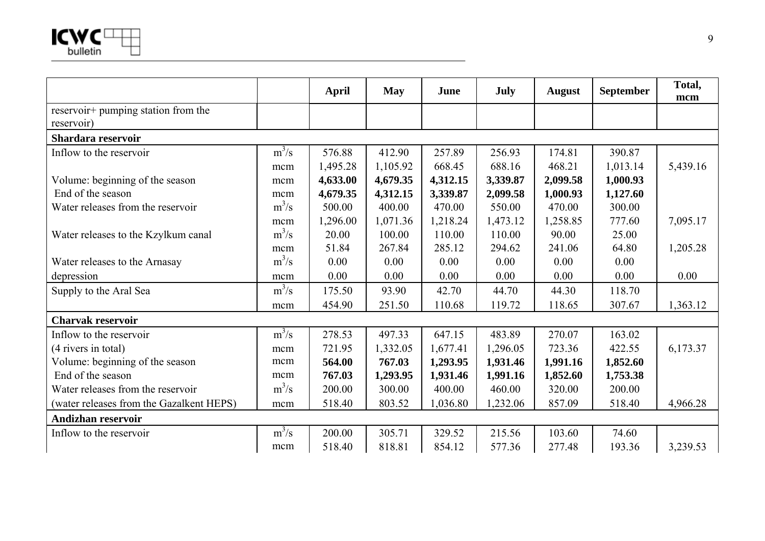| | | April | May | June | July | August | September | Total, mcm |
|---|---|---|---|---|---|---|---|---|
| reservoir+ pumping station from the reservoir) | | | | | | | | |
| **Shardara reservoir** | | | | | | | | |
| Inflow to the reservoir | $m^3/s$ | 576.88 | 412.90 | 257.89 | 256.93 | 174.81 | 390.87 | |
| | mcm | 1,495.28 | 1,105.92 | 668.45 | 688.16 | 468.21 | 1,013.14 | 5,439.16 |
| Volume: beginning of the season | mcm | **4,633.00** | **4,679.35** | **4,312.15** | **3,339.87** | **2,099.58** | **1,000.93** | |
| End of the season | mcm | **4,679.35** | **4,312.15** | **3,339.87** | **2,099.58** | **1,000.93** | **1,127.60** | |
| Water releases from the reservoir | $m^3/s$ | 500.00 | 400.00 | 470.00 | 550.00 | 470.00 | 300.00 | |
| | mcm | 1,296.00 | 1,071.36 | 1,218.24 | 1,473.12 | 1,258.85 | 777.60 | 7,095.17 |
| Water releases to the Kzylkum canal | $m^3/s$ | 20.00 | 100.00 | 110.00 | 110.00 | 90.00 | 25.00 | |
| | mcm | 51.84 | 267.84 | 285.12 | 294.62 | 241.06 | 64.80 | 1,205.28 |
| Water releases to the Arnasay | $m^3/s$ | 0.00 | 0.00 | 0.00 | 0.00 | 0.00 | 0.00 | |
| depression | mcm | 0.00 | 0.00 | 0.00 | 0.00 | 0.00 | 0.00 | 0.00 |
| Supply to the Aral Sea | $m^3/s$ | 175.50 | 93.90 | 42.70 | 44.70 | 44.30 | 118.70 | |
| | mcm | 454.90 | 251.50 | 110.68 | 119.72 | 118.65 | 307.67 | 1,363.12 |
| **Charvak reservoir** | | | | | | | | |
| Inflow to the reservoir | $m^3/s$ | 278.53 | 497.33 | 647.15 | 483.89 | 270.07 | 163.02 | |
| (4 rivers in total) | mcm | 721.95 | 1,332.05 | 1,677.41 | 1,296.05 | 723.36 | 422.55 | 6,173.37 |
| Volume: beginning of the season | mcm | **564.00** | **767.03** | **1,293.95** | **1,931.46** | **1,991.16** | **1,852.60** | |
| End of the season | mcm | **767.03** | **1,293.95** | **1,931.46** | **1,991.16** | **1,852.60** | **1,753.38** | |
| Water releases from the reservoir | $m^3/s$ | 200.00 | 300.00 | 400.00 | 460.00 | 320.00 | 200.00 | |
| (water releases from the Gazalkent HEPS) | mcm | 518.40 | 803.52 | 1,036.80 | 1,232.06 | 857.09 | 518.40 | 4,966.28 |
| **Andizhan reservoir** | | | | | | | | |
| Inflow to the reservoir | $m^3/s$ | 200.00 | 305.71 | 329.52 | 215.56 | 103.60 | 74.60 | |
| | mcm | 518.40 | 818.81 | 854.12 | 577.36 | 277.48 | 193.36 | 3,239.53 |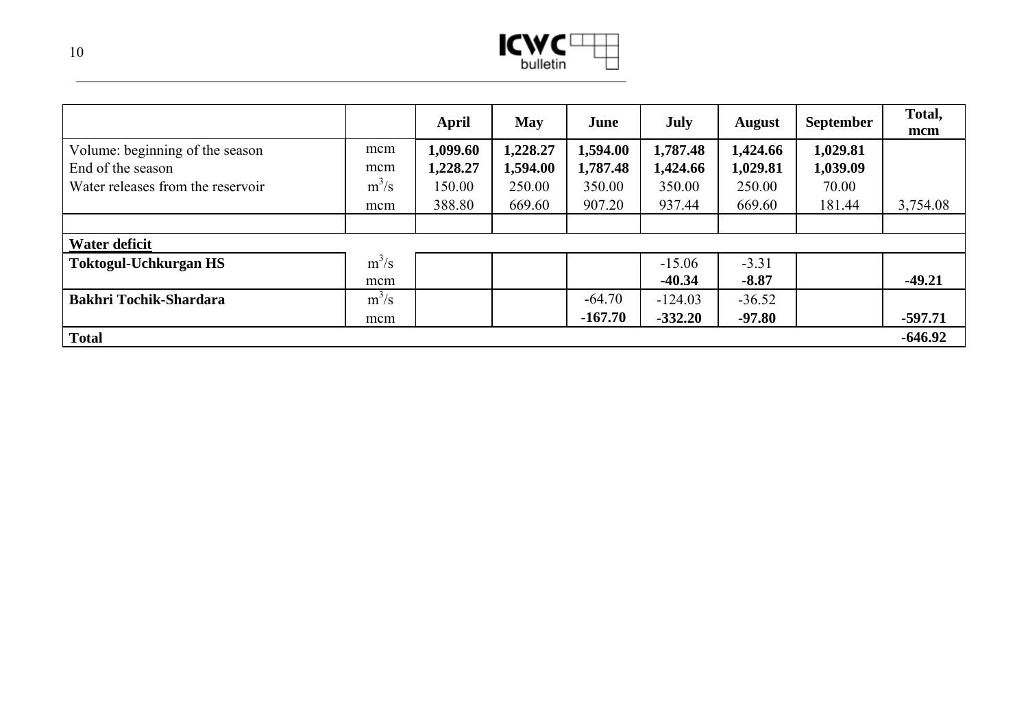| | | April | May | June | July | August | September | Total, mcm |
|---|---|---|---|---|---|---|---|---|
| Volume: beginning of the season | mcm | **1,099.60** | **1,228.27** | **1,594.00** | **1,787.48** | **1,424.66** | **1,029.81** | |
| End of the season | mcm | **1,228.27** | **1,594.00** | **1,787.48** | **1,424.66** | **1,029.81** | **1,039.09** | |
| Water releases from the reservoir | $m^3/s$ | 150.00 | 250.00 | 350.00 | 350.00 | 250.00 | 70.00 | |
| | mcm | 388.80 | 669.60 | 907.20 | 937.44 | 669.60 | 181.44 | 3,754.08 |
| | | | | | | | | |
| **Water deficit** | | | | | | | | |
| **Toktogul-Uchkurgan HS** | $m^3/s$ | | | | -15.06 | -3.31 | | |
| | mcm | | | | **-40.34** | **-8.87** | | **-49.21** |
| **Bakhri Tochik-Shardara** | $m^3/s$ | | | -64.70 | -124.03 | -36.52 | | |
| | mcm | | | **-167.70** | **-332.20** | **-97.80** | | **-597.71** |
| **Total** | | | | | | | | **-646.92** |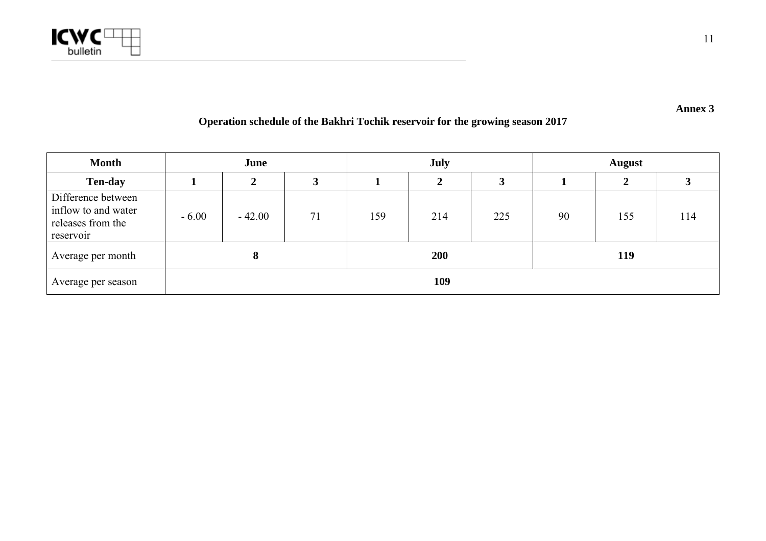**Annex 3**

## Operation schedule of the Bakhri Tochik reservoir for the growing season 2017

| Month | June | | | July | | | August | | |
|---|---|---|---|---|---|---|---|---|---|
| **Ten-day** | **1** | **2** | **3** | **1** | **2** | **3** | **1** | **2** | **3** |
| Difference between inflow to and water releases from the reservoir | - 6.00 | - 42.00 | 71 | 159 | 214 | 225 | 90 | 155 | 114 |
| Average per month | **8** | | | **200** | | | **119** | | |
| Average per season | **109** | | | | | | | | |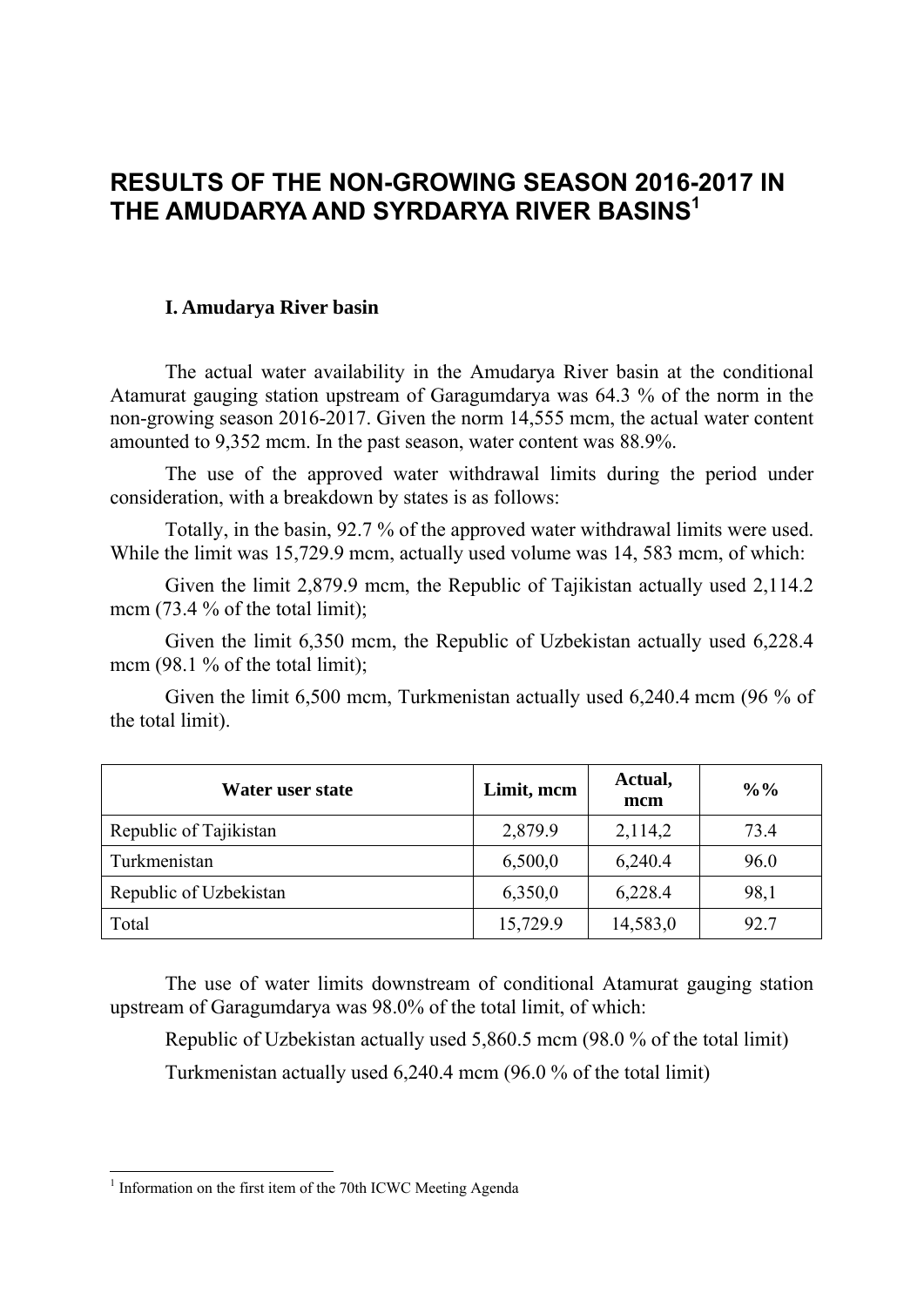# RESULTS OF THE NON-GROWING SEASON 2016-2017 IN THE AMUDARYA AND SYRDARYA RIVER BASINS[1]

## I. Amudarya River basin

The actual water availability in the Amudarya River basin at the conditional Atamurat gauging station upstream of Garagumdarya was 64.3 % of the norm in the non-growing season 2016-2017. Given the norm 14,555 mcm, the actual water content amounted to 9,352 mcm. In the past season, water content was 88.9%.

The use of the approved water withdrawal limits during the period under consideration, with a breakdown by states is as follows:

Totally, in the basin, 92.7 % of the approved water withdrawal limits were used. While the limit was 15,729.9 mcm, actually used volume was 14, 583 mcm, of which:

Given the limit 2,879.9 mcm, the Republic of Tajikistan actually used 2,114.2 mcm (73.4 % of the total limit);

Given the limit 6,350 mcm, the Republic of Uzbekistan actually used 6,228.4 mcm (98.1 % of the total limit);

Given the limit 6,500 mcm, Turkmenistan actually used 6,240.4 mcm (96 % of the total limit).

| Water user state | Limit, mcm | Actual, mcm | %% |
|---|---|---|---|
| Republic of Tajikistan | 2,879.9 | 2,114,2 | 73.4 |
| Turkmenistan | 6,500,0 | 6,240.4 | 96.0 |
| Republic of Uzbekistan | 6,350,0 | 6,228.4 | 98,1 |
| Total | 15,729.9 | 14,583,0 | 92.7 |

The use of water limits downstream of conditional Atamurat gauging station upstream of Garagumdarya was 98.0% of the total limit, of which:

Republic of Uzbekistan actually used 5,860.5 mcm (98.0 % of the total limit)

Turkmenistan actually used 6,240.4 mcm (96.0 % of the total limit)

[1] Information on the first item of the 70th ICWC Meeting Agenda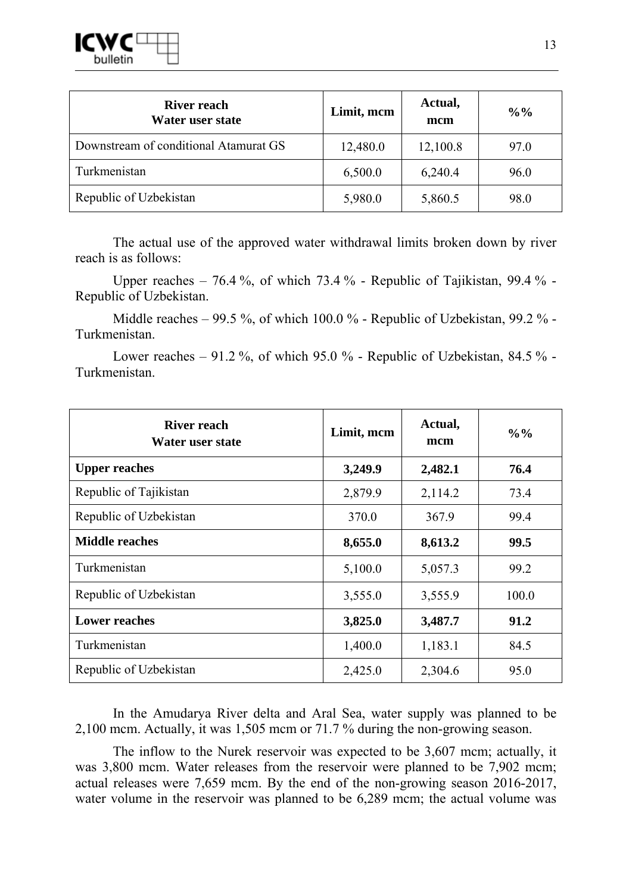| River reach<br>Water user state | Limit, mcm | Actual, mcm | %% |
|---|---|---|---|
| Downstream of conditional Atamurat GS | 12,480.0 | 12,100.8 | 97.0 |
| Turkmenistan | 6,500.0 | 6,240.4 | 96.0 |
| Republic of Uzbekistan | 5,980.0 | 5,860.5 | 98.0 |

The actual use of the approved water withdrawal limits broken down by river reach is as follows:

Upper reaches – 76.4 %, of which 73.4 % - Republic of Tajikistan, 99.4 % - Republic of Uzbekistan.

Middle reaches – 99.5 %, of which 100.0 % - Republic of Uzbekistan, 99.2 % - Turkmenistan.

Lower reaches – 91.2 %, of which 95.0 % - Republic of Uzbekistan, 84.5 % - Turkmenistan.

| River reach<br>Water user state | Limit, mcm | Actual, mcm | %% |
|---|---|---|---|
| **Upper reaches** | **3,249.9** | **2,482.1** | **76.4** |
| Republic of Tajikistan | 2,879.9 | 2,114.2 | 73.4 |
| Republic of Uzbekistan | 370.0 | 367.9 | 99.4 |
| **Middle reaches** | **8,655.0** | **8,613.2** | **99.5** |
| Turkmenistan | 5,100.0 | 5,057.3 | 99.2 |
| Republic of Uzbekistan | 3,555.0 | 3,555.9 | 100.0 |
| **Lower reaches** | **3,825.0** | **3,487.7** | **91.2** |
| Turkmenistan | 1,400.0 | 1,183.1 | 84.5 |
| Republic of Uzbekistan | 2,425.0 | 2,304.6 | 95.0 |

In the Amudarya River delta and Aral Sea, water supply was planned to be 2,100 mcm. Actually, it was 1,505 mcm or 71.7 % during the non-growing season.

The inflow to the Nurek reservoir was expected to be 3,607 mcm; actually, it was 3,800 mcm. Water releases from the reservoir were planned to be 7,902 mcm; actual releases were 7,659 mcm. By the end of the non-growing season 2016-2017, water volume in the reservoir was planned to be 6,289 mcm; the actual volume was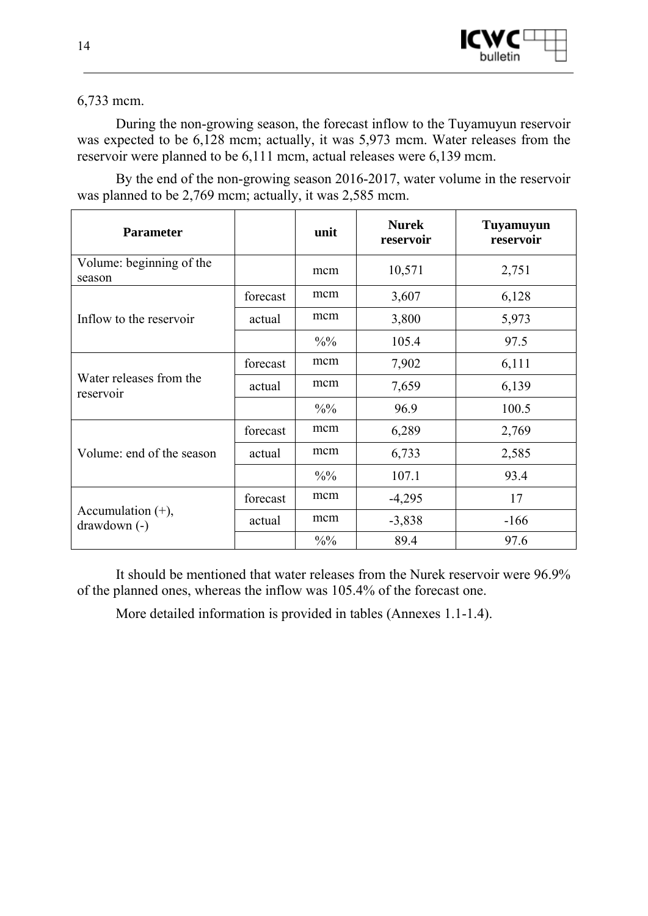6,733 mcm.

During the non-growing season, the forecast inflow to the Tuyamuyun reservoir was expected to be 6,128 mcm; actually, it was 5,973 mcm. Water releases from the reservoir were planned to be 6,111 mcm, actual releases were 6,139 mcm.

By the end of the non-growing season 2016-2017, water volume in the reservoir was planned to be 2,769 mcm; actually, it was 2,585 mcm.

| **Parameter** | | **unit** | **Nurek reservoir** | **Tuyamuyun reservoir** |
|---|---|---|---|---|
| Volume: beginning of the season | | mcm | 10,571 | 2,751 |
| Inflow to the reservoir | forecast | mcm | 3,607 | 6,128 |
| | actual | mcm | 3,800 | 5,973 |
| | | %% | 105.4 | 97.5 |
| Water releases from the reservoir | forecast | mcm | 7,902 | 6,111 |
| | actual | mcm | 7,659 | 6,139 |
| | | %% | 96.9 | 100.5 |
| Volume: end of the season | forecast | mcm | 6,289 | 2,769 |
| | actual | mcm | 6,733 | 2,585 |
| | | %% | 107.1 | 93.4 |
| Accumulation (+), drawdown (-) | forecast | mcm | -4,295 | 17 |
| | actual | mcm | -3,838 | -166 |
| | | %% | 89.4 | 97.6 |

It should be mentioned that water releases from the Nurek reservoir were 96.9% of the planned ones, whereas the inflow was 105.4% of the forecast one.

More detailed information is provided in tables (Annexes 1.1-1.4).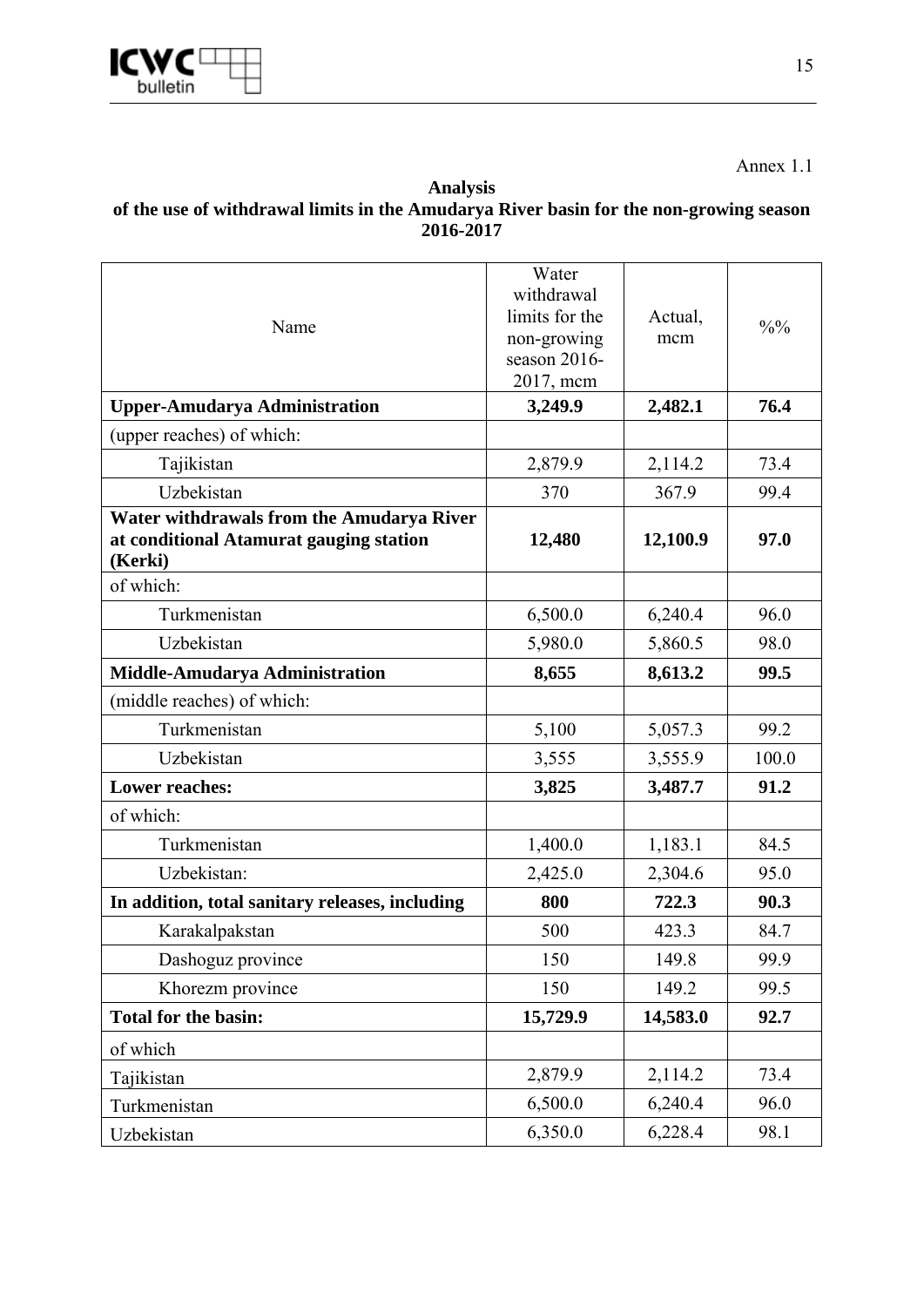Annex 1.1

**Analysis**
**of the use of withdrawal limits in the Amudarya River basin for the non-growing season 2016-2017**

| Name | Water withdrawal limits for the non-growing season 2016-2017, mcm | Actual, mcm | %% |
|---|---|---|---|
| **Upper-Amudarya Administration** | **3,249.9** | **2,482.1** | **76.4** |
| (upper reaches) of which: | | | |
| Tajikistan | 2,879.9 | 2,114.2 | 73.4 |
| Uzbekistan | 370 | 367.9 | 99.4 |
| **Water withdrawals from the Amudarya River at conditional Atamurat gauging station (Kerki)** | **12,480** | **12,100.9** | **97.0** |
| of which: | | | |
| Turkmenistan | 6,500.0 | 6,240.4 | 96.0 |
| Uzbekistan | 5,980.0 | 5,860.5 | 98.0 |
| **Middle-Amudarya Administration** | **8,655** | **8,613.2** | **99.5** |
| (middle reaches) of which: | | | |
| Turkmenistan | 5,100 | 5,057.3 | 99.2 |
| Uzbekistan | 3,555 | 3,555.9 | 100.0 |
| **Lower reaches:** | **3,825** | **3,487.7** | **91.2** |
| of which: | | | |
| Turkmenistan | 1,400.0 | 1,183.1 | 84.5 |
| Uzbekistan: | 2,425.0 | 2,304.6 | 95.0 |
| **In addition, total sanitary releases, including** | **800** | **722.3** | **90.3** |
| Karakalpakstan | 500 | 423.3 | 84.7 |
| Dashoguz province | 150 | 149.8 | 99.9 |
| Khorezm province | 150 | 149.2 | 99.5 |
| **Total for the basin:** | **15,729.9** | **14,583.0** | **92.7** |
| of which | | | |
| Tajikistan | 2,879.9 | 2,114.2 | 73.4 |
| Turkmenistan | 6,500.0 | 6,240.4 | 96.0 |
| Uzbekistan | 6,350.0 | 6,228.4 | 98.1 |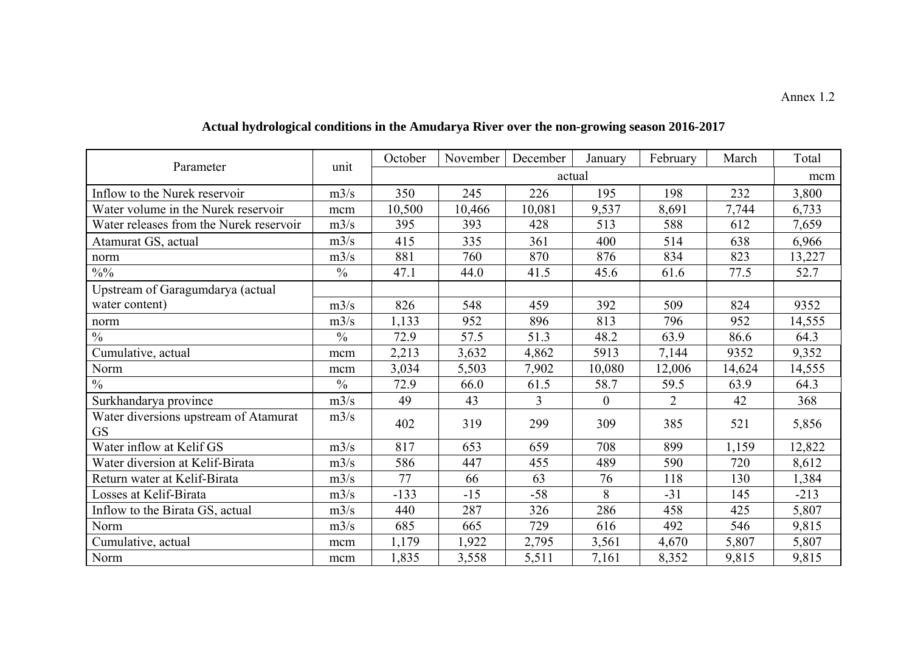Annex 1.2

## Actual hydrological conditions in the Amudarya River over the non-growing season 2016-2017

| Parameter | unit | October | November | December | January | February | March | Total |
|---|---|---|---|---|---|---|---|---|
| | | actual | | | | | | mcm |
| Inflow to the Nurek reservoir | m3/s | 350 | 245 | 226 | 195 | 198 | 232 | 3,800 |
| Water volume in the Nurek reservoir | mcm | 10,500 | 10,466 | 10,081 | 9,537 | 8,691 | 7,744 | 6,733 |
| Water releases from the Nurek reservoir | m3/s | 395 | 393 | 428 | 513 | 588 | 612 | 7,659 |
| Atamurat GS, actual | m3/s | 415 | 335 | 361 | 400 | 514 | 638 | 6,966 |
| norm | m3/s | 881 | 760 | 870 | 876 | 834 | 823 | 13,227 |
| %% | % | 47.1 | 44.0 | 41.5 | 45.6 | 61.6 | 77.5 | 52.7 |
| Upstream of Garagumdarya (actual water content) | m3/s | 826 | 548 | 459 | 392 | 509 | 824 | 9352 |
| norm | m3/s | 1,133 | 952 | 896 | 813 | 796 | 952 | 14,555 |
| % | % | 72.9 | 57.5 | 51.3 | 48.2 | 63.9 | 86.6 | 64.3 |
| Cumulative, actual | mcm | 2,213 | 3,632 | 4,862 | 5913 | 7,144 | 9352 | 9,352 |
| Norm | mcm | 3,034 | 5,503 | 7,902 | 10,080 | 12,006 | 14,624 | 14,555 |
| % | % | 72.9 | 66.0 | 61.5 | 58.7 | 59.5 | 63.9 | 64.3 |
| Surkhandarya province | m3/s | 49 | 43 | 3 | 0 | 2 | 42 | 368 |
| Water diversions upstream of Atamurat GS | m3/s | 402 | 319 | 299 | 309 | 385 | 521 | 5,856 |
| Water inflow at Kelif GS | m3/s | 817 | 653 | 659 | 708 | 899 | 1,159 | 12,822 |
| Water diversion at Kelif-Birata | m3/s | 586 | 447 | 455 | 489 | 590 | 720 | 8,612 |
| Return water at Kelif-Birata | m3/s | 77 | 66 | 63 | 76 | 118 | 130 | 1,384 |
| Losses at Kelif-Birata | m3/s | -133 | -15 | -58 | 8 | -31 | 145 | -213 |
| Inflow to the Birata GS, actual | m3/s | 440 | 287 | 326 | 286 | 458 | 425 | 5,807 |
| Norm | m3/s | 685 | 665 | 729 | 616 | 492 | 546 | 9,815 |
| Cumulative, actual | mcm | 1,179 | 1,922 | 2,795 | 3,561 | 4,670 | 5,807 | 5,807 |
| Norm | mcm | 1,835 | 3,558 | 5,511 | 7,161 | 8,352 | 9,815 | 9,815 |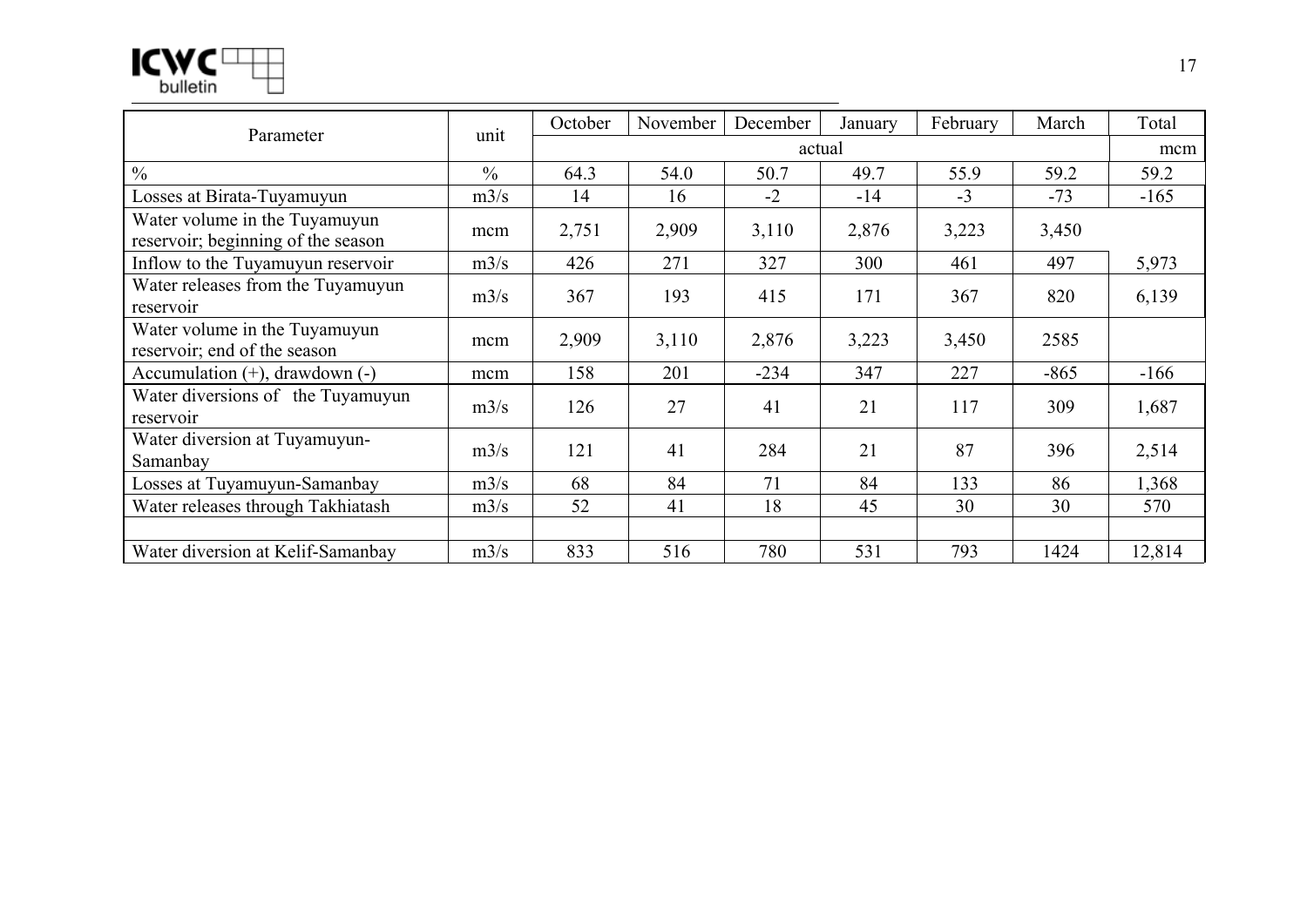| Parameter | unit | October | November | December | January | February | March | Total |
|---|---|---|---|---|---|---|---|---|
| | | actual | | | | | | mcm |
| % | % | 64.3 | 54.0 | 50.7 | 49.7 | 55.9 | 59.2 | 59.2 |
| Losses at Birata-Tuyamuyun | m3/s | 14 | 16 | -2 | -14 | -3 | -73 | -165 |
| Water volume in the Tuyamuyun reservoir; beginning of the season | mcm | 2,751 | 2,909 | 3,110 | 2,876 | 3,223 | 3,450 | |
| Inflow to the Tuyamuyun reservoir | m3/s | 426 | 271 | 327 | 300 | 461 | 497 | 5,973 |
| Water releases from the Tuyamuyun reservoir | m3/s | 367 | 193 | 415 | 171 | 367 | 820 | 6,139 |
| Water volume in the Tuyamuyun reservoir; end of the season | mcm | 2,909 | 3,110 | 2,876 | 3,223 | 3,450 | 2585 | |
| Accumulation (+), drawdown (-) | mcm | 158 | 201 | -234 | 347 | 227 | -865 | -166 |
| Water diversions of the Tuyamuyun reservoir | m3/s | 126 | 27 | 41 | 21 | 117 | 309 | 1,687 |
| Water diversion at Tuyamuyun-Samanbay | m3/s | 121 | 41 | 284 | 21 | 87 | 396 | 2,514 |
| Losses at Tuyamuyun-Samanbay | m3/s | 68 | 84 | 71 | 84 | 133 | 86 | 1,368 |
| Water releases through Takhiatash | m3/s | 52 | 41 | 18 | 45 | 30 | 30 | 570 |
| | | | | | | | | |
| Water diversion at Kelif-Samanbay | m3/s | 833 | 516 | 780 | 531 | 793 | 1424 | 12,814 |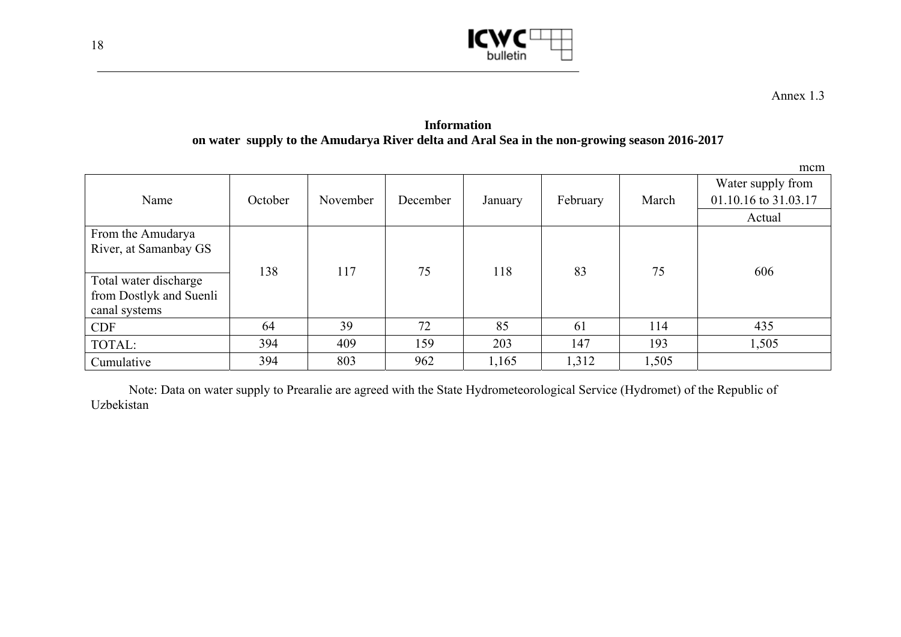Annex 1.3

**Information**
**on water supply to the Amudarya River delta and Aral Sea in the non-growing season 2016-2017**

mcm

| Name | October | November | December | January | February | March | Water supply from 01.10.16 to 31.03.17 |
|---|---|---|---|---|---|---|---|
| | | | | | | | Actual |
| From the Amudarya River, at Samanbay GS / Total water discharge from Dostlyk and Suenli canal systems | 138 | 117 | 75 | 118 | 83 | 75 | 606 |
| CDF | 64 | 39 | 72 | 85 | 61 | 114 | 435 |
| TOTAL: | 394 | 409 | 159 | 203 | 147 | 193 | 1,505 |
| Cumulative | 394 | 803 | 962 | 1,165 | 1,312 | 1,505 | |

Note: Data on water supply to Prearalie are agreed with the State Hydrometeorological Service (Hydromet) of the Republic of Uzbekistan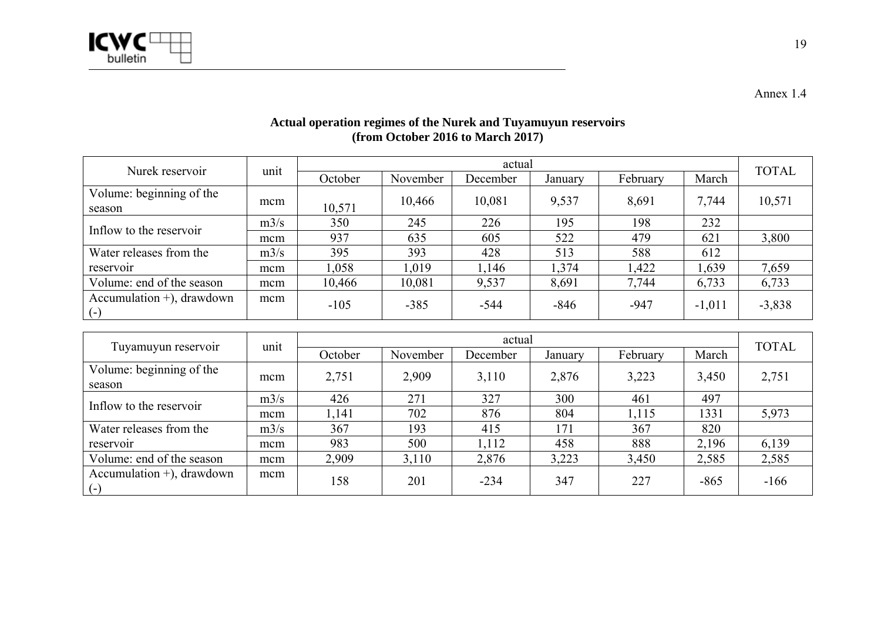Annex 1.4

**Actual operation regimes of the Nurek and Tuyamuyun reservoirs**
**(from October 2016 to March 2017)**

| Nurek reservoir | unit | actual | | | | | | TOTAL |
|---|---|---|---|---|---|---|---|---|
| | | October | November | December | January | February | March | |
| Volume: beginning of the season | mcm | 10,571 | 10,466 | 10,081 | 9,537 | 8,691 | 7,744 | 10,571 |
| Inflow to the reservoir | m3/s | 350 | 245 | 226 | 195 | 198 | 232 | |
| | mcm | 937 | 635 | 605 | 522 | 479 | 621 | 3,800 |
| Water releases from the reservoir | m3/s | 395 | 393 | 428 | 513 | 588 | 612 | |
| | mcm | 1,058 | 1,019 | 1,146 | 1,374 | 1,422 | 1,639 | 7,659 |
| Volume: end of the season | mcm | 10,466 | 10,081 | 9,537 | 8,691 | 7,744 | 6,733 | 6,733 |
| Accumulation +), drawdown (-) | mcm | -105 | -385 | -544 | -846 | -947 | -1,011 | -3,838 |

| Tuyamuyun reservoir | unit | actual | | | | | | TOTAL |
|---|---|---|---|---|---|---|---|---|
| | | October | November | December | January | February | March | |
| Volume: beginning of the season | mcm | 2,751 | 2,909 | 3,110 | 2,876 | 3,223 | 3,450 | 2,751 |
| Inflow to the reservoir | m3/s | 426 | 271 | 327 | 300 | 461 | 497 | |
| | mcm | 1,141 | 702 | 876 | 804 | 1,115 | 1331 | 5,973 |
| Water releases from the reservoir | m3/s | 367 | 193 | 415 | 171 | 367 | 820 | |
| | mcm | 983 | 500 | 1,112 | 458 | 888 | 2,196 | 6,139 |
| Volume: end of the season | mcm | 2,909 | 3,110 | 2,876 | 3,223 | 3,450 | 2,585 | 2,585 |
| Accumulation +), drawdown (-) | mcm | 158 | 201 | -234 | 347 | 227 | -865 | -166 |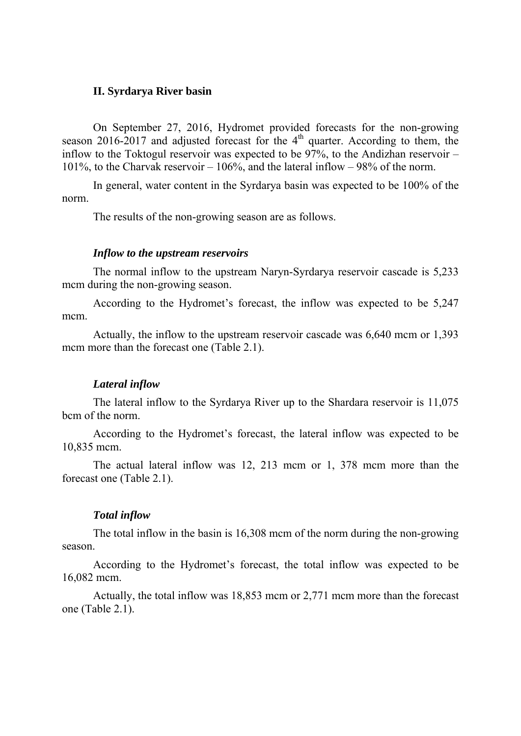## II. Syrdarya River basin

On September 27, 2016, Hydromet provided forecasts for the non-growing season 2016-2017 and adjusted forecast for the 4$^{th}$ quarter. According to them, the inflow to the Toktogul reservoir was expected to be 97%, to the Andizhan reservoir – 101%, to the Charvak reservoir – 106%, and the lateral inflow – 98% of the norm.

In general, water content in the Syrdarya basin was expected to be 100% of the norm.

The results of the non-growing season are as follows.

### *Inflow to the upstream reservoirs*

The normal inflow to the upstream Naryn-Syrdarya reservoir cascade is 5,233 mcm during the non-growing season.

According to the Hydromet's forecast, the inflow was expected to be 5,247 mcm.

Actually, the inflow to the upstream reservoir cascade was 6,640 mcm or 1,393 mcm more than the forecast one (Table 2.1).

### *Lateral inflow*

The lateral inflow to the Syrdarya River up to the Shardara reservoir is 11,075 bcm of the norm.

According to the Hydromet's forecast, the lateral inflow was expected to be 10,835 mcm.

The actual lateral inflow was 12, 213 mcm or 1, 378 mcm more than the forecast one (Table 2.1).

### *Total inflow*

The total inflow in the basin is 16,308 mcm of the norm during the non-growing season.

According to the Hydromet's forecast, the total inflow was expected to be 16,082 mcm.

Actually, the total inflow was 18,853 mcm or 2,771 mcm more than the forecast one (Table 2.1).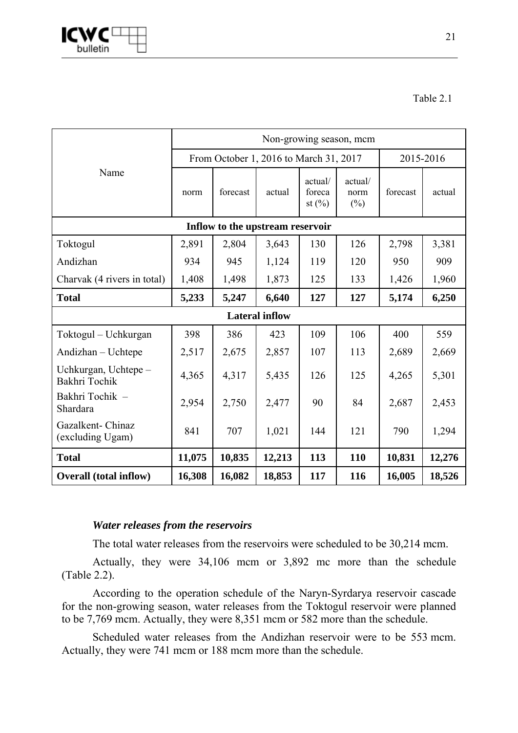Table 2.1

| Name | Non-growing season, mcm | | | | | | |
|---|---|---|---|---|---|---|---|
| | From October 1, 2016 to March 31, 2017 | | | | | 2015-2016 | |
| | norm | forecast | actual | actual/ forecast (%) | actual/ norm (%) | forecast | actual |
| **Inflow to the upstream reservoir** | | | | | | | |
| Toktogul | 2,891 | 2,804 | 3,643 | 130 | 126 | 2,798 | 3,381 |
| Andizhan | 934 | 945 | 1,124 | 119 | 120 | 950 | 909 |
| Charvak (4 rivers in total) | 1,408 | 1,498 | 1,873 | 125 | 133 | 1,426 | 1,960 |
| **Total** | **5,233** | **5,247** | **6,640** | **127** | **127** | **5,174** | **6,250** |
| **Lateral inflow** | | | | | | | |
| Toktogul – Uchkurgan | 398 | 386 | 423 | 109 | 106 | 400 | 559 |
| Andizhan – Uchtepe | 2,517 | 2,675 | 2,857 | 107 | 113 | 2,689 | 2,669 |
| Uchkurgan, Uchtepe – Bakhri Tochik | 4,365 | 4,317 | 5,435 | 126 | 125 | 4,265 | 5,301 |
| Bakhri Tochik – Shardara | 2,954 | 2,750 | 2,477 | 90 | 84 | 2,687 | 2,453 |
| Gazalkent- Chinaz (excluding Ugam) | 841 | 707 | 1,021 | 144 | 121 | 790 | 1,294 |
| **Total** | **11,075** | **10,835** | **12,213** | **113** | **110** | **10,831** | **12,276** |
| **Overall (total inflow)** | **16,308** | **16,082** | **18,853** | **117** | **116** | **16,005** | **18,526** |

***Water releases from the reservoirs***

The total water releases from the reservoirs were scheduled to be 30,214 mcm.

Actually, they were 34,106 mcm or 3,892 mc more than the schedule (Table 2.2).

According to the operation schedule of the Naryn-Syrdarya reservoir cascade for the non-growing season, water releases from the Toktogul reservoir were planned to be 7,769 mcm. Actually, they were 8,351 mcm or 582 more than the schedule.

Scheduled water releases from the Andizhan reservoir were to be 553 mcm. Actually, they were 741 mcm or 188 mcm more than the schedule.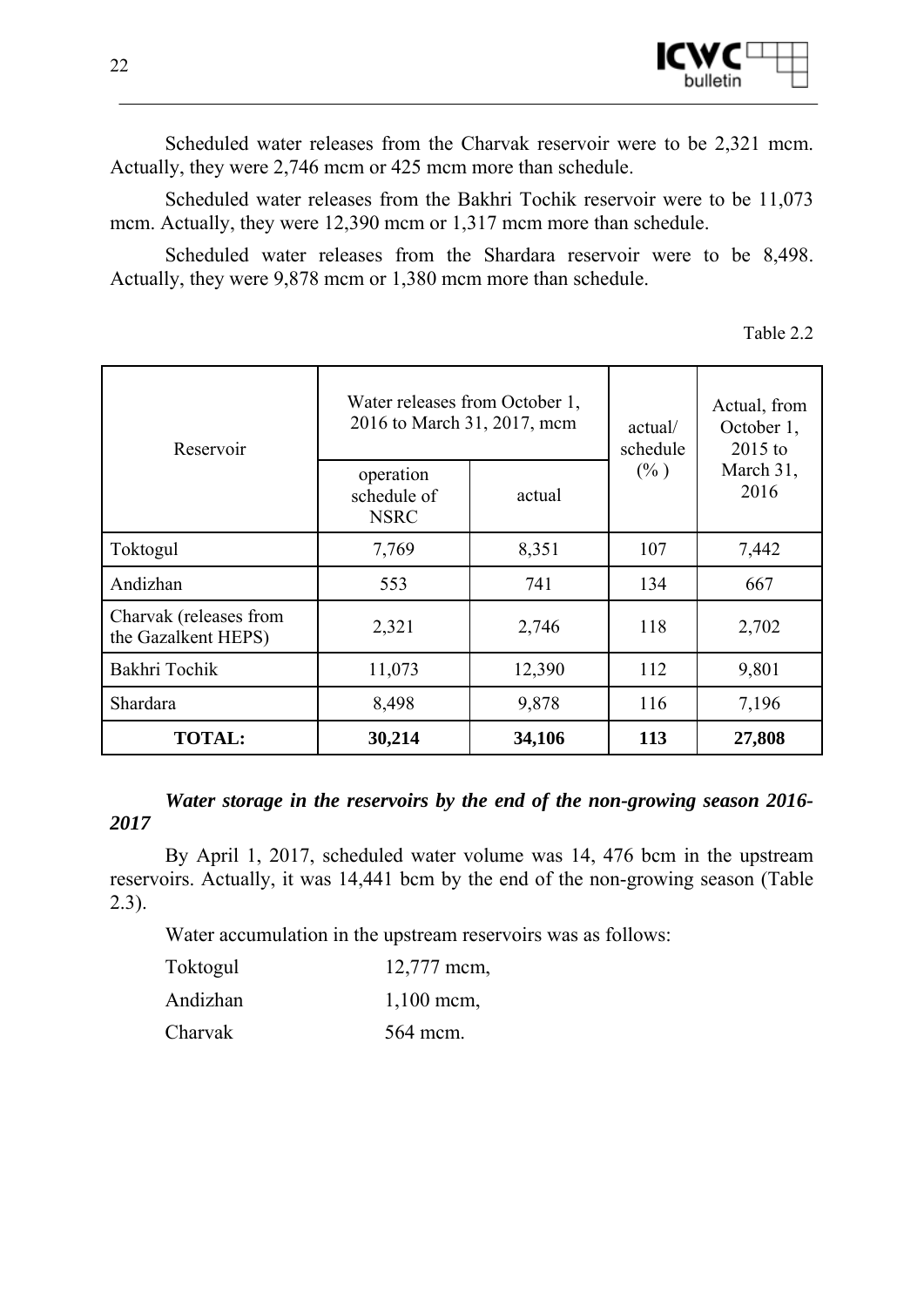Scheduled water releases from the Charvak reservoir were to be 2,321 mcm. Actually, they were 2,746 mcm or 425 mcm more than schedule.

Scheduled water releases from the Bakhri Tochik reservoir were to be 11,073 mcm. Actually, they were 12,390 mcm or 1,317 mcm more than schedule.

Scheduled water releases from the Shardara reservoir were to be 8,498. Actually, they were 9,878 mcm or 1,380 mcm more than schedule.

Table 2.2

| Reservoir | Water releases from October 1, 2016 to March 31, 2017, mcm | | actual/ schedule (%) | Actual, from October 1, 2015 to March 31, 2016 |
|---|---|---|---|---|
| | operation schedule of NSRC | actual | | |
| Toktogul | 7,769 | 8,351 | 107 | 7,442 |
| Andizhan | 553 | 741 | 134 | 667 |
| Charvak (releases from the Gazalkent HEPS) | 2,321 | 2,746 | 118 | 2,702 |
| Bakhri Tochik | 11,073 | 12,390 | 112 | 9,801 |
| Shardara | 8,498 | 9,878 | 116 | 7,196 |
| **TOTAL:** | **30,214** | **34,106** | **113** | **27,808** |

***Water storage in the reservoirs by the end of the non-growing season 2016-2017***

By April 1, 2017, scheduled water volume was 14, 476 bcm in the upstream reservoirs. Actually, it was 14,441 bcm by the end of the non-growing season (Table 2.3).

Water accumulation in the upstream reservoirs was as follows:

Toktogul 12,777 mcm,

Andizhan 1,100 mcm,

Charvak 564 mcm.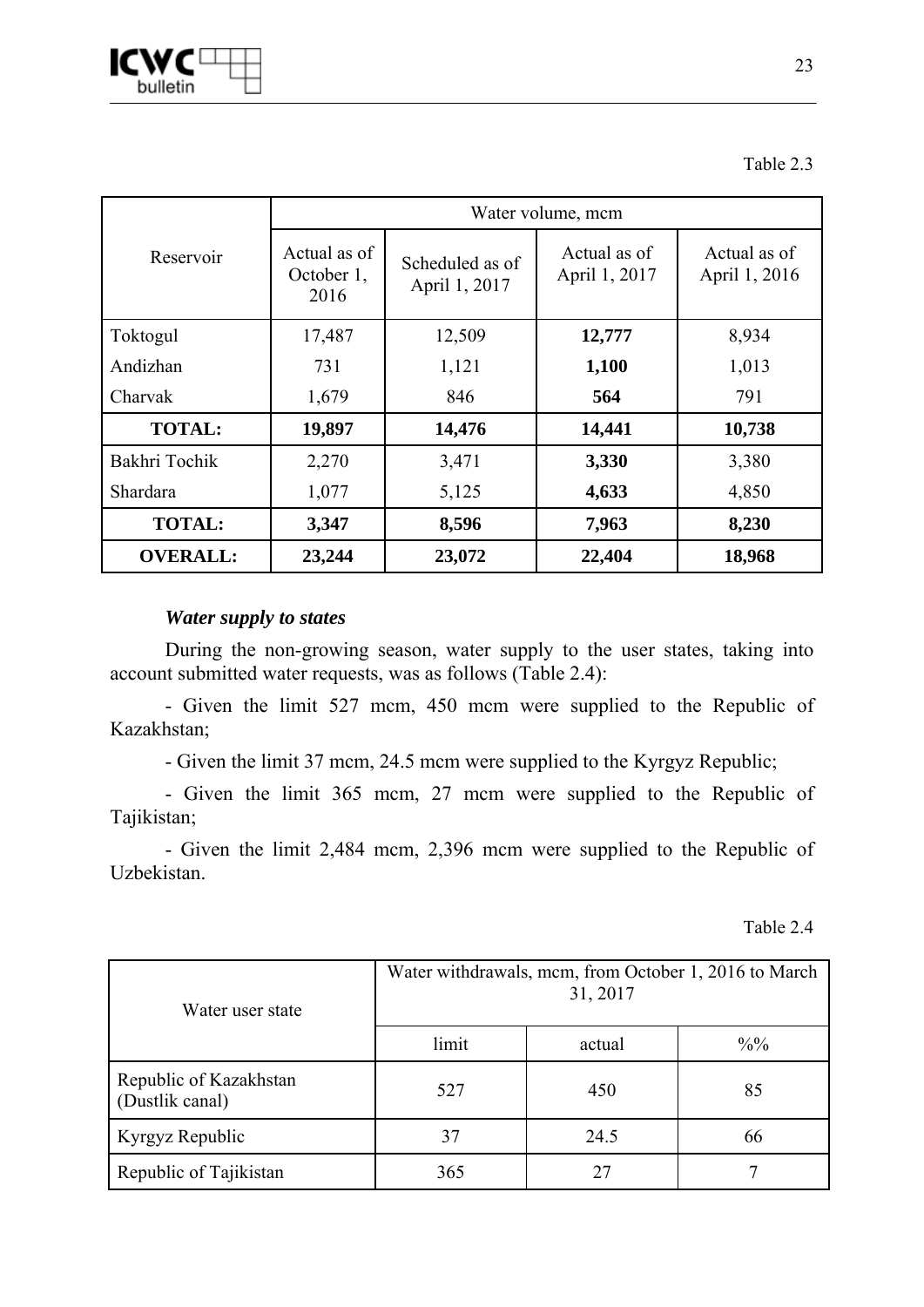Table 2.3

| Reservoir | Water volume, mcm | | | |
|---|---|---|---|---|
| | Actual as of October 1, 2016 | Scheduled as of April 1, 2017 | Actual as of April 1, 2017 | Actual as of April 1, 2016 |
| Toktogul | 17,487 | 12,509 | **12,777** | 8,934 |
| Andizhan | 731 | 1,121 | **1,100** | 1,013 |
| Charvak | 1,679 | 846 | **564** | 791 |
| **TOTAL:** | **19,897** | **14,476** | **14,441** | **10,738** |
| Bakhri Tochik | 2,270 | 3,471 | **3,330** | 3,380 |
| Shardara | 1,077 | 5,125 | **4,633** | 4,850 |
| **TOTAL:** | **3,347** | **8,596** | **7,963** | **8,230** |
| **OVERALL:** | **23,244** | **23,072** | **22,404** | **18,968** |

***Water supply to states***

During the non-growing season, water supply to the user states, taking into account submitted water requests, was as follows (Table 2.4):

- Given the limit 527 mcm, 450 mcm were supplied to the Republic of Kazakhstan;

- Given the limit 37 mcm, 24.5 mcm were supplied to the Kyrgyz Republic;

- Given the limit 365 mcm, 27 mcm were supplied to the Republic of Tajikistan;

- Given the limit 2,484 mcm, 2,396 mcm were supplied to the Republic of Uzbekistan.

Table 2.4

| Water user state | Water withdrawals, mcm, from October 1, 2016 to March 31, 2017 | | |
|---|---|---|---|
| | limit | actual | %% |
| Republic of Kazakhstan (Dustlik canal) | 527 | 450 | 85 |
| Kyrgyz Republic | 37 | 24.5 | 66 |
| Republic of Tajikistan | 365 | 27 | 7 |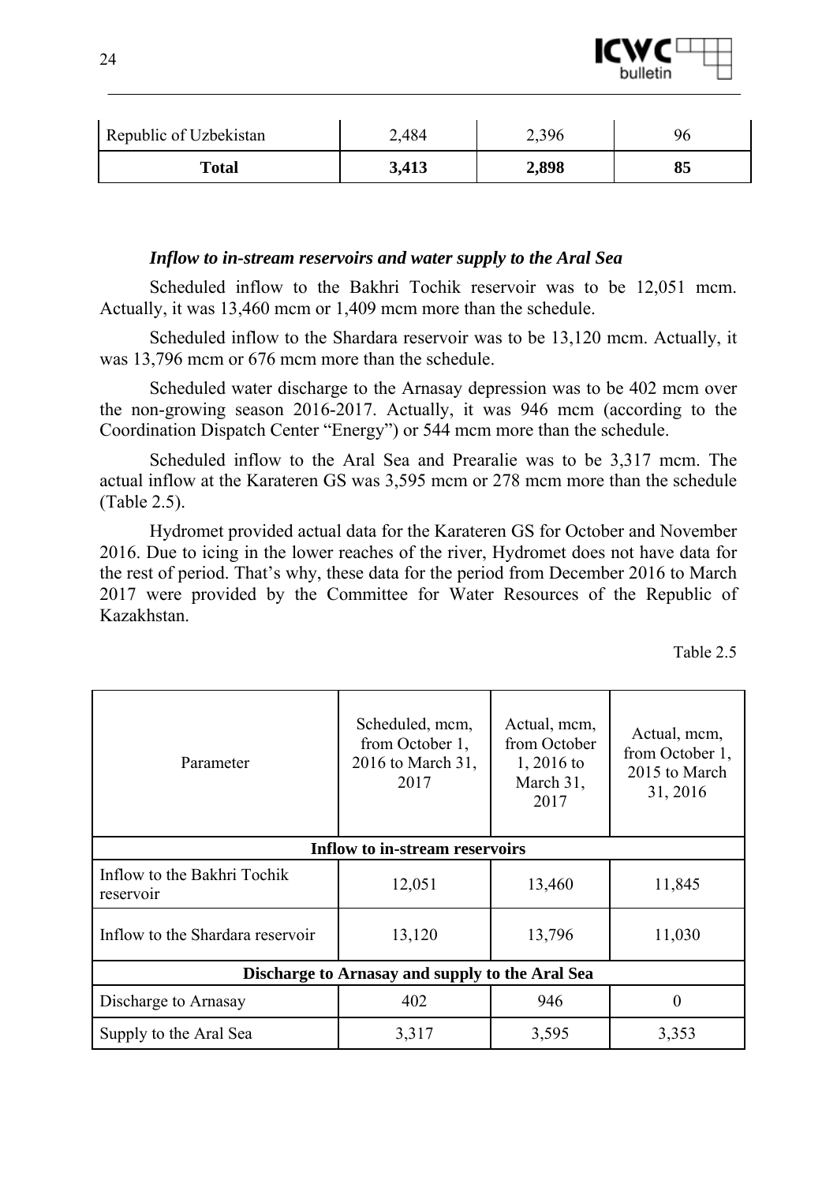| Republic of Uzbekistan | 2,484 | 2,396 | 96 |
|---|---|---|---|
| **Total** | **3,413** | **2,898** | **85** |

***Inflow to in-stream reservoirs and water supply to the Aral Sea***

Scheduled inflow to the Bakhri Tochik reservoir was to be 12,051 mcm. Actually, it was 13,460 mcm or 1,409 mcm more than the schedule.

Scheduled inflow to the Shardara reservoir was to be 13,120 mcm. Actually, it was 13,796 mcm or 676 mcm more than the schedule.

Scheduled water discharge to the Arnasay depression was to be 402 mcm over the non-growing season 2016-2017. Actually, it was 946 mcm (according to the Coordination Dispatch Center "Energy") or 544 mcm more than the schedule.

Scheduled inflow to the Aral Sea and Prearalie was to be 3,317 mcm. The actual inflow at the Karateren GS was 3,595 mcm or 278 mcm more than the schedule (Table 2.5).

Hydromet provided actual data for the Karateren GS for October and November 2016. Due to icing in the lower reaches of the river, Hydromet does not have data for the rest of period. That's why, these data for the period from December 2016 to March 2017 were provided by the Committee for Water Resources of the Republic of Kazakhstan.

Table 2.5

| Parameter | Scheduled, mcm, from October 1, 2016 to March 31, 2017 | Actual, mcm, from October 1, 2016 to March 31, 2017 | Actual, mcm, from October 1, 2015 to March 31, 2016 |
|---|---|---|---|
| **Inflow to in-stream reservoirs** | | | |
| Inflow to the Bakhri Tochik reservoir | 12,051 | 13,460 | 11,845 |
| Inflow to the Shardara reservoir | 13,120 | 13,796 | 11,030 |
| **Discharge to Arnasay and supply to the Aral Sea** | | | |
| Discharge to Arnasay | 402 | 946 | 0 |
| Supply to the Aral Sea | 3,317 | 3,595 | 3,353 |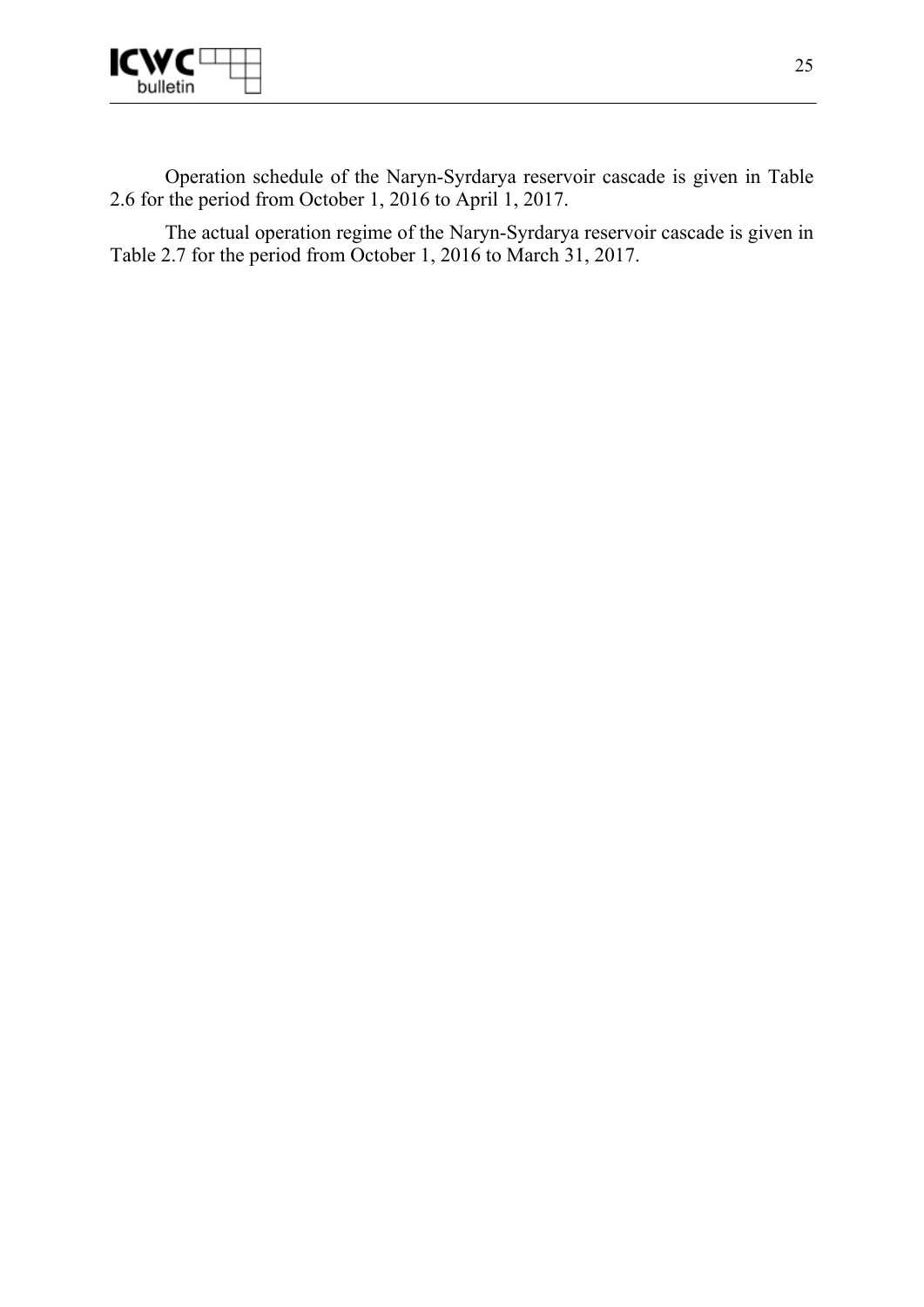Operation schedule of the Naryn-Syrdarya reservoir cascade is given in Table 2.6 for the period from October 1, 2016 to April 1, 2017.

The actual operation regime of the Naryn-Syrdarya reservoir cascade is given in Table 2.7 for the period from October 1, 2016 to March 31, 2017.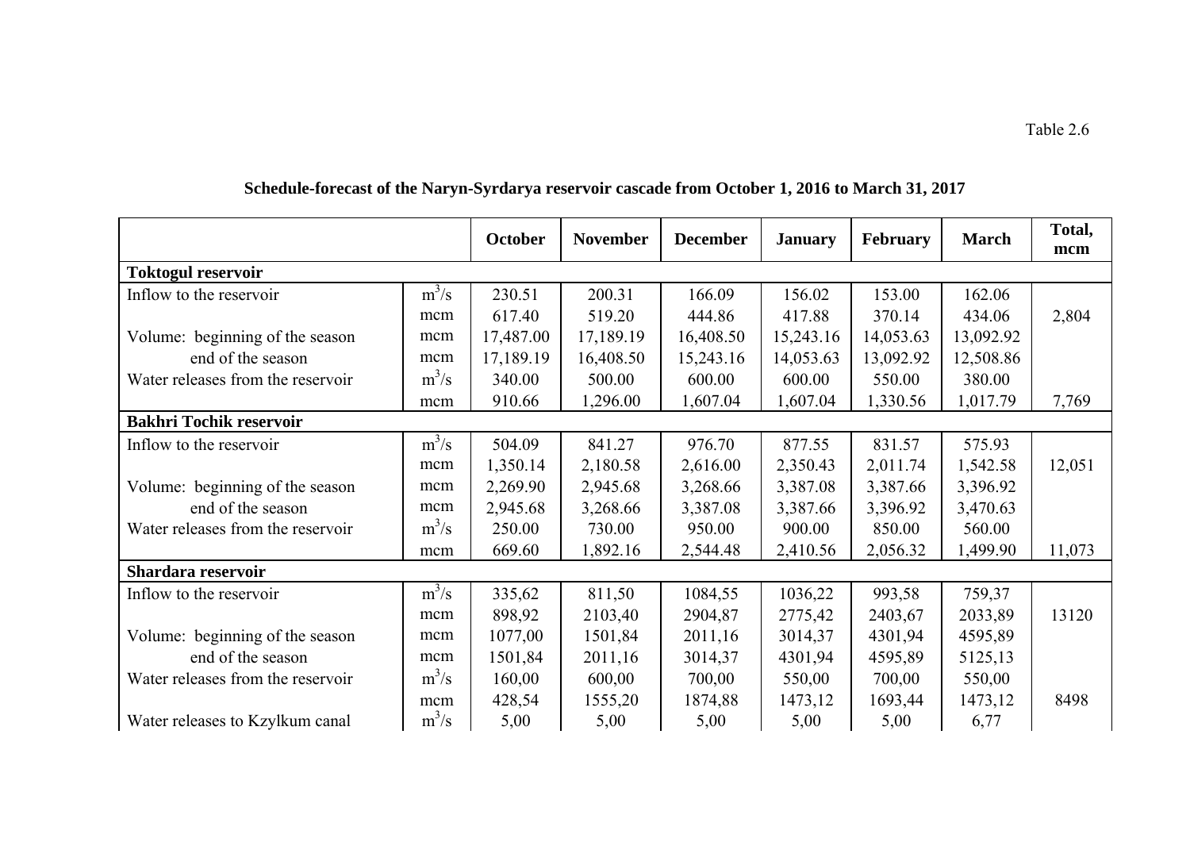Table 2.6

**Schedule-forecast of the Naryn-Syrdarya reservoir cascade from October 1, 2016 to March 31, 2017**

| | | October | November | December | January | February | March | Total, mcm |
|---|---|---|---|---|---|---|---|---|
| **Toktogul reservoir** | | | | | | | | |
| Inflow to the reservoir | $m^3/s$ | 230.51 | 200.31 | 166.09 | 156.02 | 153.00 | 162.06 | |
| | mcm | 617.40 | 519.20 | 444.86 | 417.88 | 370.14 | 434.06 | 2,804 |
| Volume: beginning of the season | mcm | 17,487.00 | 17,189.19 | 16,408.50 | 15,243.16 | 14,053.63 | 13,092.92 | |
| end of the season | mcm | 17,189.19 | 16,408.50 | 15,243.16 | 14,053.63 | 13,092.92 | 12,508.86 | |
| Water releases from the reservoir | $m^3/s$ | 340.00 | 500.00 | 600.00 | 600.00 | 550.00 | 380.00 | |
| | mcm | 910.66 | 1,296.00 | 1,607.04 | 1,607.04 | 1,330.56 | 1,017.79 | 7,769 |
| **Bakhri Tochik reservoir** | | | | | | | | |
| Inflow to the reservoir | $m^3/s$ | 504.09 | 841.27 | 976.70 | 877.55 | 831.57 | 575.93 | |
| | mcm | 1,350.14 | 2,180.58 | 2,616.00 | 2,350.43 | 2,011.74 | 1,542.58 | 12,051 |
| Volume: beginning of the season | mcm | 2,269.90 | 2,945.68 | 3,268.66 | 3,387.08 | 3,387.66 | 3,396.92 | |
| end of the season | mcm | 2,945.68 | 3,268.66 | 3,387.08 | 3,387.66 | 3,396.92 | 3,470.63 | |
| Water releases from the reservoir | $m^3/s$ | 250.00 | 730.00 | 950.00 | 900.00 | 850.00 | 560.00 | |
| | mcm | 669.60 | 1,892.16 | 2,544.48 | 2,410.56 | 2,056.32 | 1,499.90 | 11,073 |
| **Shardara reservoir** | | | | | | | | |
| Inflow to the reservoir | $m^3/s$ | 335,62 | 811,50 | 1084,55 | 1036,22 | 993,58 | 759,37 | |
| | mcm | 898,92 | 2103,40 | 2904,87 | 2775,42 | 2403,67 | 2033,89 | 13120 |
| Volume: beginning of the season | mcm | 1077,00 | 1501,84 | 2011,16 | 3014,37 | 4301,94 | 4595,89 | |
| end of the season | mcm | 1501,84 | 2011,16 | 3014,37 | 4301,94 | 4595,89 | 5125,13 | |
| Water releases from the reservoir | $m^3/s$ | 160,00 | 600,00 | 700,00 | 550,00 | 700,00 | 550,00 | |
| | mcm | 428,54 | 1555,20 | 1874,88 | 1473,12 | 1693,44 | 1473,12 | 8498 |
| Water releases to Kzylkum canal | $m^3/s$ | 5,00 | 5,00 | 5,00 | 5,00 | 5,00 | 6,77 | |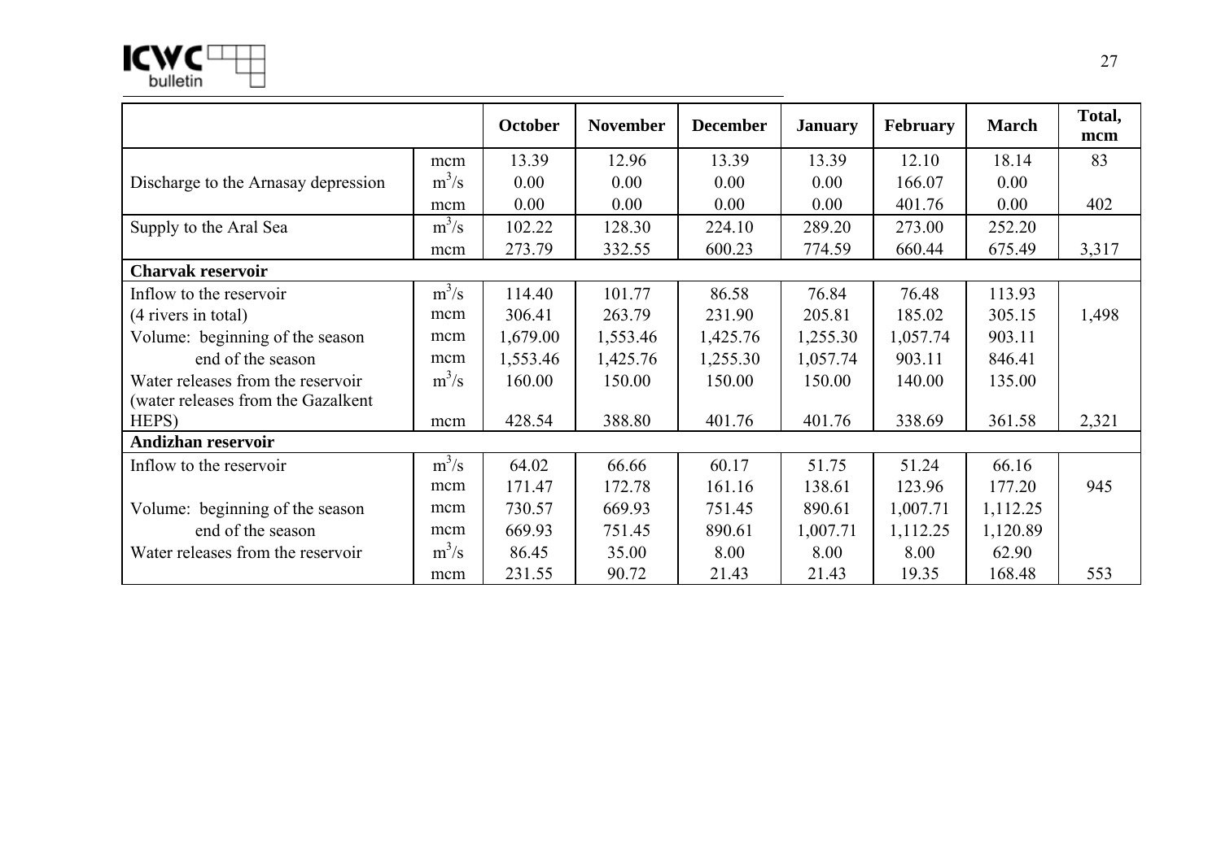| | | October | November | December | January | February | March | Total, mcm |
|---|---|---|---|---|---|---|---|---|
| | mcm | 13.39 | 12.96 | 13.39 | 13.39 | 12.10 | 18.14 | 83 |
| Discharge to the Arnasay depression | $m^3/s$ | 0.00 | 0.00 | 0.00 | 0.00 | 166.07 | 0.00 | |
| | mcm | 0.00 | 0.00 | 0.00 | 0.00 | 401.76 | 0.00 | 402 |
| Supply to the Aral Sea | $m^3/s$ | 102.22 | 128.30 | 224.10 | 289.20 | 273.00 | 252.20 | |
| | mcm | 273.79 | 332.55 | 600.23 | 774.59 | 660.44 | 675.49 | 3,317 |
| **Charvak reservoir** | | | | | | | | |
| Inflow to the reservoir | $m^3/s$ | 114.40 | 101.77 | 86.58 | 76.84 | 76.48 | 113.93 | |
| (4 rivers in total) | mcm | 306.41 | 263.79 | 231.90 | 205.81 | 185.02 | 305.15 | 1,498 |
| Volume: beginning of the season | mcm | 1,679.00 | 1,553.46 | 1,425.76 | 1,255.30 | 1,057.74 | 903.11 | |
| end of the season | mcm | 1,553.46 | 1,425.76 | 1,255.30 | 1,057.74 | 903.11 | 846.41 | |
| Water releases from the reservoir | $m^3/s$ | 160.00 | 150.00 | 150.00 | 150.00 | 140.00 | 135.00 | |
| (water releases from the Gazalkent HEPS) | mcm | 428.54 | 388.80 | 401.76 | 401.76 | 338.69 | 361.58 | 2,321 |
| **Andizhan reservoir** | | | | | | | | |
| Inflow to the reservoir | $m^3/s$ | 64.02 | 66.66 | 60.17 | 51.75 | 51.24 | 66.16 | |
| | mcm | 171.47 | 172.78 | 161.16 | 138.61 | 123.96 | 177.20 | 945 |
| Volume: beginning of the season | mcm | 730.57 | 669.93 | 751.45 | 890.61 | 1,007.71 | 1,112.25 | |
| end of the season | mcm | 669.93 | 751.45 | 890.61 | 1,007.71 | 1,112.25 | 1,120.89 | |
| Water releases from the reservoir | $m^3/s$ | 86.45 | 35.00 | 8.00 | 8.00 | 8.00 | 62.90 | |
| | mcm | 231.55 | 90.72 | 21.43 | 21.43 | 19.35 | 168.48 | 553 |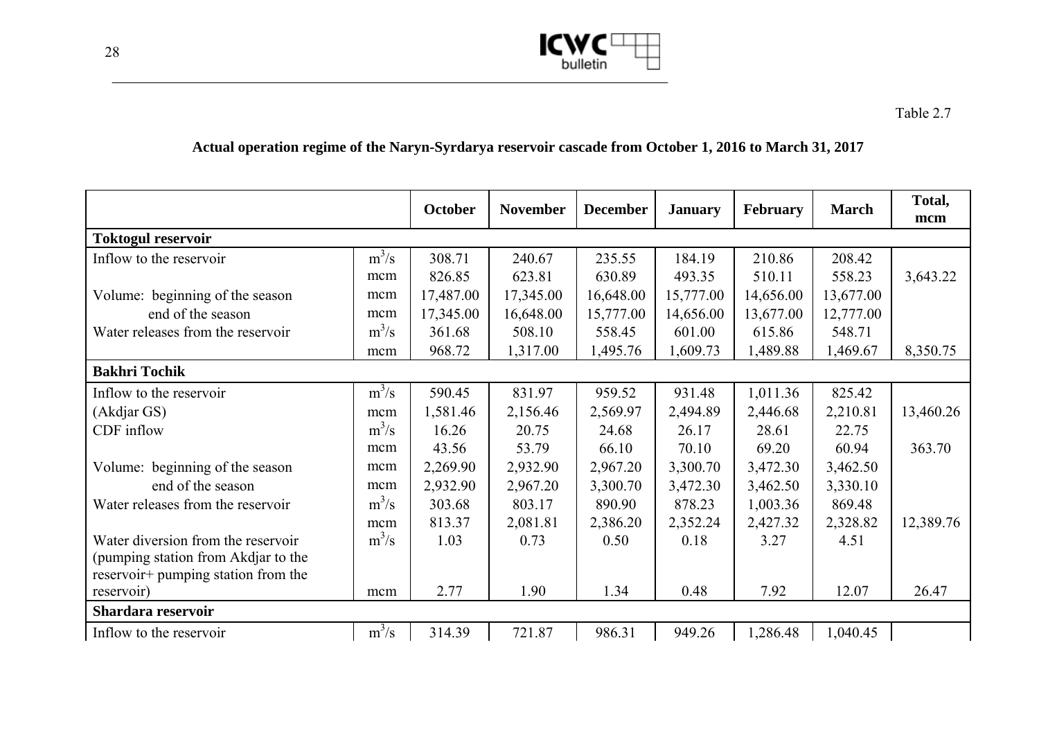Table 2.7

**Actual operation regime of the Naryn-Syrdarya reservoir cascade from October 1, 2016 to March 31, 2017**

| | | October | November | December | January | February | March | Total, mcm |
|---|---|---|---|---|---|---|---|---|
| **Toktogul reservoir** | | | | | | | | |
| Inflow to the reservoir | $m^3/s$ | 308.71 | 240.67 | 235.55 | 184.19 | 210.86 | 208.42 | |
| | mcm | 826.85 | 623.81 | 630.89 | 493.35 | 510.11 | 558.23 | 3,643.22 |
| Volume: beginning of the season | mcm | 17,487.00 | 17,345.00 | 16,648.00 | 15,777.00 | 14,656.00 | 13,677.00 | |
| end of the season | mcm | 17,345.00 | 16,648.00 | 15,777.00 | 14,656.00 | 13,677.00 | 12,777.00 | |
| Water releases from the reservoir | $m^3/s$ | 361.68 | 508.10 | 558.45 | 601.00 | 615.86 | 548.71 | |
| | mcm | 968.72 | 1,317.00 | 1,495.76 | 1,609.73 | 1,489.88 | 1,469.67 | 8,350.75 |
| **Bakhri Tochik** | | | | | | | | |
| Inflow to the reservoir | $m^3/s$ | 590.45 | 831.97 | 959.52 | 931.48 | 1,011.36 | 825.42 | |
| (Akdjar GS) | mcm | 1,581.46 | 2,156.46 | 2,569.97 | 2,494.89 | 2,446.68 | 2,210.81 | 13,460.26 |
| CDF inflow | $m^3/s$ | 16.26 | 20.75 | 24.68 | 26.17 | 28.61 | 22.75 | |
| | mcm | 43.56 | 53.79 | 66.10 | 70.10 | 69.20 | 60.94 | 363.70 |
| Volume: beginning of the season | mcm | 2,269.90 | 2,932.90 | 2,967.20 | 3,300.70 | 3,472.30 | 3,462.50 | |
| end of the season | mcm | 2,932.90 | 2,967.20 | 3,300.70 | 3,472.30 | 3,462.50 | 3,330.10 | |
| Water releases from the reservoir | $m^3/s$ | 303.68 | 803.17 | 890.90 | 878.23 | 1,003.36 | 869.48 | |
| | mcm | 813.37 | 2,081.81 | 2,386.20 | 2,352.24 | 2,427.32 | 2,328.82 | 12,389.76 |
| Water diversion from the reservoir (pumping station from Akdjar to the reservoir+ pumping station from the reservoir) | $m^3/s$ | 1.03 | 0.73 | 0.50 | 0.18 | 3.27 | 4.51 | |
| | mcm | 2.77 | 1.90 | 1.34 | 0.48 | 7.92 | 12.07 | 26.47 |
| **Shardara reservoir** | | | | | | | | |
| Inflow to the reservoir | $m^3/s$ | 314.39 | 721.87 | 986.31 | 949.26 | 1,286.48 | 1,040.45 | |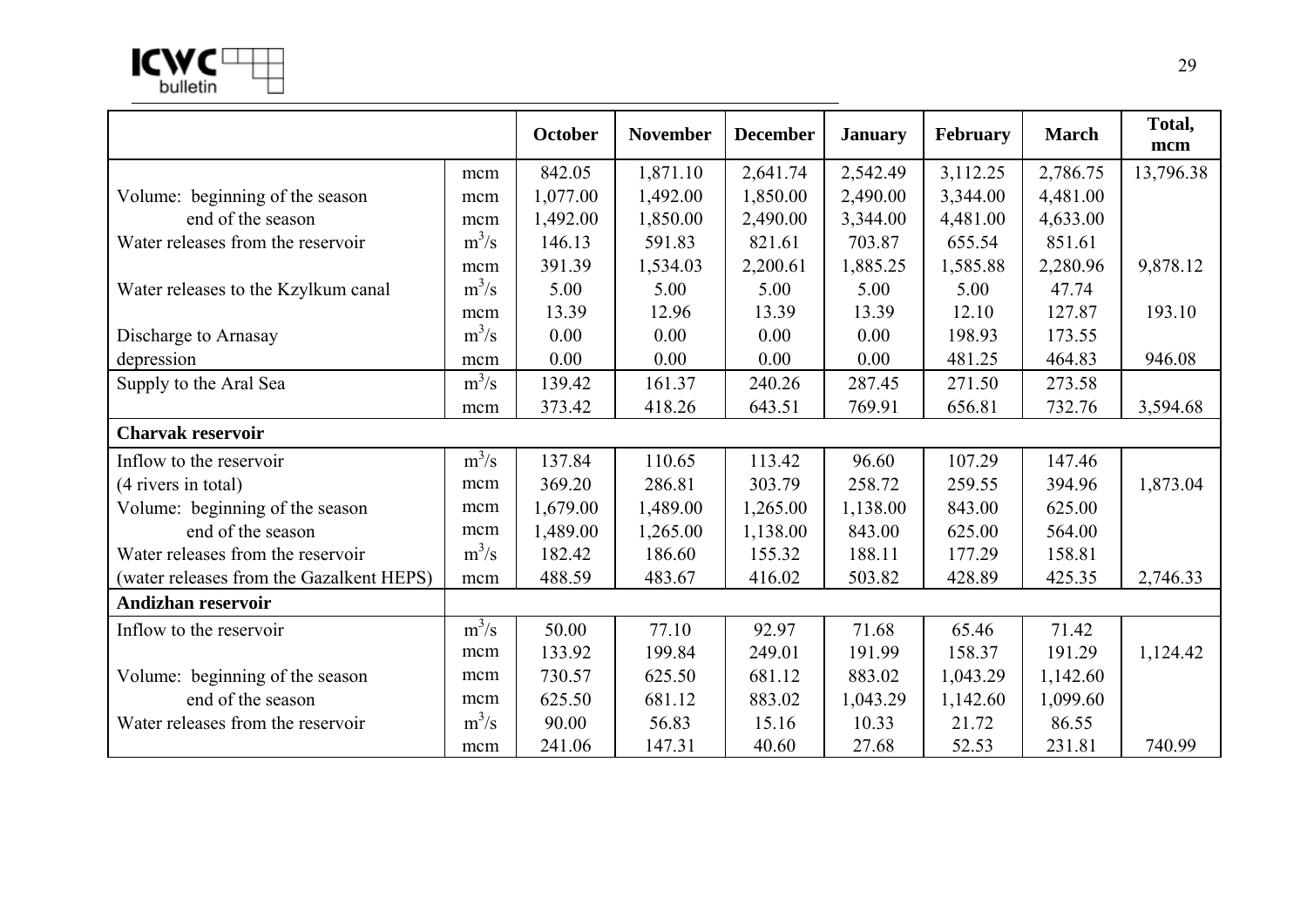| | | October | November | December | January | February | March | Total, mcm |
|---|---|---|---|---|---|---|---|---|
| | mcm | 842.05 | 1,871.10 | 2,641.74 | 2,542.49 | 3,112.25 | 2,786.75 | 13,796.38 |
| Volume: beginning of the season | mcm | 1,077.00 | 1,492.00 | 1,850.00 | 2,490.00 | 3,344.00 | 4,481.00 | |
| end of the season | mcm | 1,492.00 | 1,850.00 | 2,490.00 | 3,344.00 | 4,481.00 | 4,633.00 | |
| Water releases from the reservoir | $m^3/s$ | 146.13 | 591.83 | 821.61 | 703.87 | 655.54 | 851.61 | |
| | mcm | 391.39 | 1,534.03 | 2,200.61 | 1,885.25 | 1,585.88 | 2,280.96 | 9,878.12 |
| Water releases to the Kzylkum canal | $m^3/s$ | 5.00 | 5.00 | 5.00 | 5.00 | 5.00 | 47.74 | |
| | mcm | 13.39 | 12.96 | 13.39 | 13.39 | 12.10 | 127.87 | 193.10 |
| Discharge to Arnasay | $m^3/s$ | 0.00 | 0.00 | 0.00 | 0.00 | 198.93 | 173.55 | |
| depression | mcm | 0.00 | 0.00 | 0.00 | 0.00 | 481.25 | 464.83 | 946.08 |
| Supply to the Aral Sea | $m^3/s$ | 139.42 | 161.37 | 240.26 | 287.45 | 271.50 | 273.58 | |
| | mcm | 373.42 | 418.26 | 643.51 | 769.91 | 656.81 | 732.76 | 3,594.68 |
| **Charvak reservoir** | | | | | | | | |
| Inflow to the reservoir | $m^3/s$ | 137.84 | 110.65 | 113.42 | 96.60 | 107.29 | 147.46 | |
| (4 rivers in total) | mcm | 369.20 | 286.81 | 303.79 | 258.72 | 259.55 | 394.96 | 1,873.04 |
| Volume: beginning of the season | mcm | 1,679.00 | 1,489.00 | 1,265.00 | 1,138.00 | 843.00 | 625.00 | |
| end of the season | mcm | 1,489.00 | 1,265.00 | 1,138.00 | 843.00 | 625.00 | 564.00 | |
| Water releases from the reservoir | $m^3/s$ | 182.42 | 186.60 | 155.32 | 188.11 | 177.29 | 158.81 | |
| (water releases from the Gazalkent HEPS) | mcm | 488.59 | 483.67 | 416.02 | 503.82 | 428.89 | 425.35 | 2,746.33 |
| **Andizhan reservoir** | | | | | | | | |
| Inflow to the reservoir | $m^3/s$ | 50.00 | 77.10 | 92.97 | 71.68 | 65.46 | 71.42 | |
| | mcm | 133.92 | 199.84 | 249.01 | 191.99 | 158.37 | 191.29 | 1,124.42 |
| Volume: beginning of the season | mcm | 730.57 | 625.50 | 681.12 | 883.02 | 1,043.29 | 1,142.60 | |
| end of the season | mcm | 625.50 | 681.12 | 883.02 | 1,043.29 | 1,142.60 | 1,099.60 | |
| Water releases from the reservoir | $m^3/s$ | 90.00 | 56.83 | 15.16 | 10.33 | 21.72 | 86.55 | |
| | mcm | 241.06 | 147.31 | 40.60 | 27.68 | 52.53 | 231.81 | 740.99 |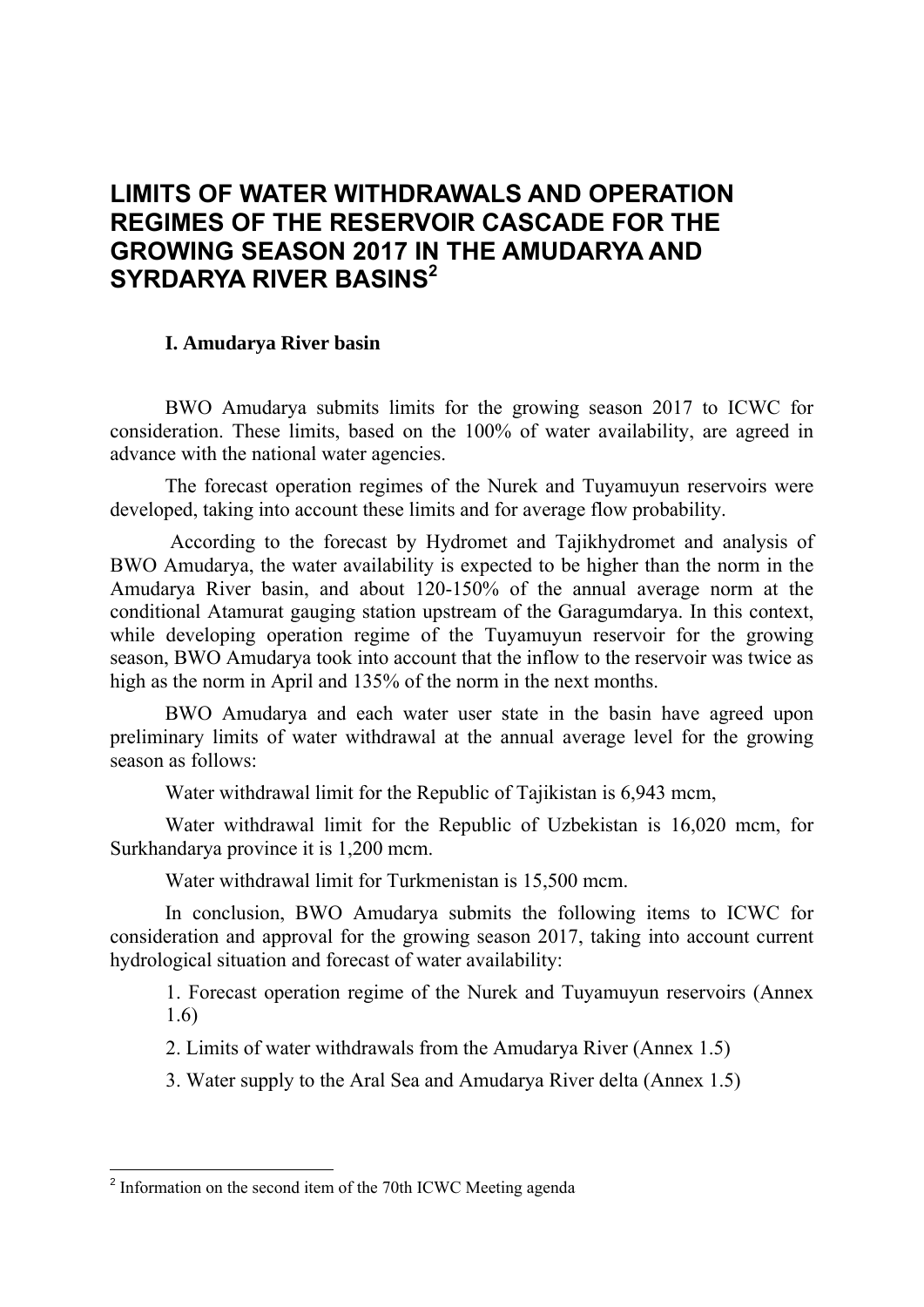# LIMITS OF WATER WITHDRAWALS AND OPERATION REGIMES OF THE RESERVOIR CASCADE FOR THE GROWING SEASON 2017 IN THE AMUDARYA AND SYRDARYA RIVER BASINS[2]

### I. Amudarya River basin

BWO Amudarya submits limits for the growing season 2017 to ICWC for consideration. These limits, based on the 100% of water availability, are agreed in advance with the national water agencies.

The forecast operation regimes of the Nurek and Tuyamuyun reservoirs were developed, taking into account these limits and for average flow probability.

According to the forecast by Hydromet and Tajikhydromet and analysis of BWO Amudarya, the water availability is expected to be higher than the norm in the Amudarya River basin, and about 120-150% of the annual average norm at the conditional Atamurat gauging station upstream of the Garagumdarya. In this context, while developing operation regime of the Tuyamuyun reservoir for the growing season, BWO Amudarya took into account that the inflow to the reservoir was twice as high as the norm in April and 135% of the norm in the next months.

BWO Amudarya and each water user state in the basin have agreed upon preliminary limits of water withdrawal at the annual average level for the growing season as follows:

Water withdrawal limit for the Republic of Tajikistan is 6,943 mcm,

Water withdrawal limit for the Republic of Uzbekistan is 16,020 mcm, for Surkhandarya province it is 1,200 mcm.

Water withdrawal limit for Turkmenistan is 15,500 mcm.

In conclusion, BWO Amudarya submits the following items to ICWC for consideration and approval for the growing season 2017, taking into account current hydrological situation and forecast of water availability:

1. Forecast operation regime of the Nurek and Tuyamuyun reservoirs (Annex 1.6)
2. Limits of water withdrawals from the Amudarya River (Annex 1.5)
3. Water supply to the Aral Sea and Amudarya River delta (Annex 1.5)

---

[2] Information on the second item of the 70th ICWC Meeting agenda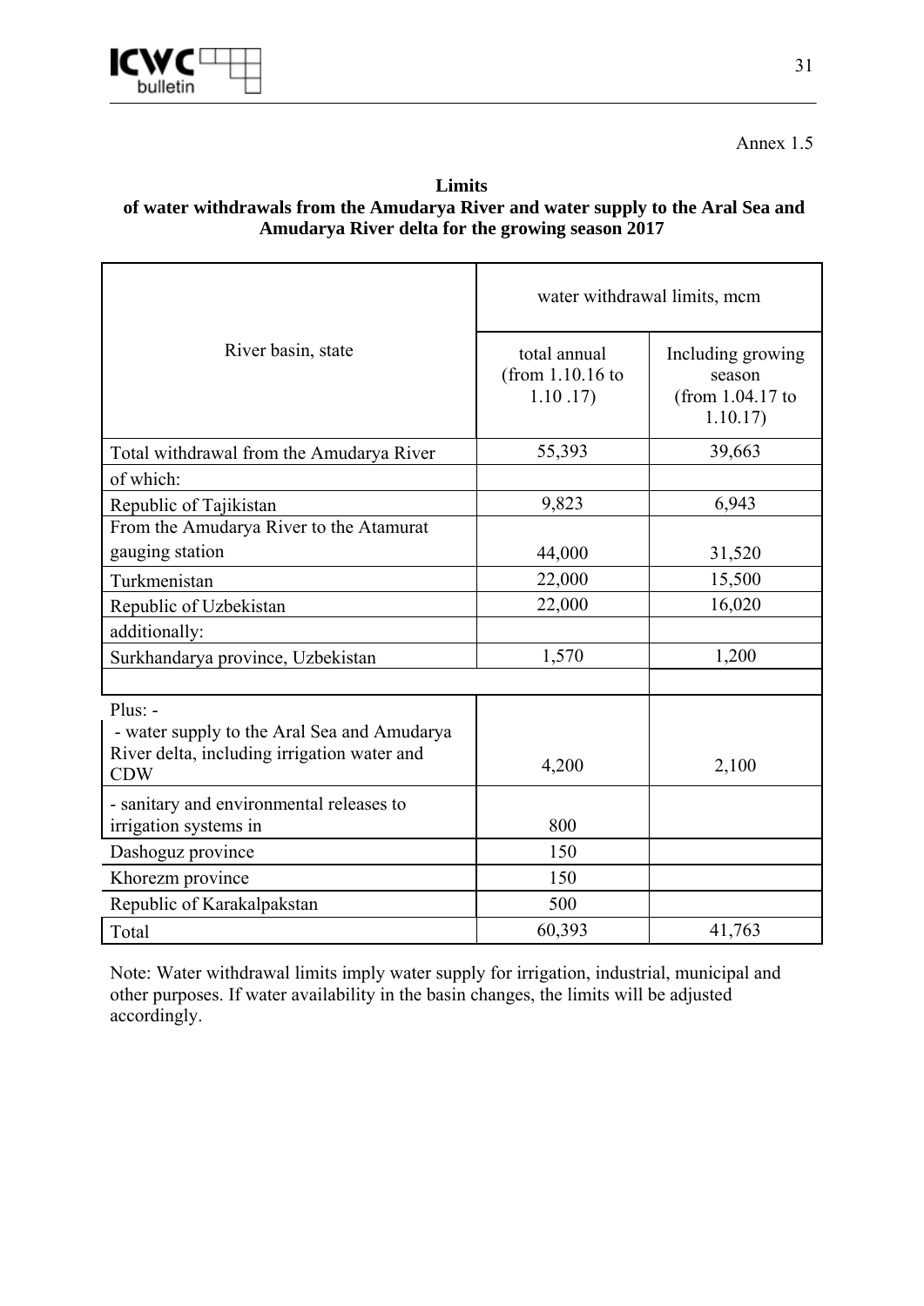Annex 1.5

**Limits**
**of water withdrawals from the Amudarya River and water supply to the Aral Sea and Amudarya River delta for the growing season 2017**

| River basin, state | water withdrawal limits, mcm | |
|---|---|---|
| | total annual (from 1.10.16 to 1.10 .17) | Including growing season (from 1.04.17 to 1.10.17) |
| Total withdrawal from the Amudarya River | 55,393 | 39,663 |
| of which: | | |
| Republic of Tajikistan | 9,823 | 6,943 |
| From the Amudarya River to the Atamurat gauging station | 44,000 | 31,520 |
| Turkmenistan | 22,000 | 15,500 |
| Republic of Uzbekistan | 22,000 | 16,020 |
| additionally: | | |
| Surkhandarya province, Uzbekistan | 1,570 | 1,200 |
| | | |
| Plus: - <br> - water supply to the Aral Sea and Amudarya River delta, including irrigation water and CDW | 4,200 | 2,100 |
| - sanitary and environmental releases to irrigation systems in | 800 | |
| Dashoguz province | 150 | |
| Khorezm province | 150 | |
| Republic of Karakalpakstan | 500 | |
| Total | 60,393 | 41,763 |

Note: Water withdrawal limits imply water supply for irrigation, industrial, municipal and other purposes. If water availability in the basin changes, the limits will be adjusted accordingly.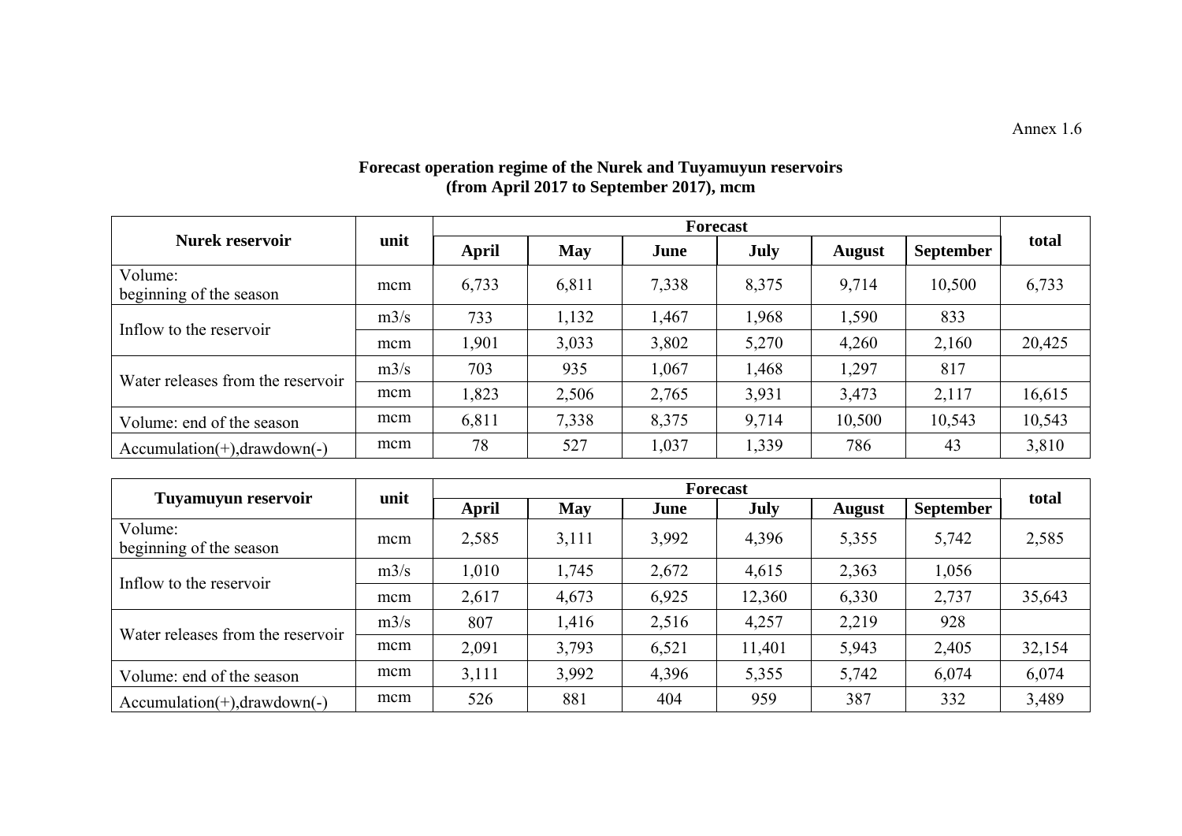Annex 1.6

**Forecast operation regime of the Nurek and Tuyamuyun reservoirs (from April 2017 to September 2017), mcm**

| Nurek reservoir | unit | Forecast | | | | | | total |
|---|---|---|---|---|---|---|---|---|
| | | April | May | June | July | August | September | |
| Volume: beginning of the season | mcm | 6,733 | 6,811 | 7,338 | 8,375 | 9,714 | 10,500 | 6,733 |
| Inflow to the reservoir | m3/s | 733 | 1,132 | 1,467 | 1,968 | 1,590 | 833 | |
| | mcm | 1,901 | 3,033 | 3,802 | 5,270 | 4,260 | 2,160 | 20,425 |
| Water releases from the reservoir | m3/s | 703 | 935 | 1,067 | 1,468 | 1,297 | 817 | |
| | mcm | 1,823 | 2,506 | 2,765 | 3,931 | 3,473 | 2,117 | 16,615 |
| Volume: end of the season | mcm | 6,811 | 7,338 | 8,375 | 9,714 | 10,500 | 10,543 | 10,543 |
| Accumulation(+),drawdown(-) | mcm | 78 | 527 | 1,037 | 1,339 | 786 | 43 | 3,810 |

| Tuyamuyun reservoir | unit | Forecast | | | | | | total |
|---|---|---|---|---|---|---|---|---|
| | | April | May | June | July | August | September | |
| Volume: beginning of the season | mcm | 2,585 | 3,111 | 3,992 | 4,396 | 5,355 | 5,742 | 2,585 |
| Inflow to the reservoir | m3/s | 1,010 | 1,745 | 2,672 | 4,615 | 2,363 | 1,056 | |
| | mcm | 2,617 | 4,673 | 6,925 | 12,360 | 6,330 | 2,737 | 35,643 |
| Water releases from the reservoir | m3/s | 807 | 1,416 | 2,516 | 4,257 | 2,219 | 928 | |
| | mcm | 2,091 | 3,793 | 6,521 | 11,401 | 5,943 | 2,405 | 32,154 |
| Volume: end of the season | mcm | 3,111 | 3,992 | 4,396 | 5,355 | 5,742 | 6,074 | 6,074 |
| Accumulation(+),drawdown(-) | mcm | 526 | 881 | 404 | 959 | 387 | 332 | 3,489 |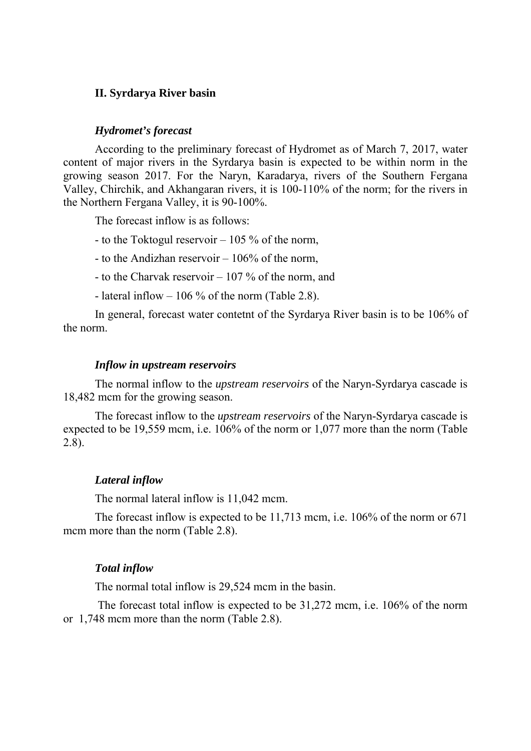## II. Syrdarya River basin

### *Hydromet's forecast*

According to the preliminary forecast of Hydromet as of March 7, 2017, water content of major rivers in the Syrdarya basin is expected to be within norm in the growing season 2017. For the Naryn, Karadarya, rivers of the Southern Fergana Valley, Chirchik, and Akhangaran rivers, it is 100-110% of the norm; for the rivers in the Northern Fergana Valley, it is 90-100%.

The forecast inflow is as follows:

- to the Toktogul reservoir – 105 % of the norm,
- to the Andizhan reservoir – 106% of the norm,
- to the Charvak reservoir – 107 % of the norm, and
- lateral inflow – 106 % of the norm (Table 2.8).

In general, forecast water contetnt of the Syrdarya River basin is to be 106% of the norm.

### *Inflow in upstream reservoirs*

The normal inflow to the *upstream reservoirs* of the Naryn-Syrdarya cascade is 18,482 mcm for the growing season.

The forecast inflow to the *upstream reservoirs* of the Naryn-Syrdarya cascade is expected to be 19,559 mcm, i.e. 106% of the norm or 1,077 more than the norm (Table 2.8).

### *Lateral inflow*

The normal lateral inflow is 11,042 mcm.

The forecast inflow is expected to be 11,713 mcm, i.e. 106% of the norm or 671 mcm more than the norm (Table 2.8).

### *Total inflow*

The normal total inflow is 29,524 mcm in the basin.

The forecast total inflow is expected to be 31,272 mcm, i.e. 106% of the norm or 1,748 mcm more than the norm (Table 2.8).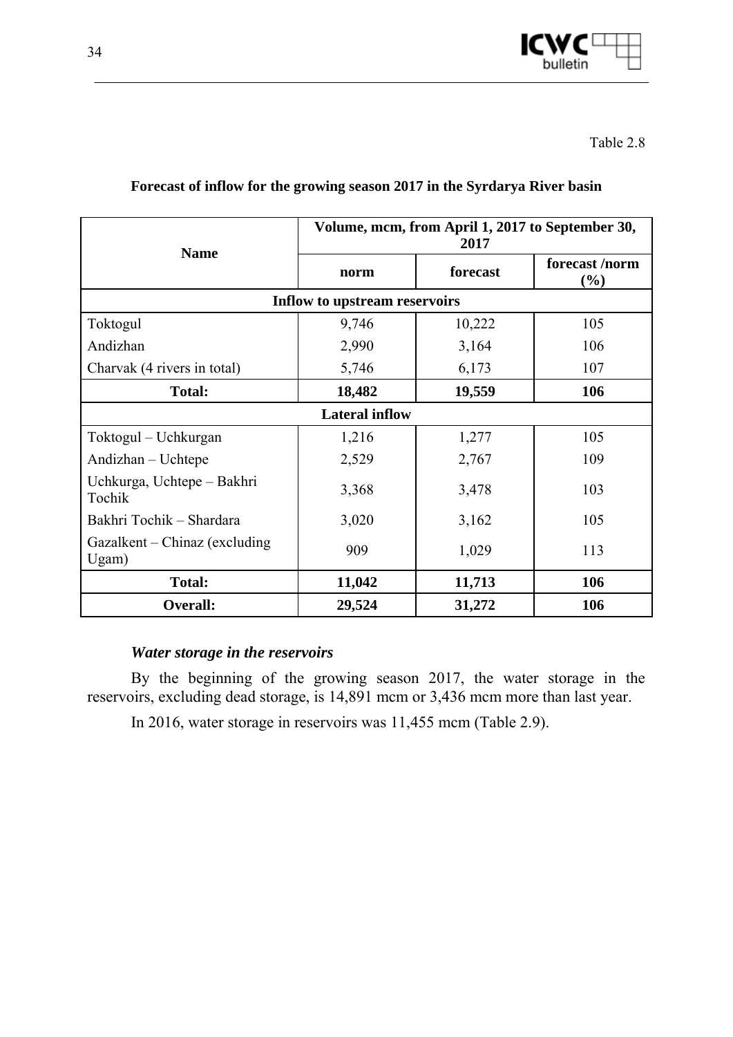Table 2.8

**Forecast of inflow for the growing season 2017 in the Syrdarya River basin**

| Name | Volume, mcm, from April 1, 2017 to September 30, 2017 | | |
|---|---|---|---|
| | **norm** | **forecast** | **forecast /norm (%)** |
| **Inflow to upstream reservoirs** | | | |
| Toktogul | 9,746 | 10,222 | 105 |
| Andizhan | 2,990 | 3,164 | 106 |
| Charvak (4 rivers in total) | 5,746 | 6,173 | 107 |
| **Total:** | **18,482** | **19,559** | **106** |
| **Lateral inflow** | | | |
| Toktogul – Uchkurgan | 1,216 | 1,277 | 105 |
| Andizhan – Uchtepe | 2,529 | 2,767 | 109 |
| Uchkurga, Uchtepe – Bakhri Tochik | 3,368 | 3,478 | 103 |
| Bakhri Tochik – Shardara | 3,020 | 3,162 | 105 |
| Gazalkent – Chinaz (excluding Ugam) | 909 | 1,029 | 113 |
| **Total:** | **11,042** | **11,713** | **106** |
| **Overall:** | **29,524** | **31,272** | **106** |

### *Water storage in the reservoirs*

By the beginning of the growing season 2017, the water storage in the reservoirs, excluding dead storage, is 14,891 mcm or 3,436 mcm more than last year.

In 2016, water storage in reservoirs was 11,455 mcm (Table 2.9).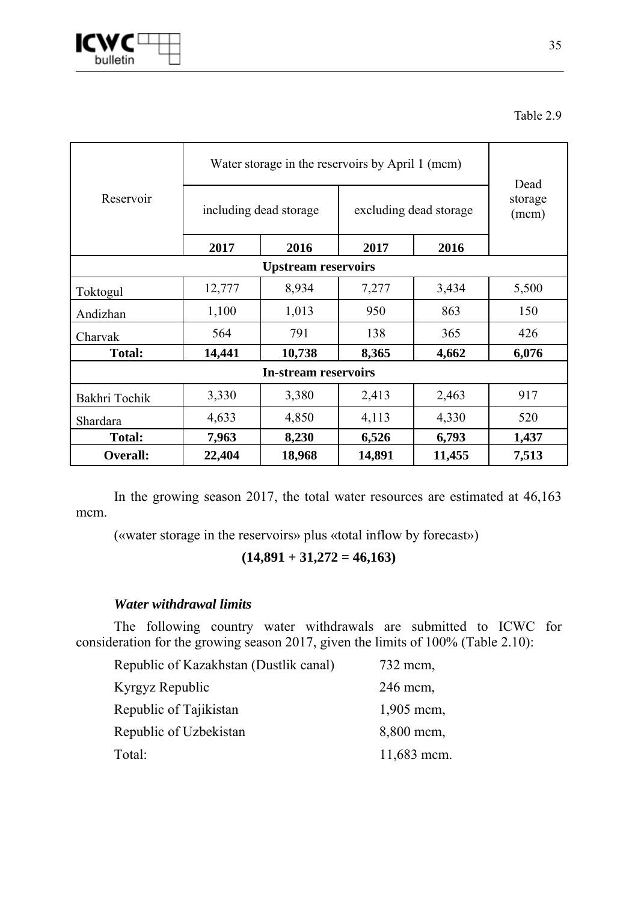Table 2.9

| Reservoir | Water storage in the reservoirs by April 1 (mcm) | | | | Dead storage (mcm) |
|---|---|---|---|---|---|
| | including dead storage | | excluding dead storage | | |
| | 2017 | 2016 | 2017 | 2016 | |
| **Upstream reservoirs** | | | | | |
| Toktogul | 12,777 | 8,934 | 7,277 | 3,434 | 5,500 |
| Andizhan | 1,100 | 1,013 | 950 | 863 | 150 |
| Charvak | 564 | 791 | 138 | 365 | 426 |
| **Total:** | **14,441** | **10,738** | **8,365** | **4,662** | **6,076** |
| **In-stream reservoirs** | | | | | |
| Bakhri Tochik | 3,330 | 3,380 | 2,413 | 2,463 | 917 |
| Shardara | 4,633 | 4,850 | 4,113 | 4,330 | 520 |
| **Total:** | **7,963** | **8,230** | **6,526** | **6,793** | **1,437** |
| **Overall:** | **22,404** | **18,968** | **14,891** | **11,455** | **7,513** |

In the growing season 2017, the total water resources are estimated at 46,163 mcm.

(«water storage in the reservoirs» plus «total inflow by forecast»)

**(14,891 + 31,272 = 46,163)**

***Water withdrawal limits***

The following country water withdrawals are submitted to ICWC for consideration for the growing season 2017, given the limits of 100% (Table 2.10):

Republic of Kazakhstan (Dustlik canal) 732 mcm,

Kyrgyz Republic 246 mcm,

Republic of Tajikistan 1,905 mcm,

Republic of Uzbekistan 8,800 mcm,

Total: 11,683 mcm.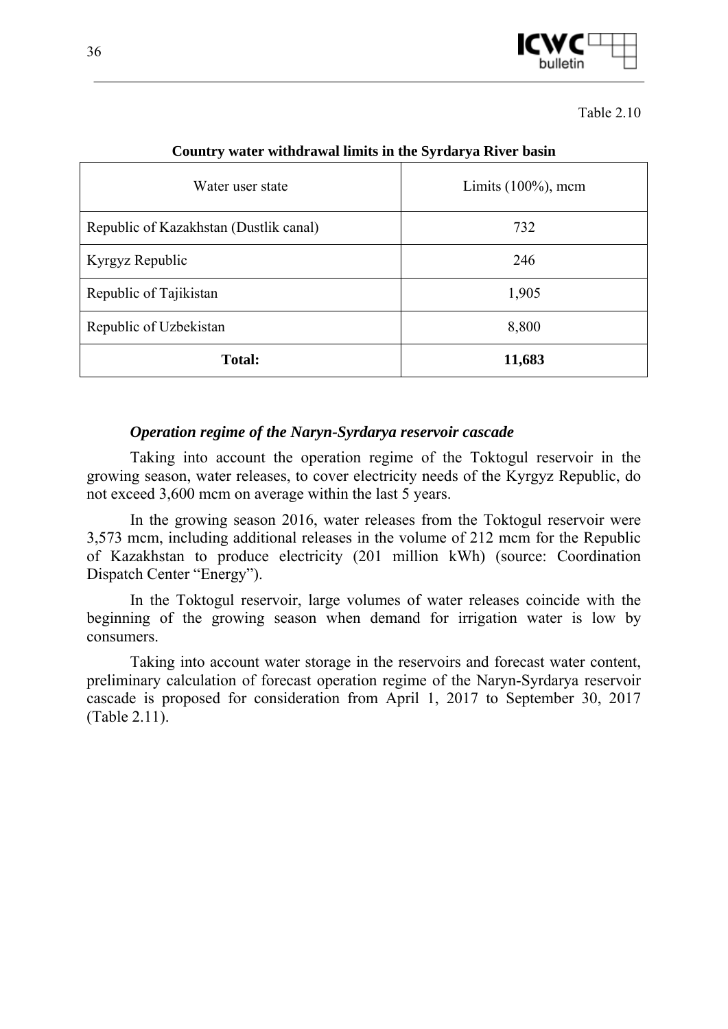Table 2.10

**Country water withdrawal limits in the Syrdarya River basin**

| Water user state | Limits (100%), mcm |
|---|---|
| Republic of Kazakhstan (Dustlik canal) | 732 |
| Kyrgyz Republic | 246 |
| Republic of Tajikistan | 1,905 |
| Republic of Uzbekistan | 8,800 |
| **Total:** | **11,683** |

### *Operation regime of the Naryn-Syrdarya reservoir cascade*

Taking into account the operation regime of the Toktogul reservoir in the growing season, water releases, to cover electricity needs of the Kyrgyz Republic, do not exceed 3,600 mcm on average within the last 5 years.

In the growing season 2016, water releases from the Toktogul reservoir were 3,573 mcm, including additional releases in the volume of 212 mcm for the Republic of Kazakhstan to produce electricity (201 million kWh) (source: Coordination Dispatch Center "Energy").

In the Toktogul reservoir, large volumes of water releases coincide with the beginning of the growing season when demand for irrigation water is low by consumers.

Taking into account water storage in the reservoirs and forecast water content, preliminary calculation of forecast operation regime of the Naryn-Syrdarya reservoir cascade is proposed for consideration from April 1, 2017 to September 30, 2017 (Table 2.11).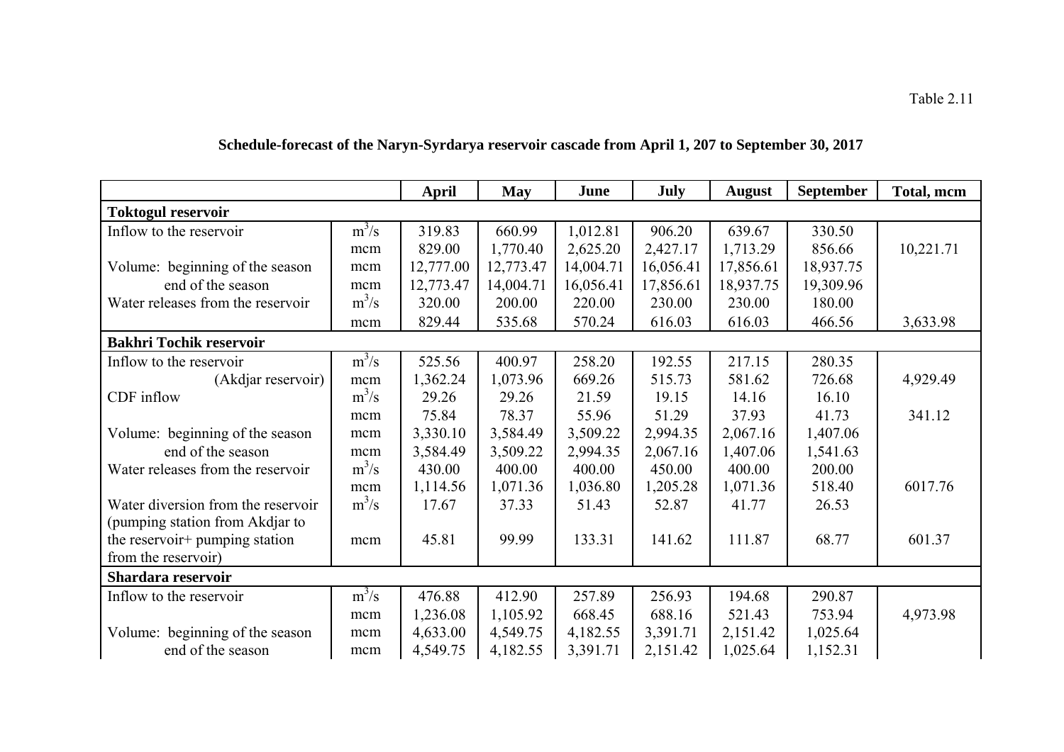Table 2.11

**Schedule-forecast of the Naryn-Syrdarya reservoir cascade from April 1, 207 to September 30, 2017**

| | | April | May | June | July | August | September | Total, mcm |
|---|---|---|---|---|---|---|---|---|
| **Toktogul reservoir** | | | | | | | | |
| Inflow to the reservoir | $m^3/s$ | 319.83 | 660.99 | 1,012.81 | 906.20 | 639.67 | 330.50 | |
| | mcm | 829.00 | 1,770.40 | 2,625.20 | 2,427.17 | 1,713.29 | 856.66 | 10,221.71 |
| Volume: beginning of the season | mcm | 12,777.00 | 12,773.47 | 14,004.71 | 16,056.41 | 17,856.61 | 18,937.75 | |
| end of the season | mcm | 12,773.47 | 14,004.71 | 16,056.41 | 17,856.61 | 18,937.75 | 19,309.96 | |
| Water releases from the reservoir | $m^3/s$ | 320.00 | 200.00 | 220.00 | 230.00 | 230.00 | 180.00 | |
| | mcm | 829.44 | 535.68 | 570.24 | 616.03 | 616.03 | 466.56 | 3,633.98 |
| **Bakhri Tochik reservoir** | | | | | | | | |
| Inflow to the reservoir | $m^3/s$ | 525.56 | 400.97 | 258.20 | 192.55 | 217.15 | 280.35 | |
| (Akdjar reservoir) | mcm | 1,362.24 | 1,073.96 | 669.26 | 515.73 | 581.62 | 726.68 | 4,929.49 |
| CDF inflow | $m^3/s$ | 29.26 | 29.26 | 21.59 | 19.15 | 14.16 | 16.10 | |
| | mcm | 75.84 | 78.37 | 55.96 | 51.29 | 37.93 | 41.73 | 341.12 |
| Volume: beginning of the season | mcm | 3,330.10 | 3,584.49 | 3,509.22 | 2,994.35 | 2,067.16 | 1,407.06 | |
| end of the season | mcm | 3,584.49 | 3,509.22 | 2,994.35 | 2,067.16 | 1,407.06 | 1,541.63 | |
| Water releases from the reservoir | $m^3/s$ | 430.00 | 400.00 | 400.00 | 450.00 | 400.00 | 200.00 | |
| | mcm | 1,114.56 | 1,071.36 | 1,036.80 | 1,205.28 | 1,071.36 | 518.40 | 6017.76 |
| Water diversion from the reservoir | $m^3/s$ | 17.67 | 37.33 | 51.43 | 52.87 | 41.77 | 26.53 | |
| (pumping station from Akdjar to the reservoir+ pumping station from the reservoir) | mcm | 45.81 | 99.99 | 133.31 | 141.62 | 111.87 | 68.77 | 601.37 |
| **Shardara reservoir** | | | | | | | | |
| Inflow to the reservoir | $m^3/s$ | 476.88 | 412.90 | 257.89 | 256.93 | 194.68 | 290.87 | |
| | mcm | 1,236.08 | 1,105.92 | 668.45 | 688.16 | 521.43 | 753.94 | 4,973.98 |
| Volume: beginning of the season | mcm | 4,633.00 | 4,549.75 | 4,182.55 | 3,391.71 | 2,151.42 | 1,025.64 | |
| end of the season | mcm | 4,549.75 | 4,182.55 | 3,391.71 | 2,151.42 | 1,025.64 | 1,152.31 | |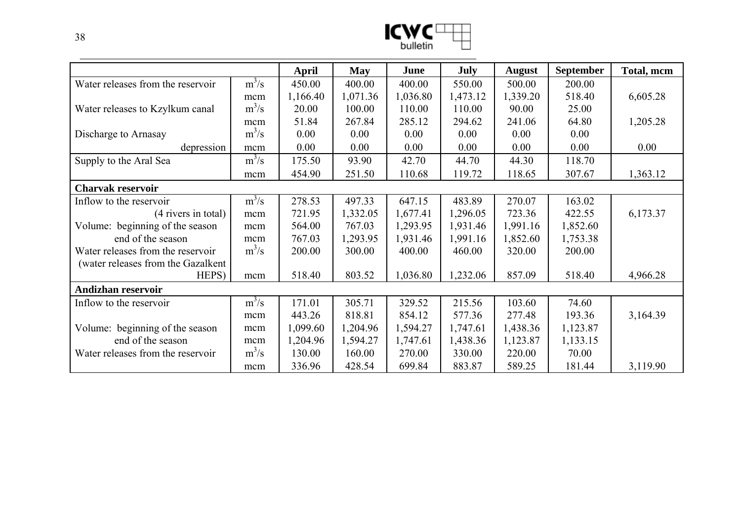| | | April | May | June | July | August | September | Total, mcm |
|---|---|---|---|---|---|---|---|---|
| Water releases from the reservoir | $m^3/s$ | 450.00 | 400.00 | 400.00 | 550.00 | 500.00 | 200.00 | |
| | mcm | 1,166.40 | 1,071.36 | 1,036.80 | 1,473.12 | 1,339.20 | 518.40 | 6,605.28 |
| Water releases to Kzylkum canal | $m^3/s$ | 20.00 | 100.00 | 110.00 | 110.00 | 90.00 | 25.00 | |
| | mcm | 51.84 | 267.84 | 285.12 | 294.62 | 241.06 | 64.80 | 1,205.28 |
| Discharge to Arnasay | $m^3/s$ | 0.00 | 0.00 | 0.00 | 0.00 | 0.00 | 0.00 | |
| depression | mcm | 0.00 | 0.00 | 0.00 | 0.00 | 0.00 | 0.00 | 0.00 |
| Supply to the Aral Sea | $m^3/s$ | 175.50 | 93.90 | 42.70 | 44.70 | 44.30 | 118.70 | |
| | mcm | 454.90 | 251.50 | 110.68 | 119.72 | 118.65 | 307.67 | 1,363.12 |
| **Charvak reservoir** | | | | | | | | |
| Inflow to the reservoir | $m^3/s$ | 278.53 | 497.33 | 647.15 | 483.89 | 270.07 | 163.02 | |
| (4 rivers in total) | mcm | 721.95 | 1,332.05 | 1,677.41 | 1,296.05 | 723.36 | 422.55 | 6,173.37 |
| Volume: beginning of the season | mcm | 564.00 | 767.03 | 1,293.95 | 1,931.46 | 1,991.16 | 1,852.60 | |
| end of the season | mcm | 767.03 | 1,293.95 | 1,931.46 | 1,991.16 | 1,852.60 | 1,753.38 | |
| Water releases from the reservoir | $m^3/s$ | 200.00 | 300.00 | 400.00 | 460.00 | 320.00 | 200.00 | |
| (water releases from the Gazalkent HEPS) | mcm | 518.40 | 803.52 | 1,036.80 | 1,232.06 | 857.09 | 518.40 | 4,966.28 |
| **Andizhan reservoir** | | | | | | | | |
| Inflow to the reservoir | $m^3/s$ | 171.01 | 305.71 | 329.52 | 215.56 | 103.60 | 74.60 | |
| | mcm | 443.26 | 818.81 | 854.12 | 577.36 | 277.48 | 193.36 | 3,164.39 |
| Volume: beginning of the season | mcm | 1,099.60 | 1,204.96 | 1,594.27 | 1,747.61 | 1,438.36 | 1,123.87 | |
| end of the season | mcm | 1,204.96 | 1,594.27 | 1,747.61 | 1,438.36 | 1,123.87 | 1,133.15 | |
| Water releases from the reservoir | $m^3/s$ | 130.00 | 160.00 | 270.00 | 330.00 | 220.00 | 70.00 | |
| | mcm | 336.96 | 428.54 | 699.84 | 883.87 | 589.25 | 181.44 | 3,119.90 |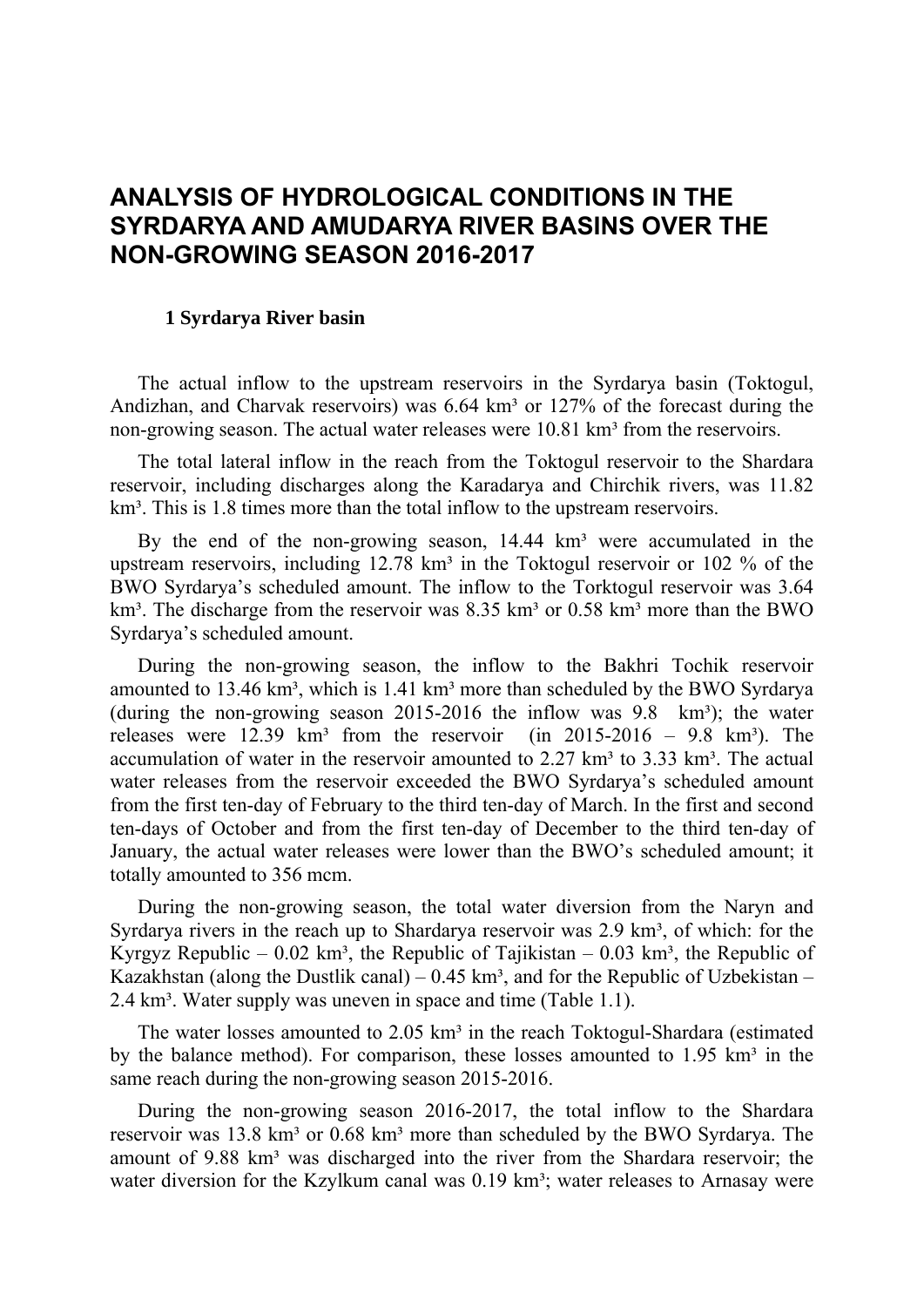# ANALYSIS OF HYDROLOGICAL CONDITIONS IN THE SYRDARYA AND AMUDARYA RIVER BASINS OVER THE NON-GROWING SEASON 2016-2017

## 1 Syrdarya River basin

The actual inflow to the upstream reservoirs in the Syrdarya basin (Toktogul, Andizhan, and Charvak reservoirs) was 6.64 km³ or 127% of the forecast during the non-growing season. The actual water releases were 10.81 km³ from the reservoirs.

The total lateral inflow in the reach from the Toktogul reservoir to the Shardara reservoir, including discharges along the Karadarya and Chirchik rivers, was 11.82 km³. This is 1.8 times more than the total inflow to the upstream reservoirs.

By the end of the non-growing season, 14.44 km³ were accumulated in the upstream reservoirs, including 12.78 km³ in the Toktogul reservoir or 102 % of the BWO Syrdarya's scheduled amount. The inflow to the Torktogul reservoir was 3.64 km³. The discharge from the reservoir was 8.35 km³ or 0.58 km³ more than the BWO Syrdarya's scheduled amount.

During the non-growing season, the inflow to the Bakhri Tochik reservoir amounted to 13.46 km³, which is 1.41 km³ more than scheduled by the BWO Syrdarya (during the non-growing season 2015-2016 the inflow was 9.8 km³); the water releases were 12.39 km³ from the reservoir (in 2015-2016 – 9.8 km³). The accumulation of water in the reservoir amounted to 2.27 km³ to 3.33 km³. The actual water releases from the reservoir exceeded the BWO Syrdarya's scheduled amount from the first ten-day of February to the third ten-day of March. In the first and second ten-days of October and from the first ten-day of December to the third ten-day of January, the actual water releases were lower than the BWO's scheduled amount; it totally amounted to 356 mcm.

During the non-growing season, the total water diversion from the Naryn and Syrdarya rivers in the reach up to Shardarya reservoir was 2.9 km³, of which: for the Kyrgyz Republic – 0.02 km³, the Republic of Tajikistan – 0.03 km³, the Republic of Kazakhstan (along the Dustlik canal) – 0.45 km³, and for the Republic of Uzbekistan – 2.4 km³. Water supply was uneven in space and time (Table 1.1).

The water losses amounted to 2.05 km³ in the reach Toktogul-Shardara (estimated by the balance method). For comparison, these losses amounted to 1.95 km³ in the same reach during the non-growing season 2015-2016.

During the non-growing season 2016-2017, the total inflow to the Shardara reservoir was 13.8 km³ or 0.68 km³ more than scheduled by the BWO Syrdarya. The amount of 9.88 km³ was discharged into the river from the Shardara reservoir; the water diversion for the Kzylkum canal was 0.19 km³; water releases to Arnasay were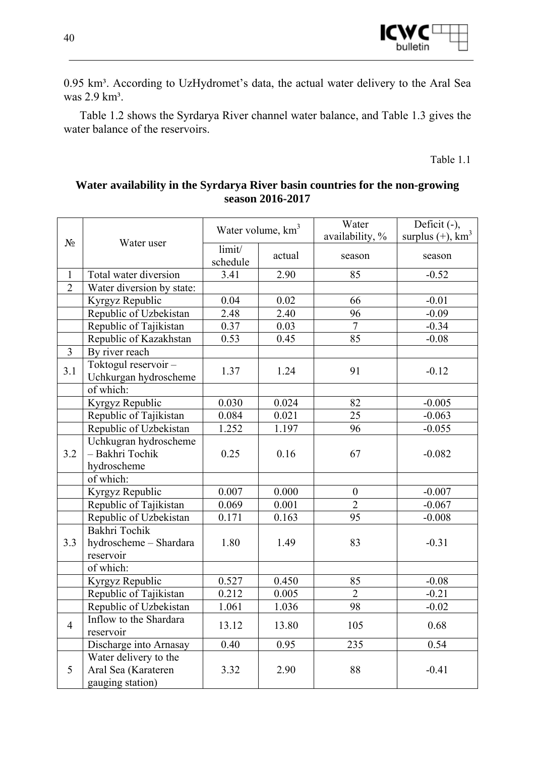0.95 km³. According to UzHydromet's data, the actual water delivery to the Aral Sea was 2.9 km³.

Table 1.2 shows the Syrdarya River channel water balance, and Table 1.3 gives the water balance of the reservoirs.

Table 1.1

**Water availability in the Syrdarya River basin countries for the non-growing season 2016-2017**

| № | Water user | Water volume, km³ | | Water availability, % | Deficit (-), surplus (+), km³ |
|---|---|---|---|---|---|
| | | limit/ schedule | actual | season | season |
| 1 | Total water diversion | 3.41 | 2.90 | 85 | -0.52 |
| 2 | Water diversion by state: | | | | |
| | Kyrgyz Republic | 0.04 | 0.02 | 66 | -0.01 |
| | Republic of Uzbekistan | 2.48 | 2.40 | 96 | -0.09 |
| | Republic of Tajikistan | 0.37 | 0.03 | 7 | -0.34 |
| | Republic of Kazakhstan | 0.53 | 0.45 | 85 | -0.08 |
| 3 | By river reach | | | | |
| 3.1 | Toktogul reservoir – Uchkurgan hydroscheme | 1.37 | 1.24 | 91 | -0.12 |
| | of which: | | | | |
| | Kyrgyz Republic | 0.030 | 0.024 | 82 | -0.005 |
| | Republic of Tajikistan | 0.084 | 0.021 | 25 | -0.063 |
| | Republic of Uzbekistan | 1.252 | 1.197 | 96 | -0.055 |
| 3.2 | Uchkugran hydroscheme – Bakhri Tochik hydroscheme | 0.25 | 0.16 | 67 | -0.082 |
| | of which: | | | | |
| | Kyrgyz Republic | 0.007 | 0.000 | 0 | -0.007 |
| | Republic of Tajikistan | 0.069 | 0.001 | 2 | -0.067 |
| | Republic of Uzbekistan | 0.171 | 0.163 | 95 | -0.008 |
| 3.3 | Bakhri Tochik hydroscheme – Shardara reservoir | 1.80 | 1.49 | 83 | -0.31 |
| | of which: | | | | |
| | Kyrgyz Republic | 0.527 | 0.450 | 85 | -0.08 |
| | Republic of Tajikistan | 0.212 | 0.005 | 2 | -0.21 |
| | Republic of Uzbekistan | 1.061 | 1.036 | 98 | -0.02 |
| 4 | Inflow to the Shardara reservoir | 13.12 | 13.80 | 105 | 0.68 |
| | Discharge into Arnasay | 0.40 | 0.95 | 235 | 0.54 |
| 5 | Water delivery to the Aral Sea (Karateren gauging station) | 3.32 | 2.90 | 88 | -0.41 |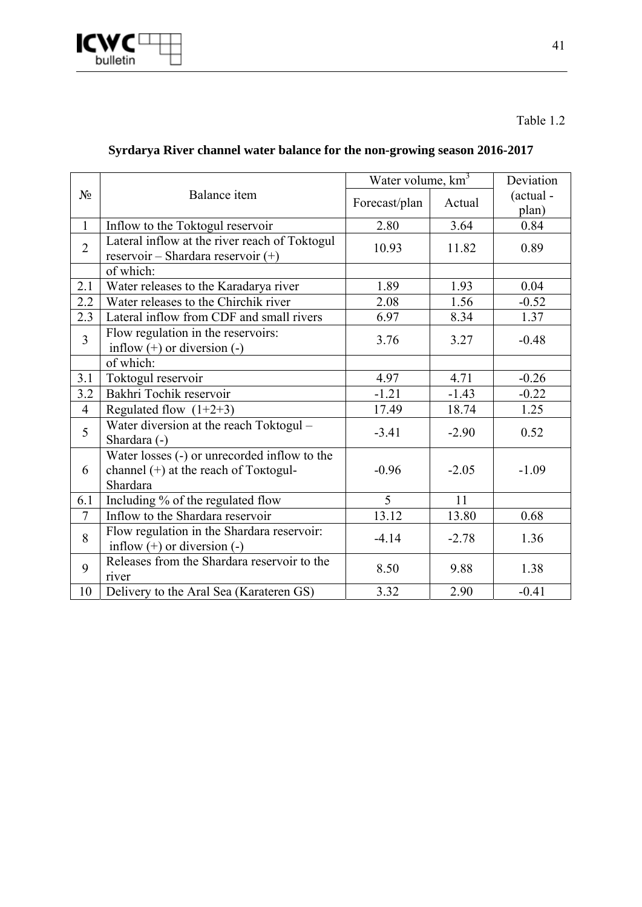Table 1.2

**Syrdarya River channel water balance for the non-growing season 2016-2017**

| № | Balance item | Water volume, km$^3$ | | Deviation (actual - plan) |
|---|---|---|---|---|
| | | Forecast/plan | Actual | |
| 1 | Inflow to the Toktogul reservoir | 2.80 | 3.64 | 0.84 |
| 2 | Lateral inflow at the river reach of Toktogul reservoir – Shardara reservoir (+) | 10.93 | 11.82 | 0.89 |
| | of which: | | | |
| 2.1 | Water releases to the Karadarya river | 1.89 | 1.93 | 0.04 |
| 2.2 | Water releases to the Chirchik river | 2.08 | 1.56 | -0.52 |
| 2.3 | Lateral inflow from CDF and small rivers | 6.97 | 8.34 | 1.37 |
| 3 | Flow regulation in the reservoirs: inflow (+) or diversion (-) | 3.76 | 3.27 | -0.48 |
| | of which: | | | |
| 3.1 | Toktogul reservoir | 4.97 | 4.71 | -0.26 |
| 3.2 | Bakhri Tochik reservoir | -1.21 | -1.43 | -0.22 |
| 4 | Regulated flow (1+2+3) | 17.49 | 18.74 | 1.25 |
| 5 | Water diversion at the reach Toktogul – Shardara (-) | -3.41 | -2.90 | 0.52 |
| 6 | Water losses (-) or unrecorded inflow to the channel (+) at the reach of Toktogul-Shardara | -0.96 | -2.05 | -1.09 |
| 6.1 | Including % of the regulated flow | 5 | 11 | |
| 7 | Inflow to the Shardara reservoir | 13.12 | 13.80 | 0.68 |
| 8 | Flow regulation in the Shardara reservoir: inflow (+) or diversion (-) | -4.14 | -2.78 | 1.36 |
| 9 | Releases from the Shardara reservoir to the river | 8.50 | 9.88 | 1.38 |
| 10 | Delivery to the Aral Sea (Karateren GS) | 3.32 | 2.90 | -0.41 |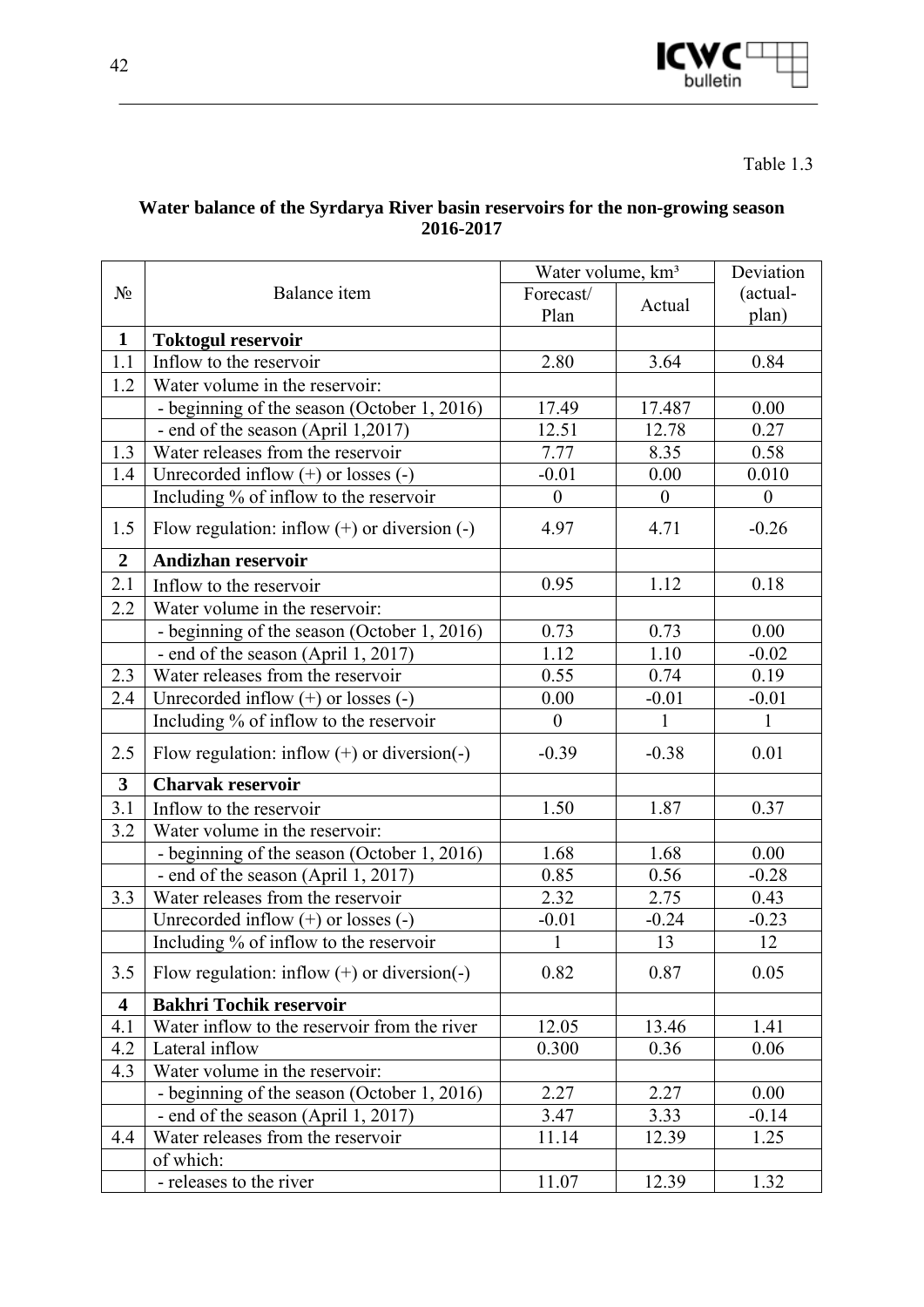Table 1.3

**Water balance of the Syrdarya River basin reservoirs for the non-growing season 2016-2017**

| № | Balance item | Water volume, km³ | | Deviation (actual-plan) |
|---|---|---|---|---|
| | | Forecast/ Plan | Actual | |
| **1** | **Toktogul reservoir** | | | |
| 1.1 | Inflow to the reservoir | 2.80 | 3.64 | 0.84 |
| 1.2 | Water volume in the reservoir: | | | |
| | - beginning of the season (October 1, 2016) | 17.49 | 17.487 | 0.00 |
| | - end of the season (April 1,2017) | 12.51 | 12.78 | 0.27 |
| 1.3 | Water releases from the reservoir | 7.77 | 8.35 | 0.58 |
| 1.4 | Unrecorded inflow (+) or losses (-) | -0.01 | 0.00 | 0.010 |
| | Including % of inflow to the reservoir | 0 | 0 | 0 |
| 1.5 | Flow regulation: inflow (+) or diversion (-) | 4.97 | 4.71 | -0.26 |
| **2** | **Andizhan reservoir** | | | |
| 2.1 | Inflow to the reservoir | 0.95 | 1.12 | 0.18 |
| 2.2 | Water volume in the reservoir: | | | |
| | - beginning of the season (October 1, 2016) | 0.73 | 0.73 | 0.00 |
| | - end of the season (April 1, 2017) | 1.12 | 1.10 | -0.02 |
| 2.3 | Water releases from the reservoir | 0.55 | 0.74 | 0.19 |
| 2.4 | Unrecorded inflow (+) or losses (-) | 0.00 | -0.01 | -0.01 |
| | Including % of inflow to the reservoir | 0 | 1 | 1 |
| 2.5 | Flow regulation: inflow (+) or diversion(-) | -0.39 | -0.38 | 0.01 |
| **3** | **Charvak reservoir** | | | |
| 3.1 | Inflow to the reservoir | 1.50 | 1.87 | 0.37 |
| 3.2 | Water volume in the reservoir: | | | |
| | - beginning of the season (October 1, 2016) | 1.68 | 1.68 | 0.00 |
| | - end of the season (April 1, 2017) | 0.85 | 0.56 | -0.28 |
| 3.3 | Water releases from the reservoir | 2.32 | 2.75 | 0.43 |
| | Unrecorded inflow (+) or losses (-) | -0.01 | -0.24 | -0.23 |
| | Including % of inflow to the reservoir | 1 | 13 | 12 |
| 3.5 | Flow regulation: inflow (+) or diversion(-) | 0.82 | 0.87 | 0.05 |
| **4** | **Bakhri Tochik reservoir** | | | |
| 4.1 | Water inflow to the reservoir from the river | 12.05 | 13.46 | 1.41 |
| 4.2 | Lateral inflow | 0.300 | 0.36 | 0.06 |
| 4.3 | Water volume in the reservoir: | | | |
| | - beginning of the season (October 1, 2016) | 2.27 | 2.27 | 0.00 |
| | - end of the season (April 1, 2017) | 3.47 | 3.33 | -0.14 |
| 4.4 | Water releases from the reservoir | 11.14 | 12.39 | 1.25 |
| | of which: | | | |
| | - releases to the river | 11.07 | 12.39 | 1.32 |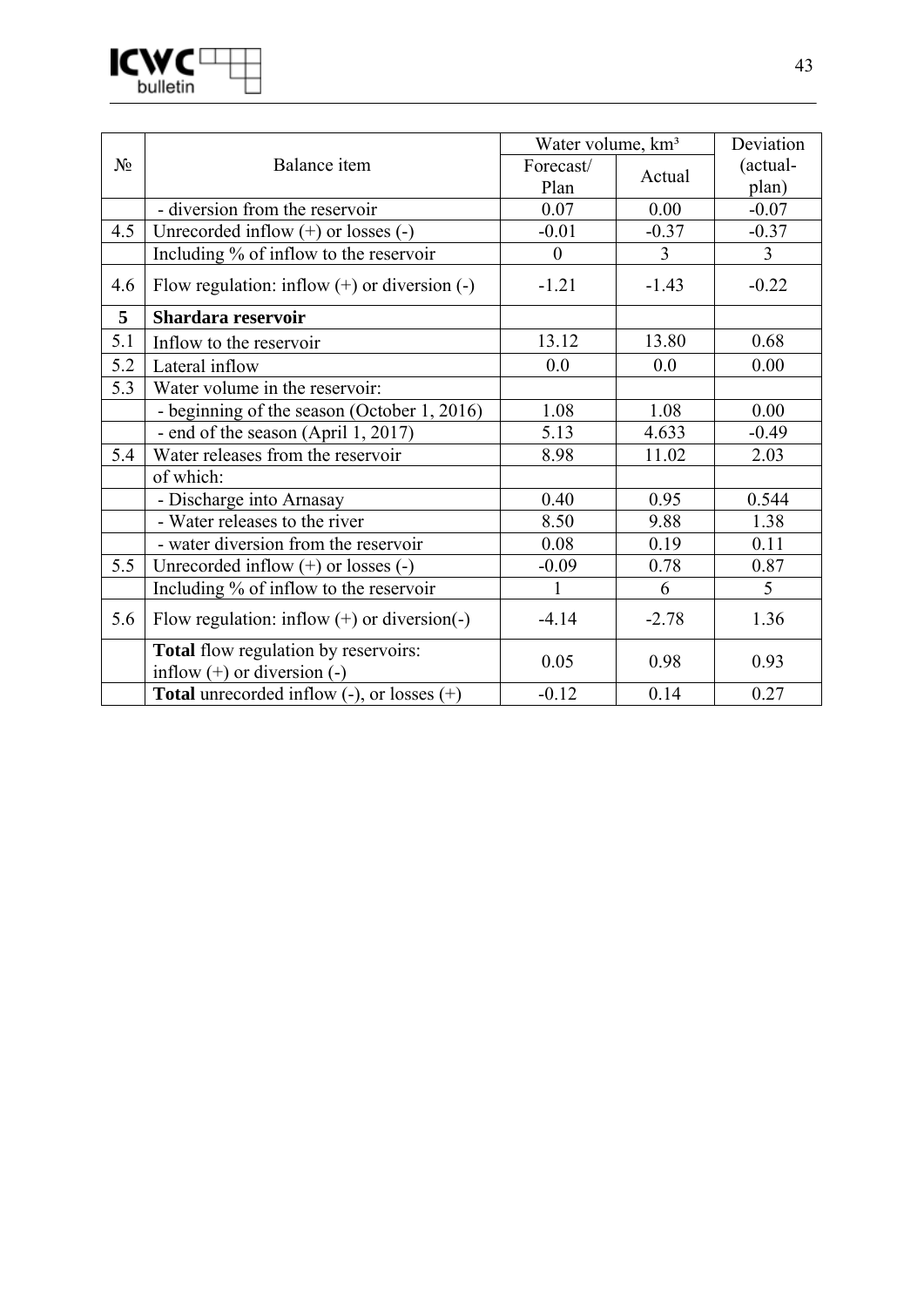| № | Balance item | Water volume, km³ | | Deviation (actual-plan) |
|---|---|---|---|---|
| | | Forecast/ Plan | Actual | |
| | - diversion from the reservoir | 0.07 | 0.00 | -0.07 |
| 4.5 | Unrecorded inflow (+) or losses (-) | -0.01 | -0.37 | -0.37 |
| | Including % of inflow to the reservoir | 0 | 3 | 3 |
| 4.6 | Flow regulation: inflow (+) or diversion (-) | -1.21 | -1.43 | -0.22 |
| **5** | **Shardara reservoir** | | | |
| 5.1 | Inflow to the reservoir | 13.12 | 13.80 | 0.68 |
| 5.2 | Lateral inflow | 0.0 | 0.0 | 0.00 |
| 5.3 | Water volume in the reservoir: | | | |
| | - beginning of the season (October 1, 2016) | 1.08 | 1.08 | 0.00 |
| | - end of the season (April 1, 2017) | 5.13 | 4.633 | -0.49 |
| 5.4 | Water releases from the reservoir | 8.98 | 11.02 | 2.03 |
| | of which: | | | |
| | - Discharge into Arnasay | 0.40 | 0.95 | 0.544 |
| | - Water releases to the river | 8.50 | 9.88 | 1.38 |
| | - water diversion from the reservoir | 0.08 | 0.19 | 0.11 |
| 5.5 | Unrecorded inflow (+) or losses (-) | -0.09 | 0.78 | 0.87 |
| | Including % of inflow to the reservoir | 1 | 6 | 5 |
| 5.6 | Flow regulation: inflow (+) or diversion(-) | -4.14 | -2.78 | 1.36 |
| | **Total** flow regulation by reservoirs: inflow (+) or diversion (-) | 0.05 | 0.98 | 0.93 |
| | **Total** unrecorded inflow (-), or losses (+) | -0.12 | 0.14 | 0.27 |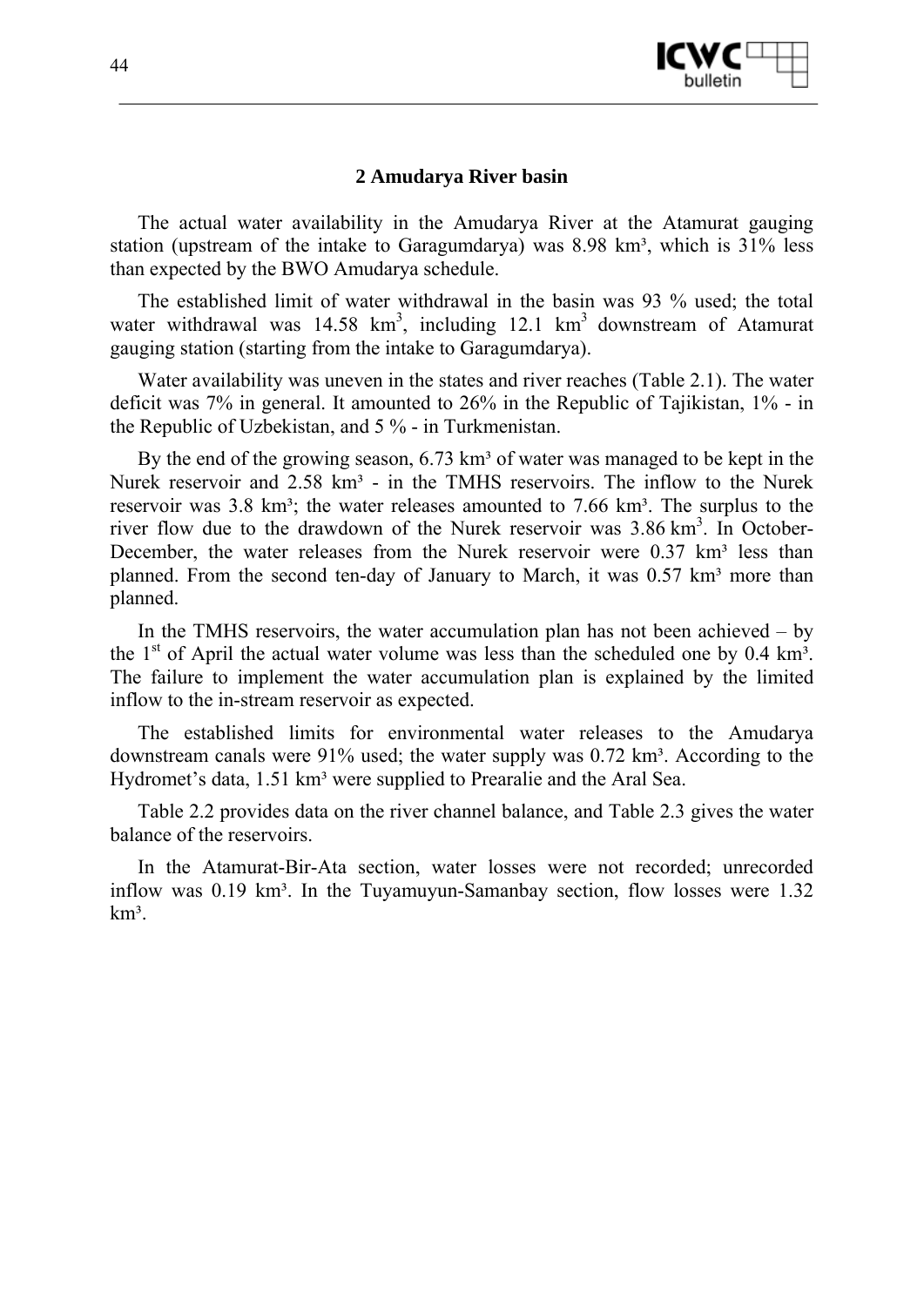## 2 Amudarya River basin

The actual water availability in the Amudarya River at the Atamurat gauging station (upstream of the intake to Garagumdarya) was 8.98 km³, which is 31% less than expected by the BWO Amudarya schedule.

The established limit of water withdrawal in the basin was 93 % used; the total water withdrawal was 14.58 km$^3$, including 12.1 km$^3$ downstream of Atamurat gauging station (starting from the intake to Garagumdarya).

Water availability was uneven in the states and river reaches (Table 2.1). The water deficit was 7% in general. It amounted to 26% in the Republic of Tajikistan, 1% - in the Republic of Uzbekistan, and 5 % - in Turkmenistan.

By the end of the growing season, 6.73 km³ of water was managed to be kept in the Nurek reservoir and 2.58 km³ - in the TMHS reservoirs. The inflow to the Nurek reservoir was 3.8 km³; the water releases amounted to 7.66 km³. The surplus to the river flow due to the drawdown of the Nurek reservoir was 3.86 km$^3$. In October-December, the water releases from the Nurek reservoir were 0.37 km³ less than planned. From the second ten-day of January to March, it was 0.57 km³ more than planned.

In the TMHS reservoirs, the water accumulation plan has not been achieved – by the 1st of April the actual water volume was less than the scheduled one by 0.4 km³. The failure to implement the water accumulation plan is explained by the limited inflow to the in-stream reservoir as expected.

The established limits for environmental water releases to the Amudarya downstream canals were 91% used; the water supply was 0.72 km³. According to the Hydromet's data, 1.51 km³ were supplied to Prearalie and the Aral Sea.

Table 2.2 provides data on the river channel balance, and Table 2.3 gives the water balance of the reservoirs.

In the Atamurat-Bir-Ata section, water losses were not recorded; unrecorded inflow was 0.19 km³. In the Tuyamuyun-Samanbay section, flow losses were 1.32 km³.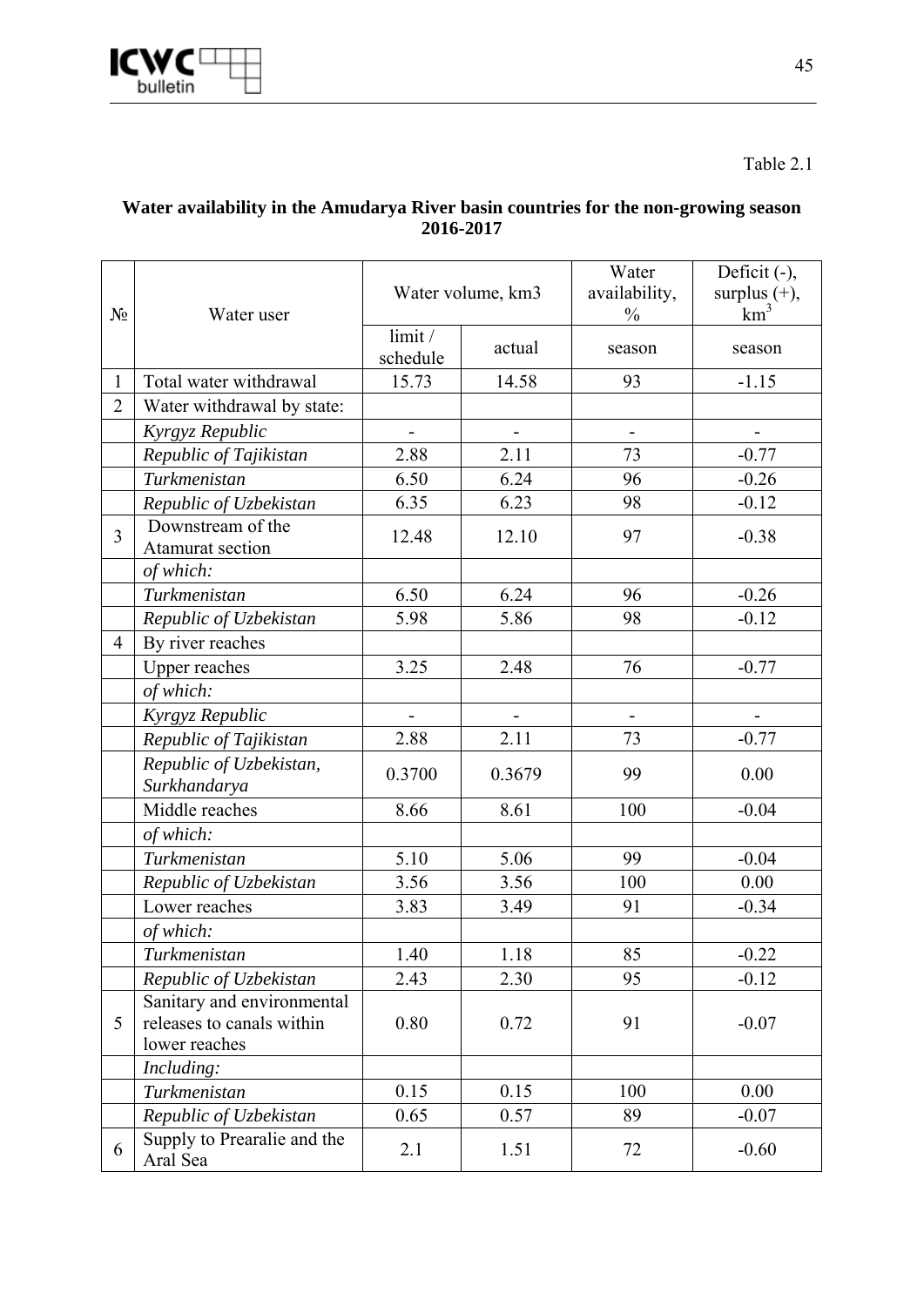Table 2.1

**Water availability in the Amudarya River basin countries for the non-growing season 2016-2017**

| № | Water user | Water volume, km3 | | Water availability, % | Deficit (-), surplus (+), $km^3$ |
|---|---|---|---|---|---|
| | | limit / schedule | actual | season | season |
| 1 | Total water withdrawal | 15.73 | 14.58 | 93 | -1.15 |
| 2 | Water withdrawal by state: | | | | |
| | *Kyrgyz Republic* | - | - | - | - |
| | *Republic of Tajikistan* | 2.88 | 2.11 | 73 | -0.77 |
| | *Turkmenistan* | 6.50 | 6.24 | 96 | -0.26 |
| | *Republic of Uzbekistan* | 6.35 | 6.23 | 98 | -0.12 |
| 3 | Downstream of the Atamurat section | 12.48 | 12.10 | 97 | -0.38 |
| | *of which:* | | | | |
| | *Turkmenistan* | 6.50 | 6.24 | 96 | -0.26 |
| | *Republic of Uzbekistan* | 5.98 | 5.86 | 98 | -0.12 |
| 4 | By river reaches | | | | |
| | Upper reaches | 3.25 | 2.48 | 76 | -0.77 |
| | *of which:* | | | | |
| | *Kyrgyz Republic* | - | - | - | - |
| | *Republic of Tajikistan* | 2.88 | 2.11 | 73 | -0.77 |
| | *Republic of Uzbekistan, Surkhandarya* | 0.3700 | 0.3679 | 99 | 0.00 |
| | Middle reaches | 8.66 | 8.61 | 100 | -0.04 |
| | *of which:* | | | | |
| | *Turkmenistan* | 5.10 | 5.06 | 99 | -0.04 |
| | *Republic of Uzbekistan* | 3.56 | 3.56 | 100 | 0.00 |
| | Lower reaches | 3.83 | 3.49 | 91 | -0.34 |
| | *of which:* | | | | |
| | *Turkmenistan* | 1.40 | 1.18 | 85 | -0.22 |
| | *Republic of Uzbekistan* | 2.43 | 2.30 | 95 | -0.12 |
| 5 | Sanitary and environmental releases to canals within lower reaches | 0.80 | 0.72 | 91 | -0.07 |
| | *Including:* | | | | |
| | *Turkmenistan* | 0.15 | 0.15 | 100 | 0.00 |
| | *Republic of Uzbekistan* | 0.65 | 0.57 | 89 | -0.07 |
| 6 | Supply to Prearalie and the Aral Sea | 2.1 | 1.51 | 72 | -0.60 |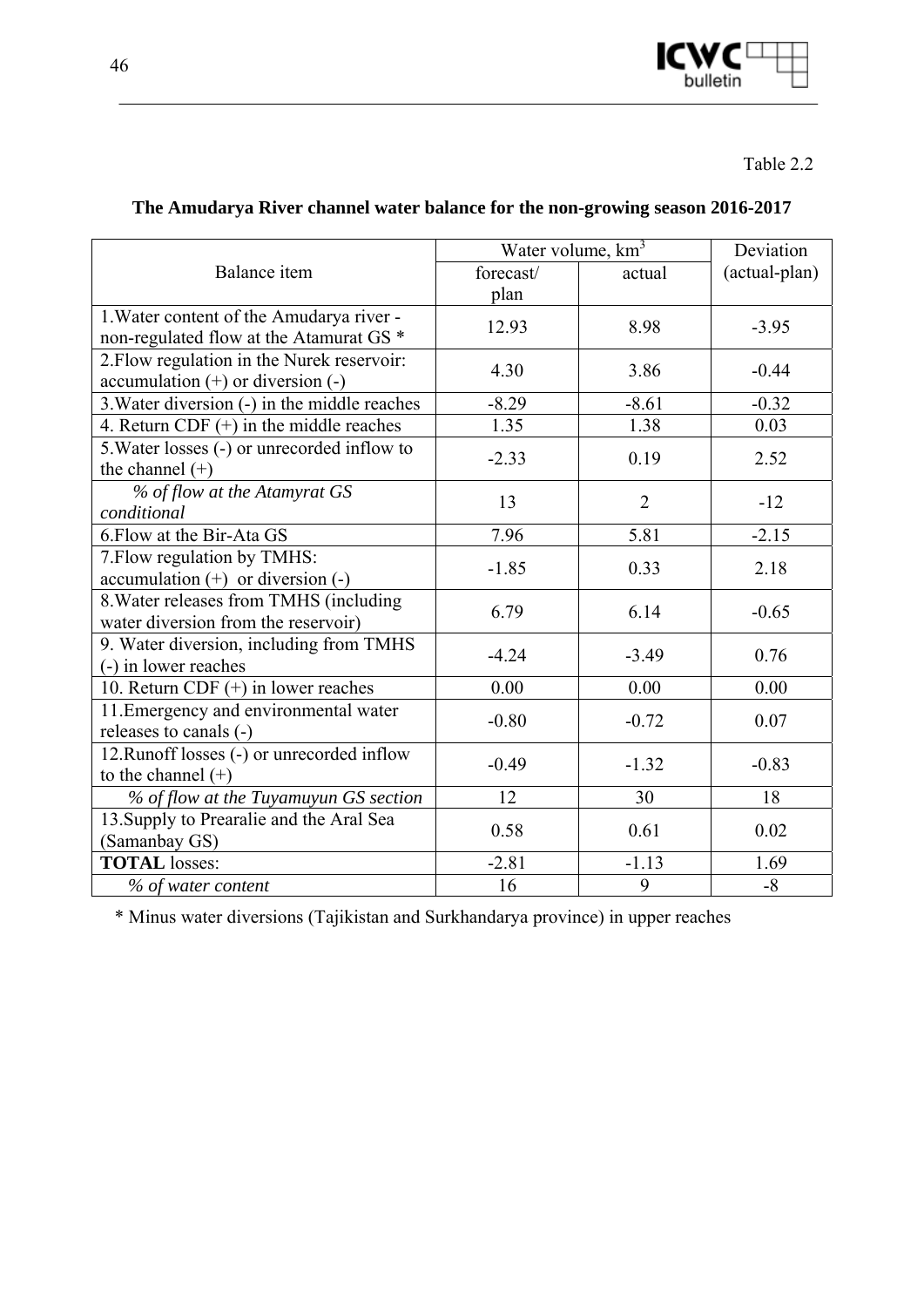Table 2.2

**The Amudarya River channel water balance for the non-growing season 2016-2017**

| Balance item | Water volume, km$^3$ | | Deviation (actual-plan) |
|---|---|---|---|
| | forecast/ plan | actual | |
| 1.Water content of the Amudarya river - non-regulated flow at the Atamurat GS * | 12.93 | 8.98 | -3.95 |
| 2.Flow regulation in the Nurek reservoir: accumulation (+) or diversion (-) | 4.30 | 3.86 | -0.44 |
| 3.Water diversion (-) in the middle reaches | -8.29 | -8.61 | -0.32 |
| 4. Return CDF (+) in the middle reaches | 1.35 | 1.38 | 0.03 |
| 5.Water losses (-) or unrecorded inflow to the channel (+) | -2.33 | 0.19 | 2.52 |
| *% of flow at the Atamyrat GS conditional* | 13 | 2 | -12 |
| 6.Flow at the Bir-Ata GS | 7.96 | 5.81 | -2.15 |
| 7.Flow regulation by TMHS: accumulation (+) or diversion (-) | -1.85 | 0.33 | 2.18 |
| 8.Water releases from TMHS (including water diversion from the reservoir) | 6.79 | 6.14 | -0.65 |
| 9. Water diversion, including from TMHS (-) in lower reaches | -4.24 | -3.49 | 0.76 |
| 10. Return CDF (+) in lower reaches | 0.00 | 0.00 | 0.00 |
| 11.Emergency and environmental water releases to canals (-) | -0.80 | -0.72 | 0.07 |
| 12.Runoff losses (-) or unrecorded inflow to the channel (+) | -0.49 | -1.32 | -0.83 |
| *% of flow at the Tuyamuyun GS section* | 12 | 30 | 18 |
| 13.Supply to Prearalie and the Aral Sea (Samanbay GS) | 0.58 | 0.61 | 0.02 |
| **TOTAL** losses: | -2.81 | -1.13 | 1.69 |
| *% of water content* | 16 | 9 | -8 |

\* Minus water diversions (Tajikistan and Surkhandarya province) in upper reaches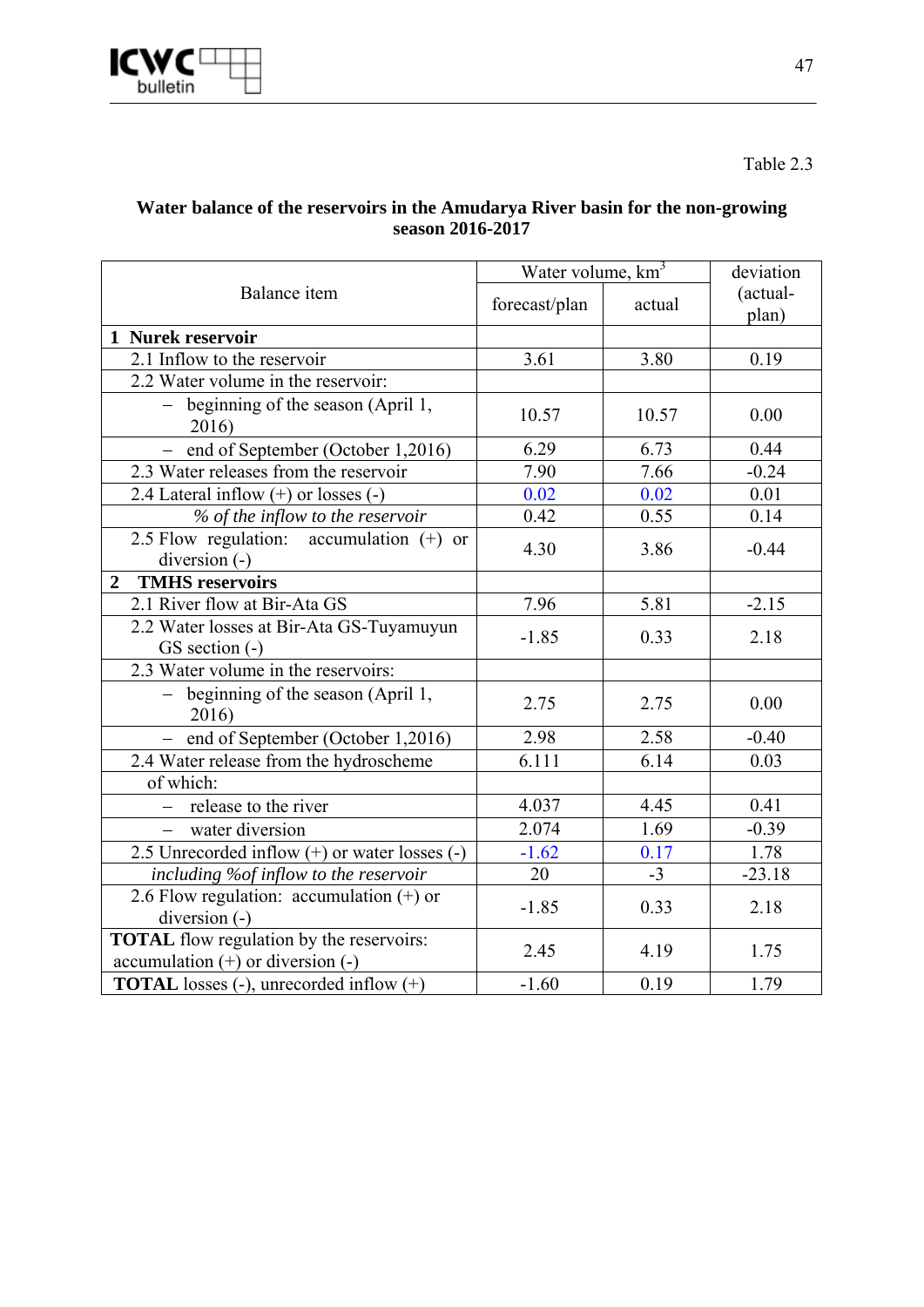Table 2.3

**Water balance of the reservoirs in the Amudarya River basin for the non-growing season 2016-2017**

| Balance item | Water volume, km$^3$ | | deviation (actual-plan) |
|---|---|---|---|
| | forecast/plan | actual | |
| **1 Nurek reservoir** | | | |
| 2.1 Inflow to the reservoir | 3.61 | 3.80 | 0.19 |
| 2.2 Water volume in the reservoir: | | | |
| – beginning of the season (April 1, 2016) | 10.57 | 10.57 | 0.00 |
| – end of September (October 1,2016) | 6.29 | 6.73 | 0.44 |
| 2.3 Water releases from the reservoir | 7.90 | 7.66 | -0.24 |
| 2.4 Lateral inflow (+) or losses (-) | 0.02 | 0.02 | 0.01 |
| *% of the inflow to the reservoir* | 0.42 | 0.55 | 0.14 |
| 2.5 Flow regulation: accumulation (+) or diversion (-) | 4.30 | 3.86 | -0.44 |
| **2 TMHS reservoirs** | | | |
| 2.1 River flow at Bir-Ata GS | 7.96 | 5.81 | -2.15 |
| 2.2 Water losses at Bir-Ata GS-Tuyamuyun GS section (-) | -1.85 | 0.33 | 2.18 |
| 2.3 Water volume in the reservoirs: | | | |
| – beginning of the season (April 1, 2016) | 2.75 | 2.75 | 0.00 |
| – end of September (October 1,2016) | 2.98 | 2.58 | -0.40 |
| 2.4 Water release from the hydroscheme | 6.111 | 6.14 | 0.03 |
| of which: | | | |
| – release to the river | 4.037 | 4.45 | 0.41 |
| – water diversion | 2.074 | 1.69 | -0.39 |
| 2.5 Unrecorded inflow (+) or water losses (-) | -1.62 | 0.17 | 1.78 |
| *including %of inflow to the reservoir* | 20 | -3 | -23.18 |
| 2.6 Flow regulation: accumulation (+) or diversion (-) | -1.85 | 0.33 | 2.18 |
| **TOTAL** flow regulation by the reservoirs: accumulation (+) or diversion (-) | 2.45 | 4.19 | 1.75 |
| **TOTAL** losses (-), unrecorded inflow (+) | -1.60 | 0.19 | 1.79 |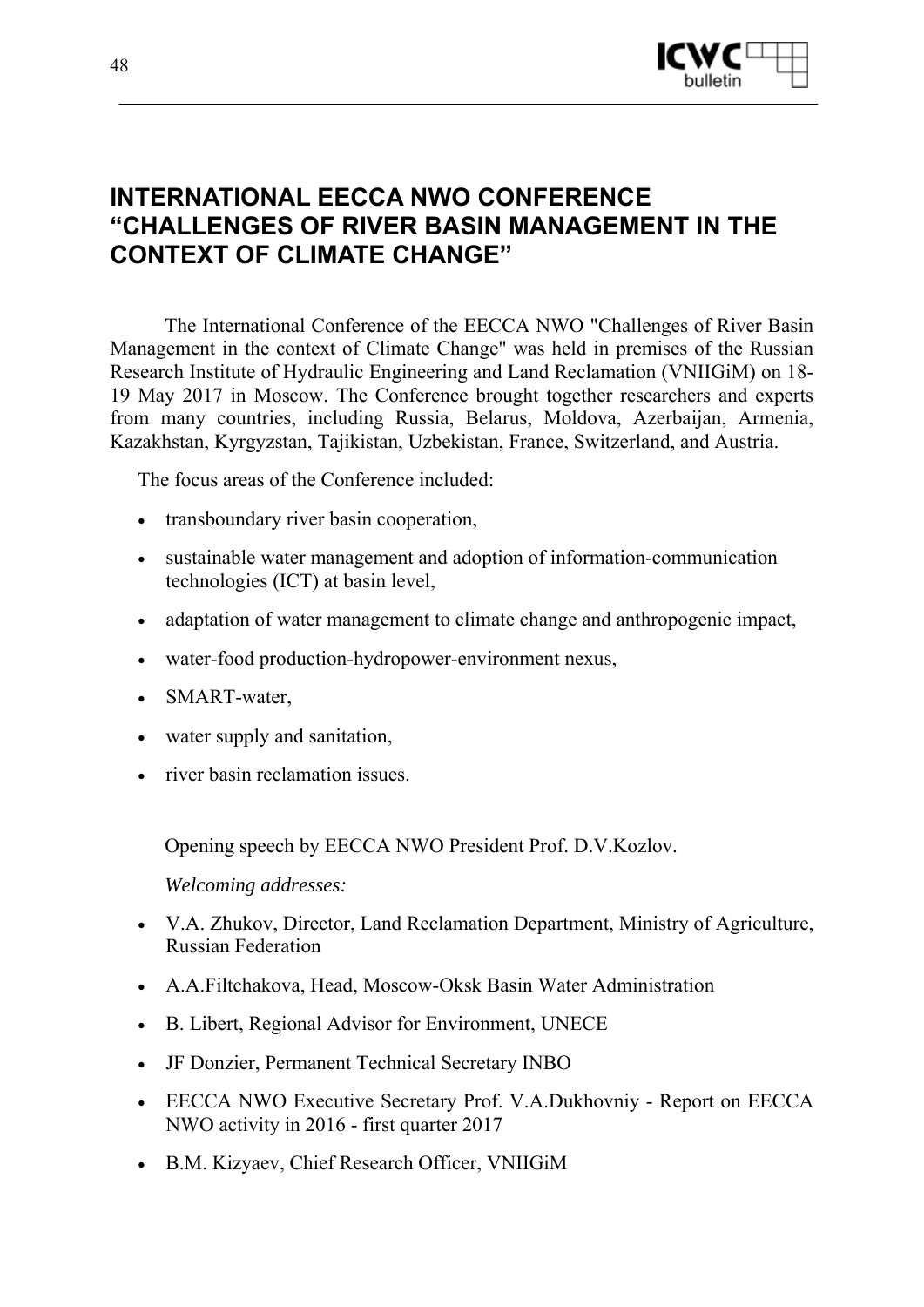# INTERNATIONAL EECCA NWO CONFERENCE "CHALLENGES OF RIVER BASIN MANAGEMENT IN THE CONTEXT OF CLIMATE CHANGE"

The International Conference of the EECCA NWO "Challenges of River Basin Management in the context of Climate Change" was held in premises of the Russian Research Institute of Hydraulic Engineering and Land Reclamation (VNIIGiM) on 18-19 May 2017 in Moscow. The Conference brought together researchers and experts from many countries, including Russia, Belarus, Moldova, Azerbaijan, Armenia, Kazakhstan, Kyrgyzstan, Tajikistan, Uzbekistan, France, Switzerland, and Austria.

The focus areas of the Conference included:

- transboundary river basin cooperation,
- sustainable water management and adoption of information-communication technologies (ICT) at basin level,
- adaptation of water management to climate change and anthropogenic impact,
- water-food production-hydropower-environment nexus,
- SMART-water,
- water supply and sanitation,
- river basin reclamation issues.

Opening speech by EECCA NWO President Prof. D.V.Kozlov.

*Welcoming addresses:*

- V.A. Zhukov, Director, Land Reclamation Department, Ministry of Agriculture, Russian Federation
- A.A.Filtchakova, Head, Moscow-Oksk Basin Water Administration
- B. Libert, Regional Advisor for Environment, UNECE
- JF Donzier, Permanent Technical Secretary INBO
- EECCA NWO Executive Secretary Prof. V.A.Dukhovniy - Report on EECCA NWO activity in 2016 - first quarter 2017
- B.M. Kizyaev, Chief Research Officer, VNIIGiM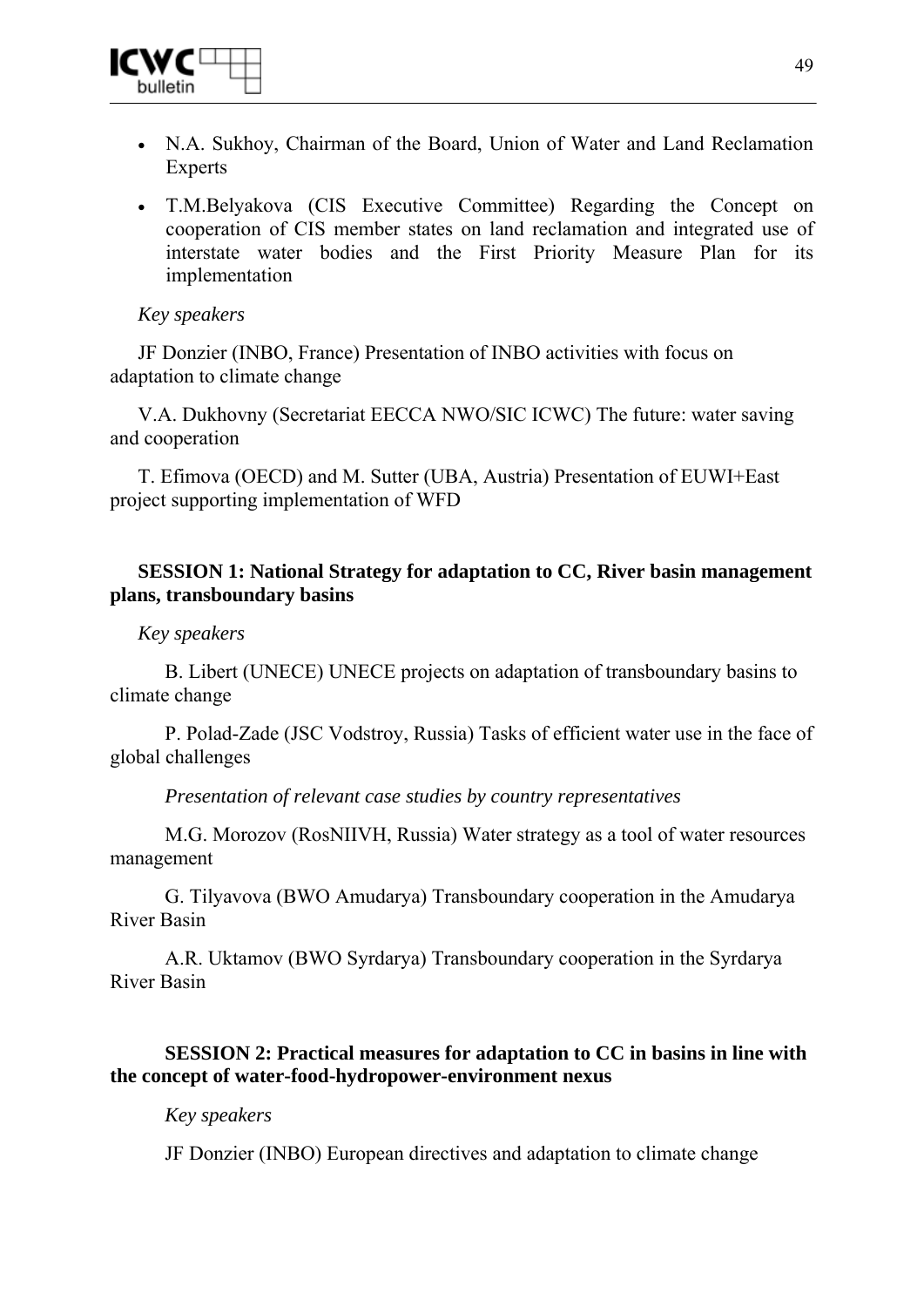- N.A. Sukhoy, Chairman of the Board, Union of Water and Land Reclamation Experts
- T.M.Belyakova (CIS Executive Committee) Regarding the Concept on cooperation of CIS member states on land reclamation and integrated use of interstate water bodies and the First Priority Measure Plan for its implementation

*Key speakers*

JF Donzier (INBO, France) Presentation of INBO activities with focus on adaptation to climate change

V.A. Dukhovny (Secretariat EECCA NWO/SIC ICWC) The future: water saving and cooperation

T. Efimova (OECD) and M. Sutter (UBA, Austria) Presentation of EUWI+East project supporting implementation of WFD

**SESSION 1: National Strategy for adaptation to CC, River basin management plans, transboundary basins**

*Key speakers*

B. Libert (UNECE) UNECE projects on adaptation of transboundary basins to climate change

P. Polad-Zade (JSC Vodstroy, Russia) Tasks of efficient water use in the face of global challenges

*Presentation of relevant case studies by country representatives*

M.G. Morozov (RosNIIVH, Russia) Water strategy as a tool of water resources management

G. Tilyavova (BWO Amudarya) Transboundary cooperation in the Amudarya River Basin

A.R. Uktamov (BWO Syrdarya) Transboundary cooperation in the Syrdarya River Basin

**SESSION 2: Practical measures for adaptation to CC in basins in line with the concept of water-food-hydropower-environment nexus**

*Key speakers*

JF Donzier (INBO) European directives and adaptation to climate change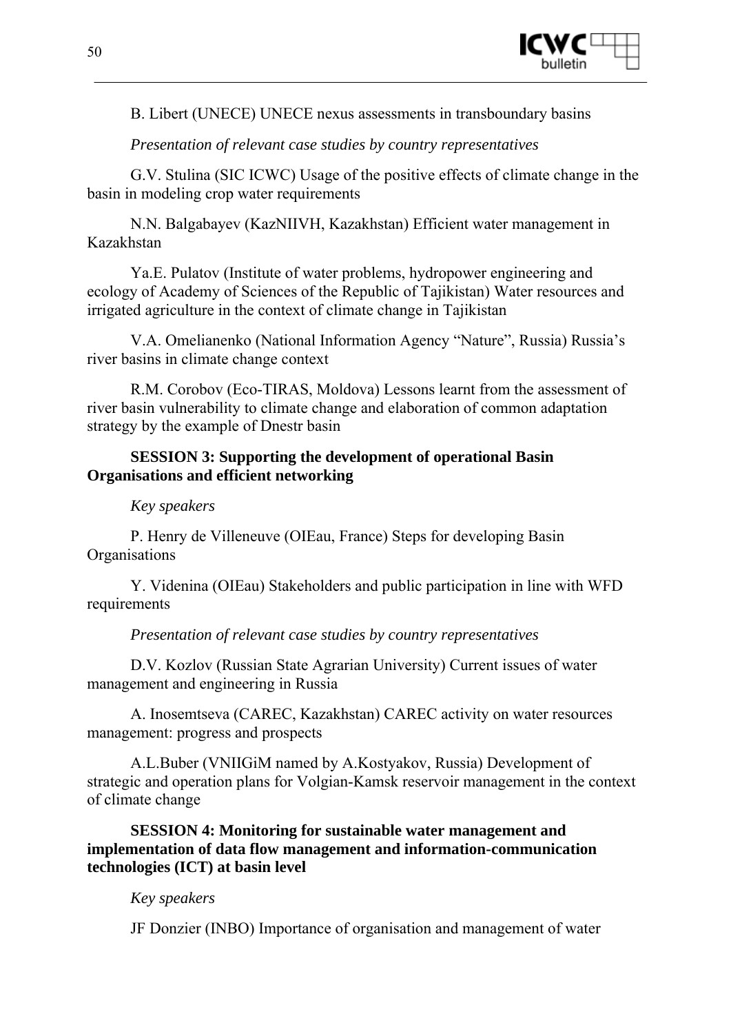B. Libert (UNECE) UNECE nexus assessments in transboundary basins

*Presentation of relevant case studies by country representatives*

G.V. Stulina (SIC ICWC) Usage of the positive effects of climate change in the basin in modeling crop water requirements

N.N. Balgabayev (KazNIIVH, Kazakhstan) Efficient water management in Kazakhstan

Ya.E. Pulatov (Institute of water problems, hydropower engineering and ecology of Academy of Sciences of the Republic of Tajikistan) Water resources and irrigated agriculture in the context of climate change in Tajikistan

V.A. Omelianenko (National Information Agency "Nature", Russia) Russia's river basins in climate change context

R.M. Corobov (Eco-TIRAS, Moldova) Lessons learnt from the assessment of river basin vulnerability to climate change and elaboration of common adaptation strategy by the example of Dnestr basin

**SESSION 3: Supporting the development of operational Basin Organisations and efficient networking**

*Key speakers*

P. Henry de Villeneuve (OIEau, France) Steps for developing Basin Organisations

Y. Videnina (OIEau) Stakeholders and public participation in line with WFD requirements

*Presentation of relevant case studies by country representatives*

D.V. Kozlov (Russian State Agrarian University) Current issues of water management and engineering in Russia

A. Inosemtseva (CAREC, Kazakhstan) CAREC activity on water resources management: progress and prospects

A.L.Buber (VNIIGiM named by A.Kostyakov, Russia) Development of strategic and operation plans for Volgian-Kamsk reservoir management in the context of climate change

**SESSION 4: Monitoring for sustainable water management and implementation of data flow management and information-communication technologies (ICT) at basin level**

*Key speakers*

JF Donzier (INBO) Importance of organisation and management of water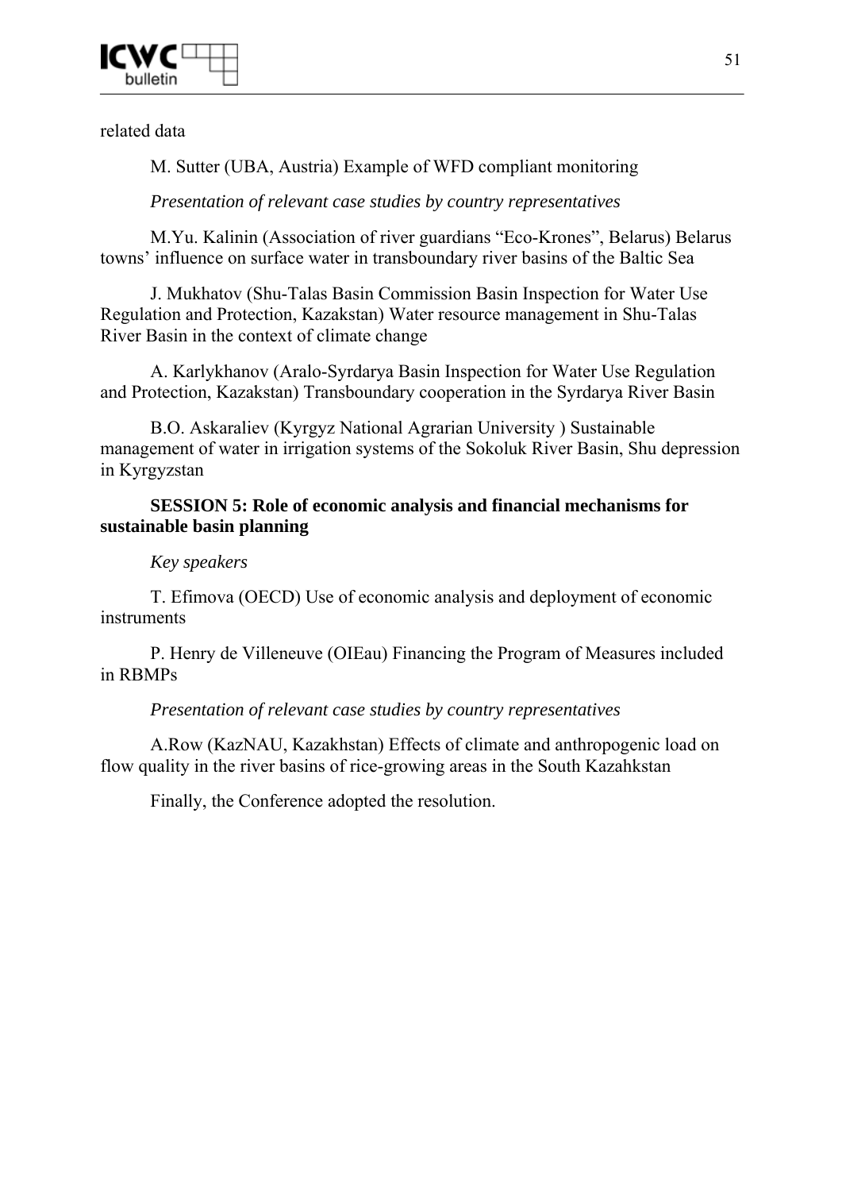related data

M. Sutter (UBA, Austria) Example of WFD compliant monitoring

*Presentation of relevant case studies by country representatives*

M.Yu. Kalinin (Association of river guardians “Eco-Krones”, Belarus) Belarus towns’ influence on surface water in transboundary river basins of the Baltic Sea

J. Mukhatov (Shu-Talas Basin Commission Basin Inspection for Water Use Regulation and Protection, Kazakstan) Water resource management in Shu-Talas River Basin in the context of climate change

A. Karlykhanov (Aralo-Syrdarya Basin Inspection for Water Use Regulation and Protection, Kazakstan) Transboundary cooperation in the Syrdarya River Basin

B.O. Askaraliev (Kyrgyz National Agrarian University ) Sustainable management of water in irrigation systems of the Sokoluk River Basin, Shu depression in Kyrgyzstan

**SESSION 5: Role of economic analysis and financial mechanisms for sustainable basin planning**

*Key speakers*

T. Efimova (OECD) Use of economic analysis and deployment of economic instruments

P. Henry de Villeneuve (OIEau) Financing the Program of Measures included in RBMPs

*Presentation of relevant case studies by country representatives*

A.Row (KazNAU, Kazakhstan) Effects of climate and anthropogenic load on flow quality in the river basins of rice-growing areas in the South Kazahkstan

Finally, the Conference adopted the resolution.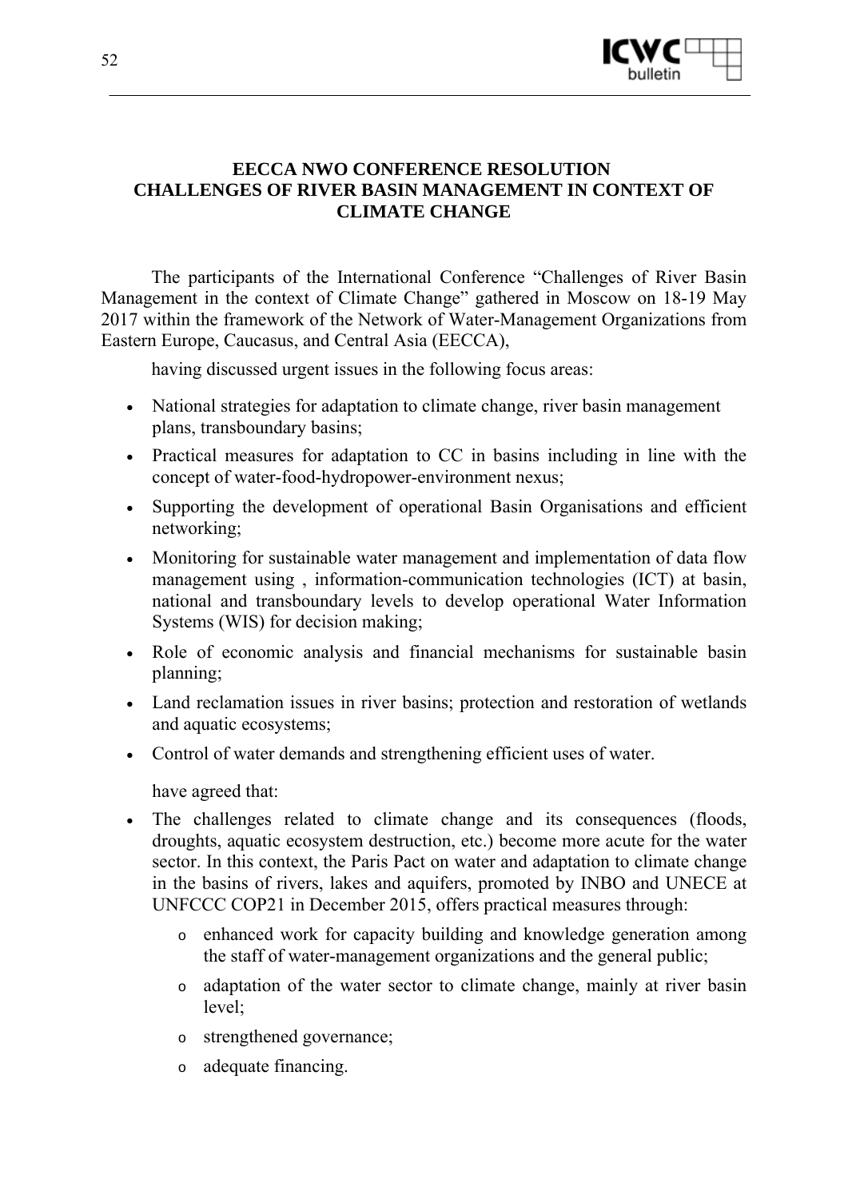# EECCA NWO CONFERENCE RESOLUTION
# CHALLENGES OF RIVER BASIN MANAGEMENT IN CONTEXT OF CLIMATE CHANGE

The participants of the International Conference “Challenges of River Basin Management in the context of Climate Change” gathered in Moscow on 18-19 May 2017 within the framework of the Network of Water-Management Organizations from Eastern Europe, Caucasus, and Central Asia (EECCA),

having discussed urgent issues in the following focus areas:

- National strategies for adaptation to climate change, river basin management plans, transboundary basins;
- Practical measures for adaptation to CC in basins including in line with the concept of water-food-hydropower-environment nexus;
- Supporting the development of operational Basin Organisations and efficient networking;
- Monitoring for sustainable water management and implementation of data flow management using , information-communication technologies (ICT) at basin, national and transboundary levels to develop operational Water Information Systems (WIS) for decision making;
- Role of economic analysis and financial mechanisms for sustainable basin planning;
- Land reclamation issues in river basins; protection and restoration of wetlands and aquatic ecosystems;
- Control of water demands and strengthening efficient uses of water.

have agreed that:

- The challenges related to climate change and its consequences (floods, droughts, aquatic ecosystem destruction, etc.) become more acute for the water sector. In this context, the Paris Pact on water and adaptation to climate change in the basins of rivers, lakes and aquifers, promoted by INBO and UNECE at UNFCCC COP21 in December 2015, offers practical measures through:
    - enhanced work for capacity building and knowledge generation among the staff of water-management organizations and the general public;
    - adaptation of the water sector to climate change, mainly at river basin level;
    - strengthened governance;
    - adequate financing.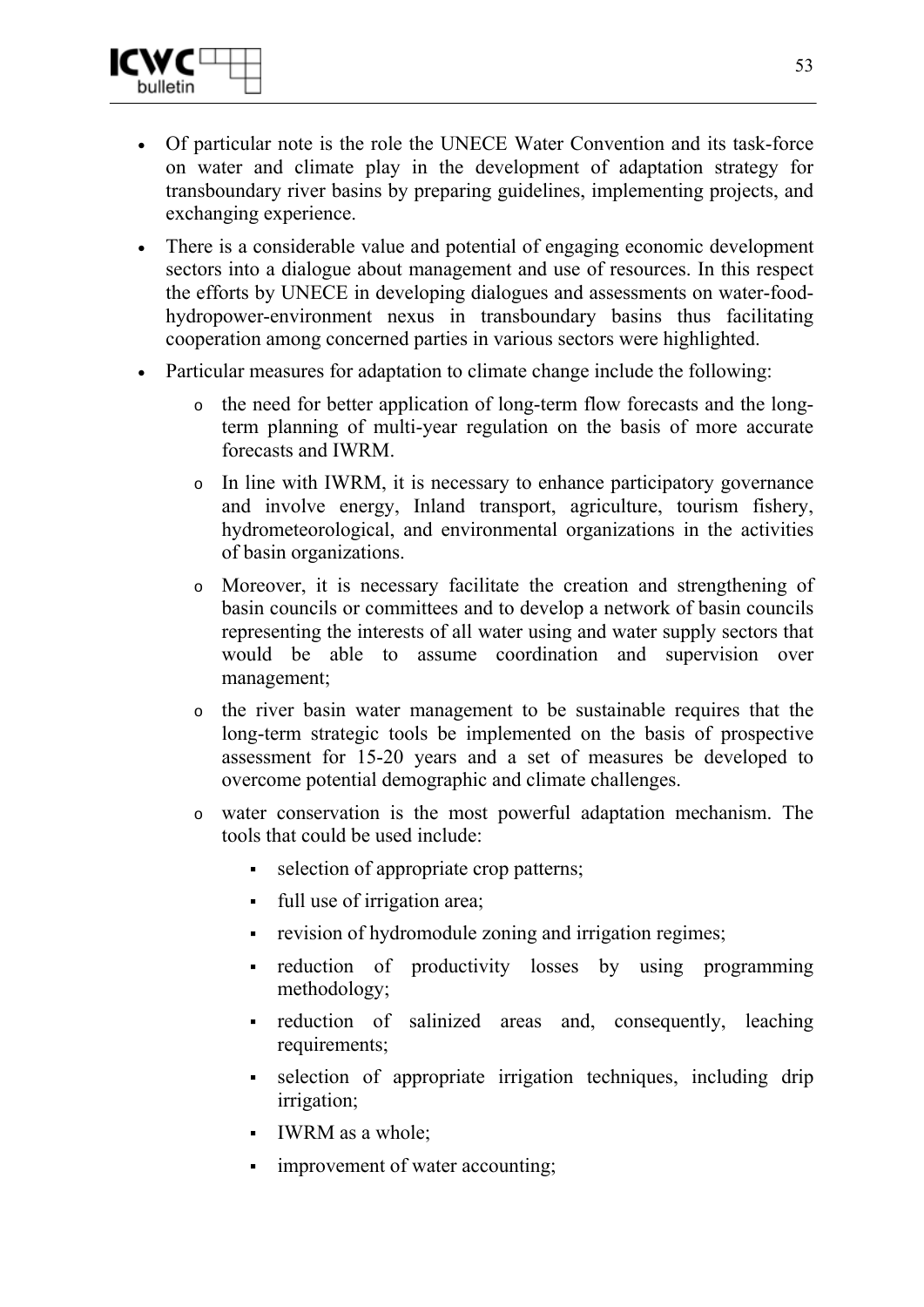- Of particular note is the role the UNECE Water Convention and its task-force on water and climate play in the development of adaptation strategy for transboundary river basins by preparing guidelines, implementing projects, and exchanging experience.
- There is a considerable value and potential of engaging economic development sectors into a dialogue about management and use of resources. In this respect the efforts by UNECE in developing dialogues and assessments on water-food-hydropower-environment nexus in transboundary basins thus facilitating cooperation among concerned parties in various sectors were highlighted.
- Particular measures for adaptation to climate change include the following:
    - the need for better application of long-term flow forecasts and the long-term planning of multi-year regulation on the basis of more accurate forecasts and IWRM.
    - In line with IWRM, it is necessary to enhance participatory governance and involve energy, Inland transport, agriculture, tourism fishery, hydrometeorological, and environmental organizations in the activities of basin organizations.
    - Moreover, it is necessary facilitate the creation and strengthening of basin councils or committees and to develop a network of basin councils representing the interests of all water using and water supply sectors that would be able to assume coordination and supervision over management;
    - the river basin water management to be sustainable requires that the long-term strategic tools be implemented on the basis of prospective assessment for 15-20 years and a set of measures be developed to overcome potential demographic and climate challenges.
    - water conservation is the most powerful adaptation mechanism. The tools that could be used include:
        - selection of appropriate crop patterns;
        - full use of irrigation area;
        - revision of hydromodule zoning and irrigation regimes;
        - reduction of productivity losses by using programming methodology;
        - reduction of salinized areas and, consequently, leaching requirements;
        - selection of appropriate irrigation techniques, including drip irrigation;
        - IWRM as a whole;
        - improvement of water accounting;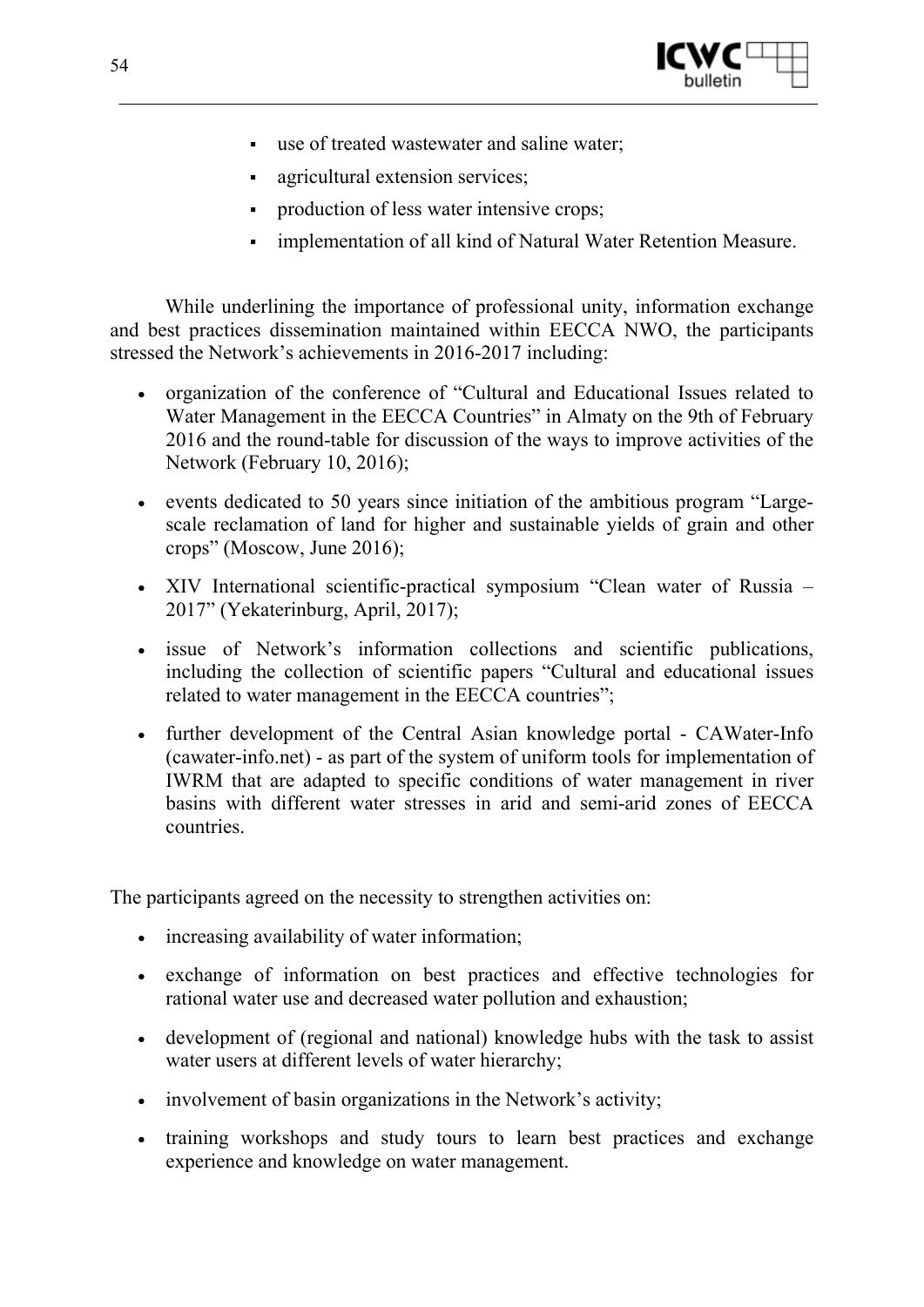- use of treated wastewater and saline water;
- agricultural extension services;
- production of less water intensive crops;
- implementation of all kind of Natural Water Retention Measure.

While underlining the importance of professional unity, information exchange and best practices dissemination maintained within EECCA NWO, the participants stressed the Network's achievements in 2016-2017 including:

- organization of the conference of "Cultural and Educational Issues related to Water Management in the EECCA Countries" in Almaty on the 9th of February 2016 and the round-table for discussion of the ways to improve activities of the Network (February 10, 2016);
- events dedicated to 50 years since initiation of the ambitious program "Large-scale reclamation of land for higher and sustainable yields of grain and other crops" (Moscow, June 2016);
- XIV International scientific-practical symposium "Clean water of Russia – 2017" (Yekaterinburg, April, 2017);
- issue of Network's information collections and scientific publications, including the collection of scientific papers "Cultural and educational issues related to water management in the EECCA countries";
- further development of the Central Asian knowledge portal - CAWater-Info (cawater-info.net) - as part of the system of uniform tools for implementation of IWRM that are adapted to specific conditions of water management in river basins with different water stresses in arid and semi-arid zones of EECCA countries.

The participants agreed on the necessity to strengthen activities on:

- increasing availability of water information;
- exchange of information on best practices and effective technologies for rational water use and decreased water pollution and exhaustion;
- development of (regional and national) knowledge hubs with the task to assist water users at different levels of water hierarchy;
- involvement of basin organizations in the Network's activity;
- training workshops and study tours to learn best practices and exchange experience and knowledge on water management.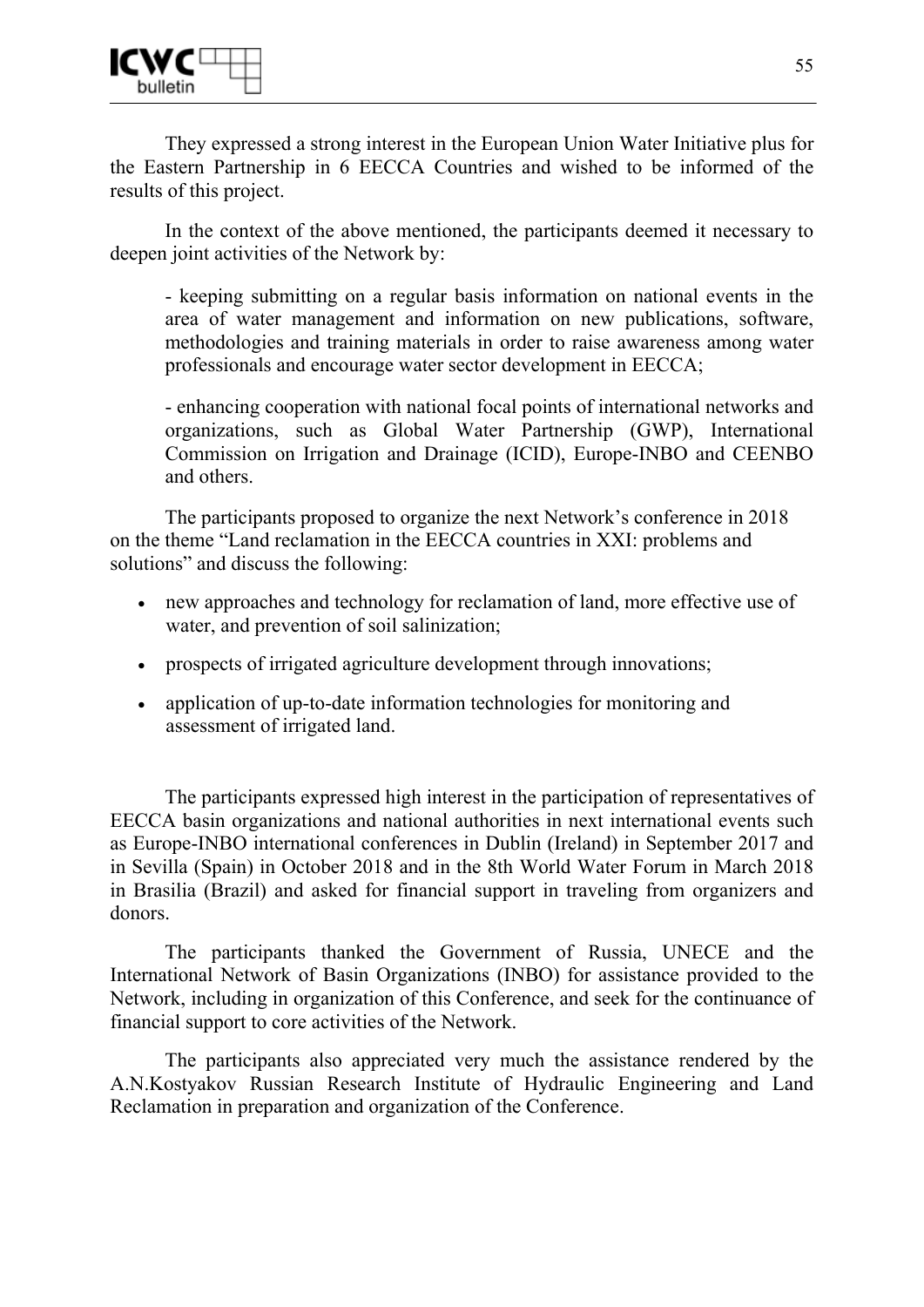They expressed a strong interest in the European Union Water Initiative plus for the Eastern Partnership in 6 EECCA Countries and wished to be informed of the results of this project.

In the context of the above mentioned, the participants deemed it necessary to deepen joint activities of the Network by:

- keeping submitting on a regular basis information on national events in the area of water management and information on new publications, software, methodologies and training materials in order to raise awareness among water professionals and encourage water sector development in EECCA;

- enhancing cooperation with national focal points of international networks and organizations, such as Global Water Partnership (GWP), International Commission on Irrigation and Drainage (ICID), Europe-INBO and CEENBO and others.

The participants proposed to organize the next Network's conference in 2018 on the theme "Land reclamation in the EECCA countries in XXI: problems and solutions" and discuss the following:

- new approaches and technology for reclamation of land, more effective use of water, and prevention of soil salinization;
- prospects of irrigated agriculture development through innovations;
- application of up-to-date information technologies for monitoring and assessment of irrigated land.

The participants expressed high interest in the participation of representatives of EECCA basin organizations and national authorities in next international events such as Europe-INBO international conferences in Dublin (Ireland) in September 2017 and in Sevilla (Spain) in October 2018 and in the 8th World Water Forum in March 2018 in Brasilia (Brazil) and asked for financial support in traveling from organizers and donors.

The participants thanked the Government of Russia, UNECE and the International Network of Basin Organizations (INBO) for assistance provided to the Network, including in organization of this Conference, and seek for the continuance of financial support to core activities of the Network.

The participants also appreciated very much the assistance rendered by the A.N.Kostyakov Russian Research Institute of Hydraulic Engineering and Land Reclamation in preparation and organization of the Conference.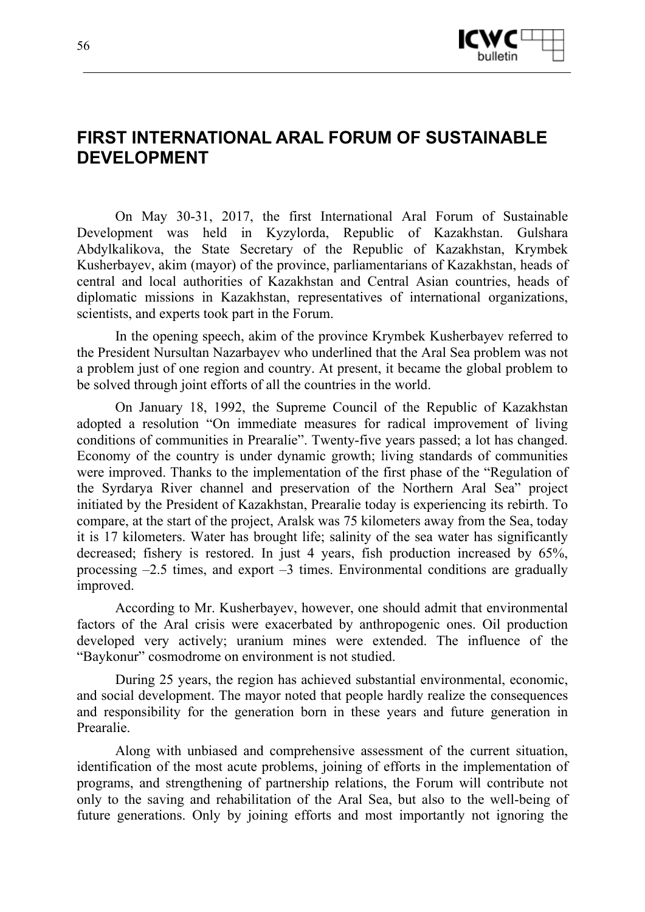# FIRST INTERNATIONAL ARAL FORUM OF SUSTAINABLE DEVELOPMENT

On May 30-31, 2017, the first International Aral Forum of Sustainable Development was held in Kyzylorda, Republic of Kazakhstan. Gulshara Abdylkalikova, the State Secretary of the Republic of Kazakhstan, Krymbek Kusherbayev, akim (mayor) of the province, parliamentarians of Kazakhstan, heads of central and local authorities of Kazakhstan and Central Asian countries, heads of diplomatic missions in Kazakhstan, representatives of international organizations, scientists, and experts took part in the Forum.

In the opening speech, akim of the province Krymbek Kusherbayev referred to the President Nursultan Nazarbayev who underlined that the Aral Sea problem was not a problem just of one region and country. At present, it became the global problem to be solved through joint efforts of all the countries in the world.

On January 18, 1992, the Supreme Council of the Republic of Kazakhstan adopted a resolution "On immediate measures for radical improvement of living conditions of communities in Prearalie". Twenty-five years passed; a lot has changed. Economy of the country is under dynamic growth; living standards of communities were improved. Thanks to the implementation of the first phase of the "Regulation of the Syrdarya River channel and preservation of the Northern Aral Sea" project initiated by the President of Kazakhstan, Prearalie today is experiencing its rebirth. To compare, at the start of the project, Aralsk was 75 kilometers away from the Sea, today it is 17 kilometers. Water has brought life; salinity of the sea water has significantly decreased; fishery is restored. In just 4 years, fish production increased by 65%, processing –2.5 times, and export –3 times. Environmental conditions are gradually improved.

According to Mr. Kusherbayev, however, one should admit that environmental factors of the Aral crisis were exacerbated by anthropogenic ones. Oil production developed very actively; uranium mines were extended. The influence of the "Baykonur" cosmodrome on environment is not studied.

During 25 years, the region has achieved substantial environmental, economic, and social development. The mayor noted that people hardly realize the consequences and responsibility for the generation born in these years and future generation in Prearalie.

Along with unbiased and comprehensive assessment of the current situation, identification of the most acute problems, joining of efforts in the implementation of programs, and strengthening of partnership relations, the Forum will contribute not only to the saving and rehabilitation of the Aral Sea, but also to the well-being of future generations. Only by joining efforts and most importantly not ignoring the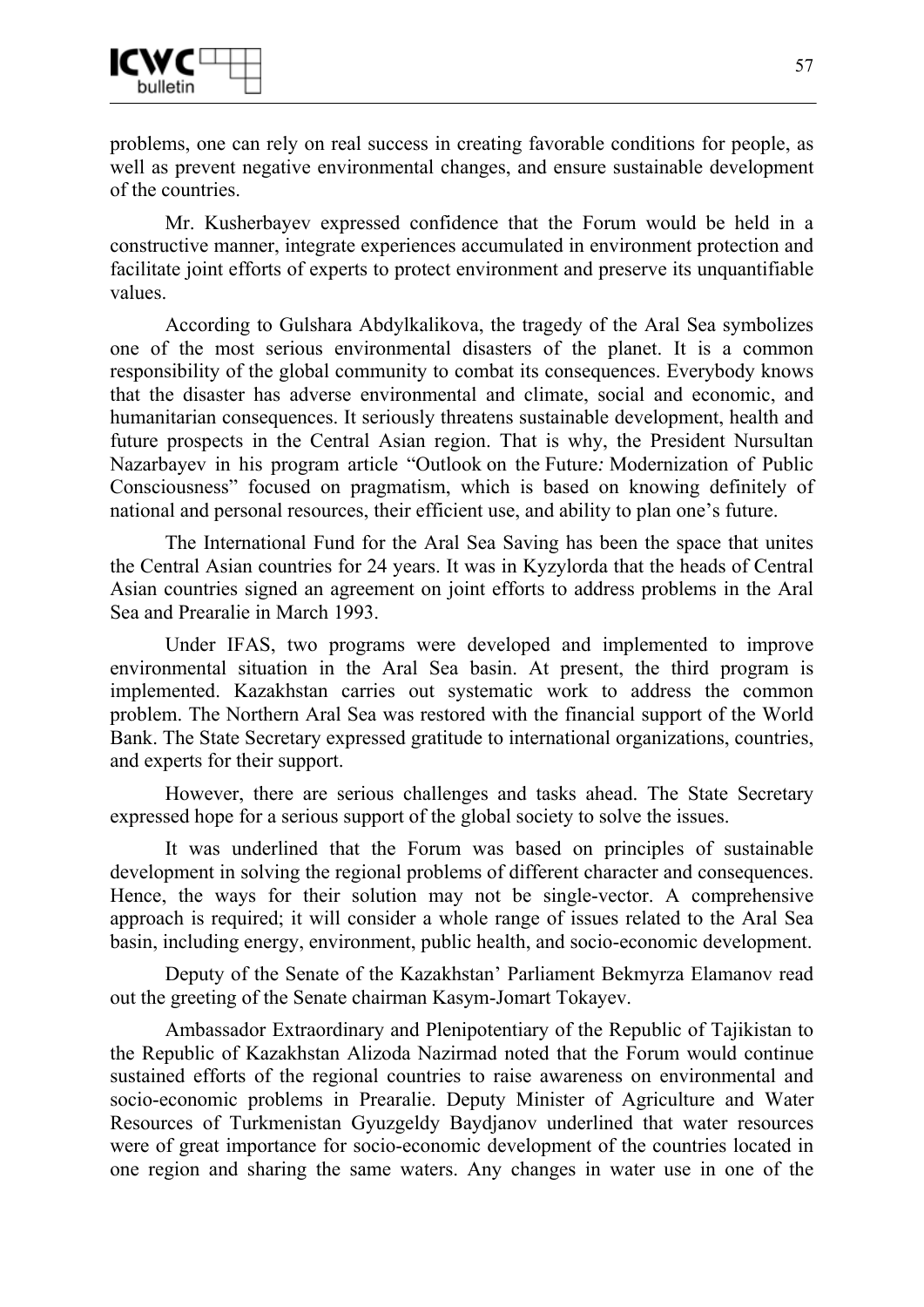problems, one can rely on real success in creating favorable conditions for people, as well as prevent negative environmental changes, and ensure sustainable development of the countries.

Mr. Kusherbayev expressed confidence that the Forum would be held in a constructive manner, integrate experiences accumulated in environment protection and facilitate joint efforts of experts to protect environment and preserve its unquantifiable values.

According to Gulshara Abdylkalikova, the tragedy of the Aral Sea symbolizes one of the most serious environmental disasters of the planet. It is a common responsibility of the global community to combat its consequences. Everybody knows that the disaster has adverse environmental and climate, social and economic, and humanitarian consequences. It seriously threatens sustainable development, health and future prospects in the Central Asian region. That is why, the President Nursultan Nazarbayev in his program article "Outlook on the Future*:* Modernization of Public Consciousness" focused on pragmatism, which is based on knowing definitely of national and personal resources, their efficient use, and ability to plan one's future.

The International Fund for the Aral Sea Saving has been the space that unites the Central Asian countries for 24 years. It was in Kyzylorda that the heads of Central Asian countries signed an agreement on joint efforts to address problems in the Aral Sea and Prearalie in March 1993.

Under IFAS, two programs were developed and implemented to improve environmental situation in the Aral Sea basin. At present, the third program is implemented. Kazakhstan carries out systematic work to address the common problem. The Northern Aral Sea was restored with the financial support of the World Bank. The State Secretary expressed gratitude to international organizations, countries, and experts for their support.

However, there are serious challenges and tasks ahead. The State Secretary expressed hope for a serious support of the global society to solve the issues.

It was underlined that the Forum was based on principles of sustainable development in solving the regional problems of different character and consequences. Hence, the ways for their solution may not be single-vector. A comprehensive approach is required; it will consider a whole range of issues related to the Aral Sea basin, including energy, environment, public health, and socio-economic development.

Deputy of the Senate of the Kazakhstan' Parliament Bekmyrza Elamanov read out the greeting of the Senate chairman Kasym-Jomart Tokayev.

Ambassador Extraordinary and Plenipotentiary of the Republic of Tajikistan to the Republic of Kazakhstan Alizoda Nazirmad noted that the Forum would continue sustained efforts of the regional countries to raise awareness on environmental and socio-economic problems in Prearalie. Deputy Minister of Agriculture and Water Resources of Turkmenistan Gyuzgeldy Baydjanov underlined that water resources were of great importance for socio-economic development of the countries located in one region and sharing the same waters. Any changes in water use in one of the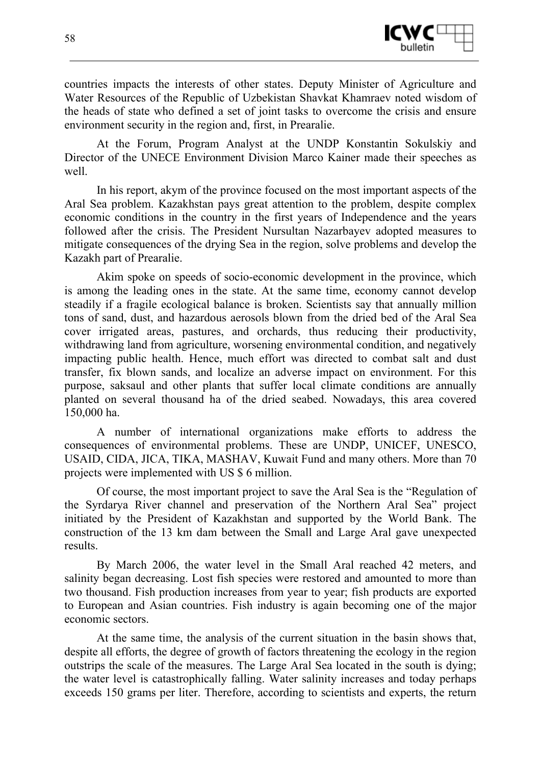countries impacts the interests of other states. Deputy Minister of Agriculture and Water Resources of the Republic of Uzbekistan Shavkat Khamraev noted wisdom of the heads of state who defined a set of joint tasks to overcome the crisis and ensure environment security in the region and, first, in Prearalie.

At the Forum, Program Analyst at the UNDP Konstantin Sokulskiy and Director of the UNECE Environment Division Marco Kainer made their speeches as well.

In his report, akym of the province focused on the most important aspects of the Aral Sea problem. Kazakhstan pays great attention to the problem, despite complex economic conditions in the country in the first years of Independence and the years followed after the crisis. The President Nursultan Nazarbayev adopted measures to mitigate consequences of the drying Sea in the region, solve problems and develop the Kazakh part of Prearalie.

Akim spoke on speeds of socio-economic development in the province, which is among the leading ones in the state. At the same time, economy cannot develop steadily if a fragile ecological balance is broken. Scientists say that annually million tons of sand, dust, and hazardous aerosols blown from the dried bed of the Aral Sea cover irrigated areas, pastures, and orchards, thus reducing their productivity, withdrawing land from agriculture, worsening environmental condition, and negatively impacting public health. Hence, much effort was directed to combat salt and dust transfer, fix blown sands, and localize an adverse impact on environment. For this purpose, saksaul and other plants that suffer local climate conditions are annually planted on several thousand ha of the dried seabed. Nowadays, this area covered 150,000 ha.

A number of international organizations make efforts to address the consequences of environmental problems. These are UNDP, UNICEF, UNESCO, USAID, CIDA, JICA, TIKA, MASHAV, Kuwait Fund and many others. More than 70 projects were implemented with US $ 6 million.

Of course, the most important project to save the Aral Sea is the "Regulation of the Syrdarya River channel and preservation of the Northern Aral Sea" project initiated by the President of Kazakhstan and supported by the World Bank. The construction of the 13 km dam between the Small and Large Aral gave unexpected results.

By March 2006, the water level in the Small Aral reached 42 meters, and salinity began decreasing. Lost fish species were restored and amounted to more than two thousand. Fish production increases from year to year; fish products are exported to European and Asian countries. Fish industry is again becoming one of the major economic sectors.

At the same time, the analysis of the current situation in the basin shows that, despite all efforts, the degree of growth of factors threatening the ecology in the region outstrips the scale of the measures. The Large Aral Sea located in the south is dying; the water level is catastrophically falling. Water salinity increases and today perhaps exceeds 150 grams per liter. Therefore, according to scientists and experts, the return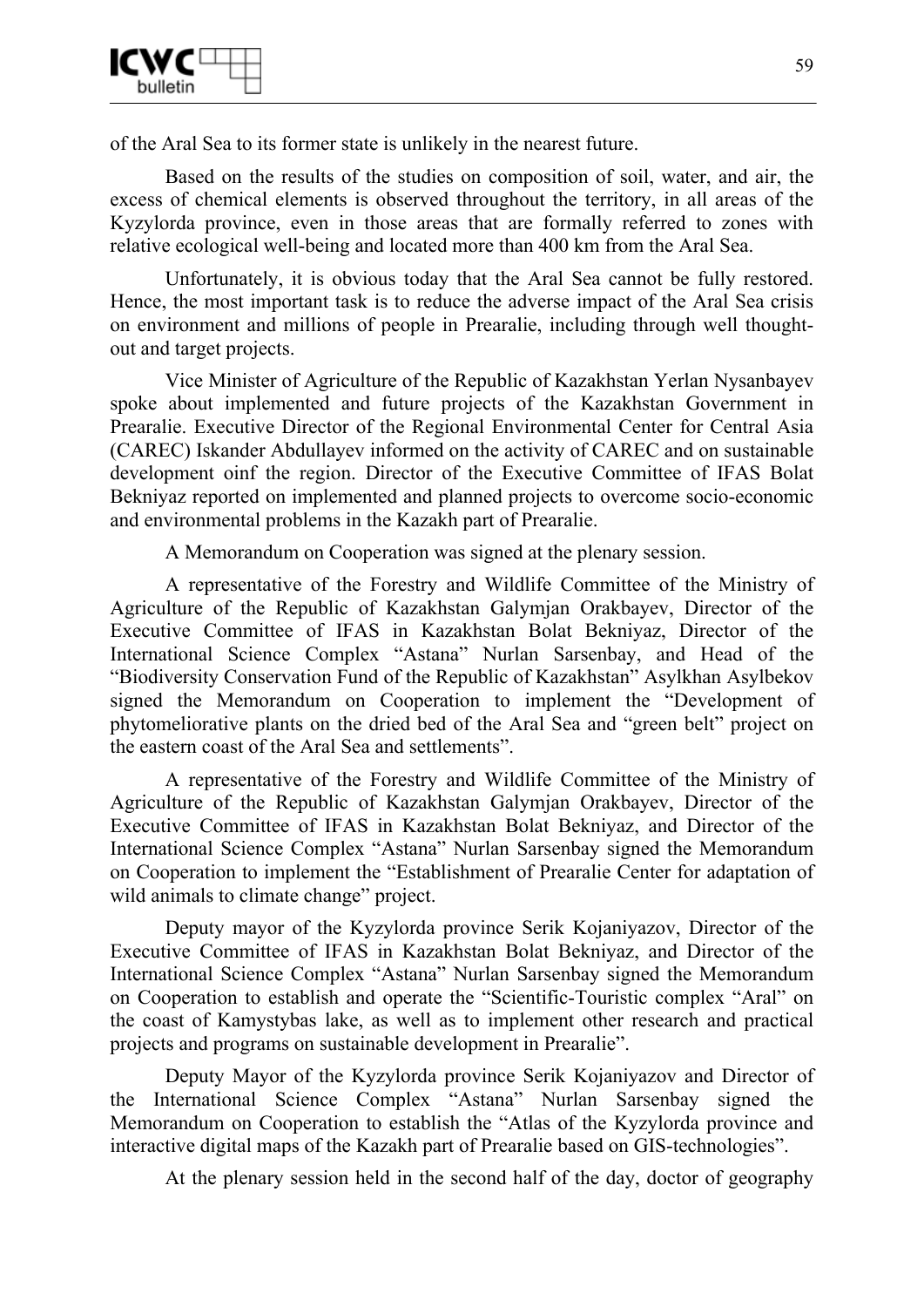of the Aral Sea to its former state is unlikely in the nearest future.

Based on the results of the studies on composition of soil, water, and air, the excess of chemical elements is observed throughout the territory, in all areas of the Kyzylorda province, even in those areas that are formally referred to zones with relative ecological well-being and located more than 400 km from the Aral Sea.

Unfortunately, it is obvious today that the Aral Sea cannot be fully restored. Hence, the most important task is to reduce the adverse impact of the Aral Sea crisis on environment and millions of people in Prearalie, including through well thought-out and target projects.

Vice Minister of Agriculture of the Republic of Kazakhstan Yerlan Nysanbayev spoke about implemented and future projects of the Kazakhstan Government in Prearalie. Executive Director of the Regional Environmental Center for Central Asia (CAREC) Iskander Abdullayev informed on the activity of CAREC and on sustainable development oinf the region. Director of the Executive Committee of IFAS Bolat Bekniyaz reported on implemented and planned projects to overcome socio-economic and environmental problems in the Kazakh part of Prearalie.

A Memorandum on Cooperation was signed at the plenary session.

A representative of the Forestry and Wildlife Committee of the Ministry of Agriculture of the Republic of Kazakhstan Galymjan Orakbayev, Director of the Executive Committee of IFAS in Kazakhstan Bolat Bekniyaz, Director of the International Science Complex "Astana" Nurlan Sarsenbay, and Head of the "Biodiversity Conservation Fund of the Republic of Kazakhstan" Asylkhan Asylbekov signed the Memorandum on Cooperation to implement the "Development of phytomeliorative plants on the dried bed of the Aral Sea and "green belt" project on the eastern coast of the Aral Sea and settlements".

A representative of the Forestry and Wildlife Committee of the Ministry of Agriculture of the Republic of Kazakhstan Galymjan Orakbayev, Director of the Executive Committee of IFAS in Kazakhstan Bolat Bekniyaz, and Director of the International Science Complex "Astana" Nurlan Sarsenbay signed the Memorandum on Cooperation to implement the "Establishment of Prearalie Center for adaptation of wild animals to climate change" project.

Deputy mayor of the Kyzylorda province Serik Kojaniyazov, Director of the Executive Committee of IFAS in Kazakhstan Bolat Bekniyaz, and Director of the International Science Complex "Astana" Nurlan Sarsenbay signed the Memorandum on Cooperation to establish and operate the "Scientific-Touristic complex "Aral" on the coast of Kamystybas lake, as well as to implement other research and practical projects and programs on sustainable development in Prearalie".

Deputy Mayor of the Kyzylorda province Serik Kojaniyazov and Director of the International Science Complex "Astana" Nurlan Sarsenbay signed the Memorandum on Cooperation to establish the "Atlas of the Kyzylorda province and interactive digital maps of the Kazakh part of Prearalie based on GIS-technologies".

At the plenary session held in the second half of the day, doctor of geography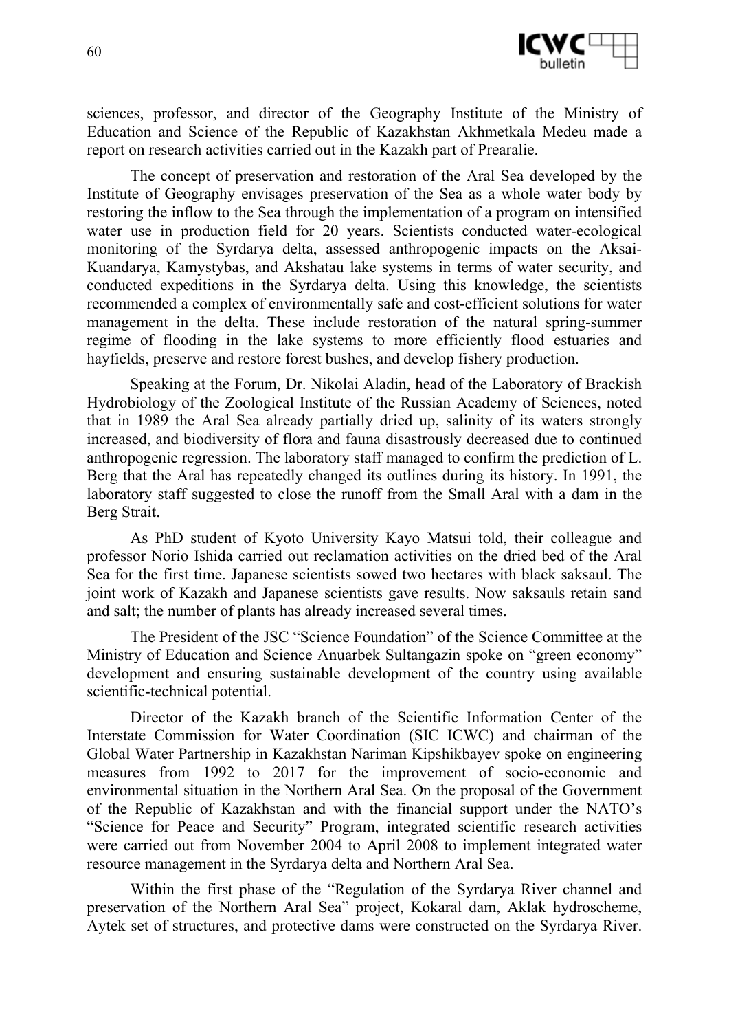sciences, professor, and director of the Geography Institute of the Ministry of Education and Science of the Republic of Kazakhstan Akhmetkala Medeu made a report on research activities carried out in the Kazakh part of Prearalie.

The concept of preservation and restoration of the Aral Sea developed by the Institute of Geography envisages preservation of the Sea as a whole water body by restoring the inflow to the Sea through the implementation of a program on intensified water use in production field for 20 years. Scientists conducted water-ecological monitoring of the Syrdarya delta, assessed anthropogenic impacts on the Aksai-Kuandarya, Kamystybas, and Akshatau lake systems in terms of water security, and conducted expeditions in the Syrdarya delta. Using this knowledge, the scientists recommended a complex of environmentally safe and cost-efficient solutions for water management in the delta. These include restoration of the natural spring-summer regime of flooding in the lake systems to more efficiently flood estuaries and hayfields, preserve and restore forest bushes, and develop fishery production.

Speaking at the Forum, Dr. Nikolai Aladin, head of the Laboratory of Brackish Hydrobiology of the Zoological Institute of the Russian Academy of Sciences, noted that in 1989 the Aral Sea already partially dried up, salinity of its waters strongly increased, and biodiversity of flora and fauna disastrously decreased due to continued anthropogenic regression. The laboratory staff managed to confirm the prediction of L. Berg that the Aral has repeatedly changed its outlines during its history. In 1991, the laboratory staff suggested to close the runoff from the Small Aral with a dam in the Berg Strait.

As PhD student of Kyoto University Kayo Matsui told, their colleague and professor Norio Ishida carried out reclamation activities on the dried bed of the Aral Sea for the first time. Japanese scientists sowed two hectares with black saksaul. The joint work of Kazakh and Japanese scientists gave results. Now saksauls retain sand and salt; the number of plants has already increased several times.

The President of the JSC "Science Foundation" of the Science Committee at the Ministry of Education and Science Anuarbek Sultangazin spoke on "green economy" development and ensuring sustainable development of the country using available scientific-technical potential.

Director of the Kazakh branch of the Scientific Information Center of the Interstate Commission for Water Coordination (SIC ICWC) and chairman of the Global Water Partnership in Kazakhstan Nariman Kipshikbayev spoke on engineering measures from 1992 to 2017 for the improvement of socio-economic and environmental situation in the Northern Aral Sea. On the proposal of the Government of the Republic of Kazakhstan and with the financial support under the NATO's "Science for Peace and Security" Program, integrated scientific research activities were carried out from November 2004 to April 2008 to implement integrated water resource management in the Syrdarya delta and Northern Aral Sea.

Within the first phase of the "Regulation of the Syrdarya River channel and preservation of the Northern Aral Sea" project, Kokaral dam, Aklak hydroscheme, Aytek set of structures, and protective dams were constructed on the Syrdarya River.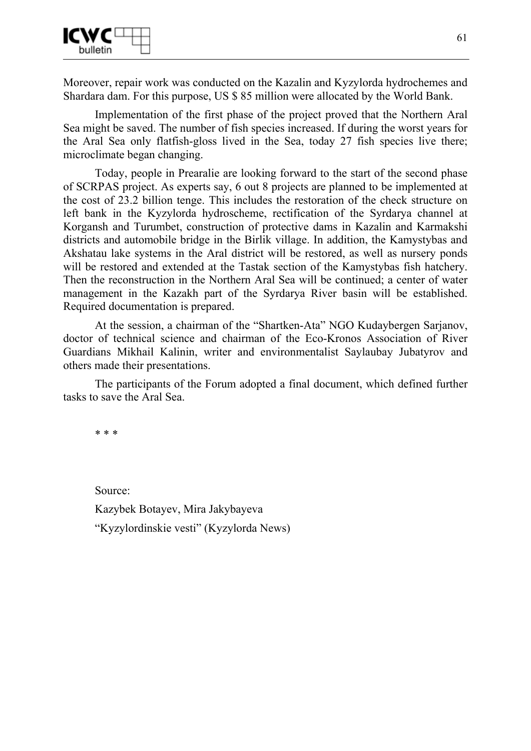Moreover, repair work was conducted on the Kazalin and Kyzylorda hydrochemes and Shardara dam. For this purpose, US $ 85 million were allocated by the World Bank.

Implementation of the first phase of the project proved that the Northern Aral Sea might be saved. The number of fish species increased. If during the worst years for the Aral Sea only flatfish-gloss lived in the Sea, today 27 fish species live there; microclimate began changing.

Today, people in Prearalie are looking forward to the start of the second phase of SCRPAS project. As experts say, 6 out 8 projects are planned to be implemented at the cost of 23.2 billion tenge. This includes the restoration of the check structure on left bank in the Kyzylorda hydroscheme, rectification of the Syrdarya channel at Korgansh and Turumbet, construction of protective dams in Kazalin and Karmakshi districts and automobile bridge in the Birlik village. In addition, the Kamystybas and Akshatau lake systems in the Aral district will be restored, as well as nursery ponds will be restored and extended at the Tastak section of the Kamystybas fish hatchery. Then the reconstruction in the Northern Aral Sea will be continued; a center of water management in the Kazakh part of the Syrdarya River basin will be established. Required documentation is prepared.

At the session, a chairman of the "Shartken-Ata" NGO Kudaybergen Sarjanov, doctor of technical science and chairman of the Eco-Kronos Association of River Guardians Mikhail Kalinin, writer and environmentalist Saylaubay Jubatyrov and others made their presentations.

The participants of the Forum adopted a final document, which defined further tasks to save the Aral Sea.

\* \* \*

Source:

Kazybek Botayev, Mira Jakybayeva

"Kyzylordinskie vesti" (Kyzylorda News)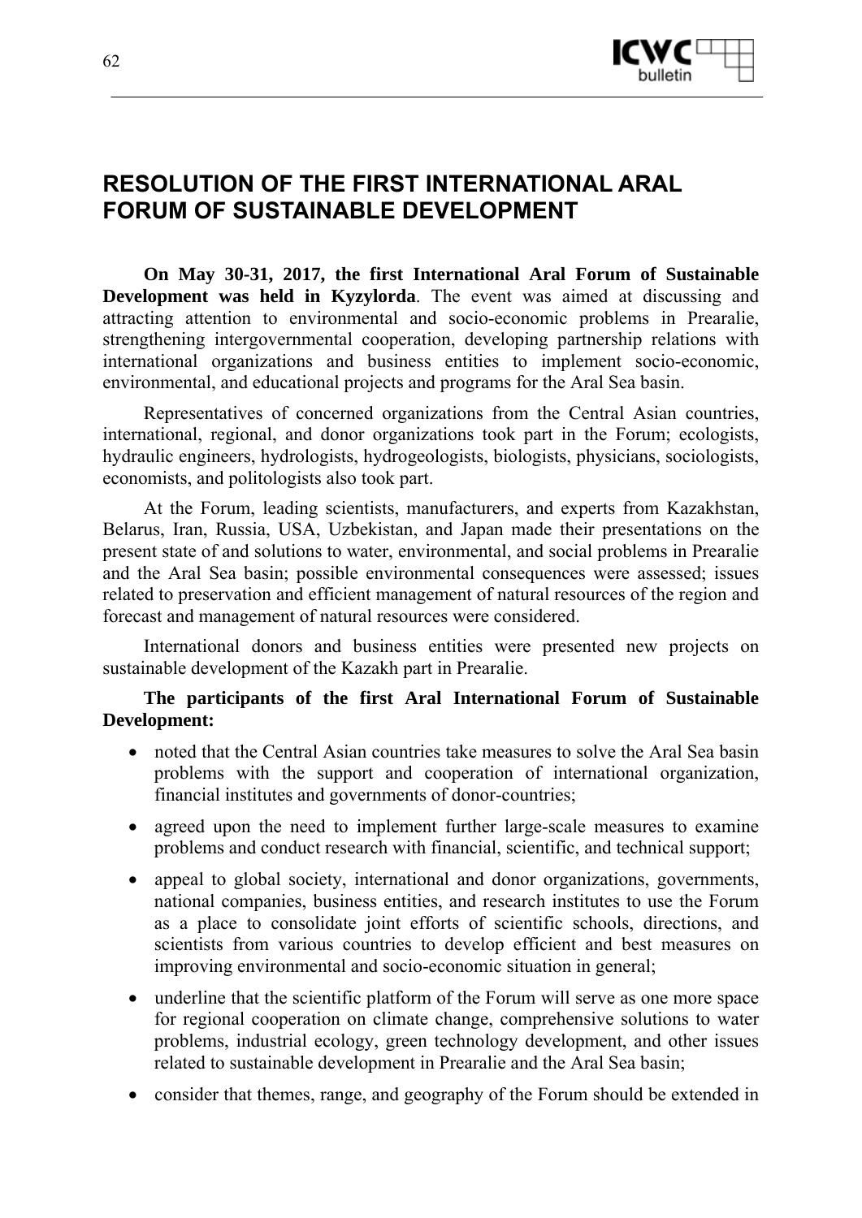# RESOLUTION OF THE FIRST INTERNATIONAL ARAL FORUM OF SUSTAINABLE DEVELOPMENT

**On May 30-31, 2017, the first International Aral Forum of Sustainable Development was held in Kyzylorda**. The event was aimed at discussing and attracting attention to environmental and socio-economic problems in Prearalie, strengthening intergovernmental cooperation, developing partnership relations with international organizations and business entities to implement socio-economic, environmental, and educational projects and programs for the Aral Sea basin.

Representatives of concerned organizations from the Central Asian countries, international, regional, and donor organizations took part in the Forum; ecologists, hydraulic engineers, hydrologists, hydrogeologists, biologists, physicians, sociologists, economists, and politologists also took part.

At the Forum, leading scientists, manufacturers, and experts from Kazakhstan, Belarus, Iran, Russia, USA, Uzbekistan, and Japan made their presentations on the present state of and solutions to water, environmental, and social problems in Prearalie and the Aral Sea basin; possible environmental consequences were assessed; issues related to preservation and efficient management of natural resources of the region and forecast and management of natural resources were considered.

International donors and business entities were presented new projects on sustainable development of the Kazakh part in Prearalie.

**The participants of the first Aral International Forum of Sustainable Development:**

- noted that the Central Asian countries take measures to solve the Aral Sea basin problems with the support and cooperation of international organization, financial institutes and governments of donor-countries;
- agreed upon the need to implement further large-scale measures to examine problems and conduct research with financial, scientific, and technical support;
- appeal to global society, international and donor organizations, governments, national companies, business entities, and research institutes to use the Forum as a place to consolidate joint efforts of scientific schools, directions, and scientists from various countries to develop efficient and best measures on improving environmental and socio-economic situation in general;
- underline that the scientific platform of the Forum will serve as one more space for regional cooperation on climate change, comprehensive solutions to water problems, industrial ecology, green technology development, and other issues related to sustainable development in Prearalie and the Aral Sea basin;
- consider that themes, range, and geography of the Forum should be extended in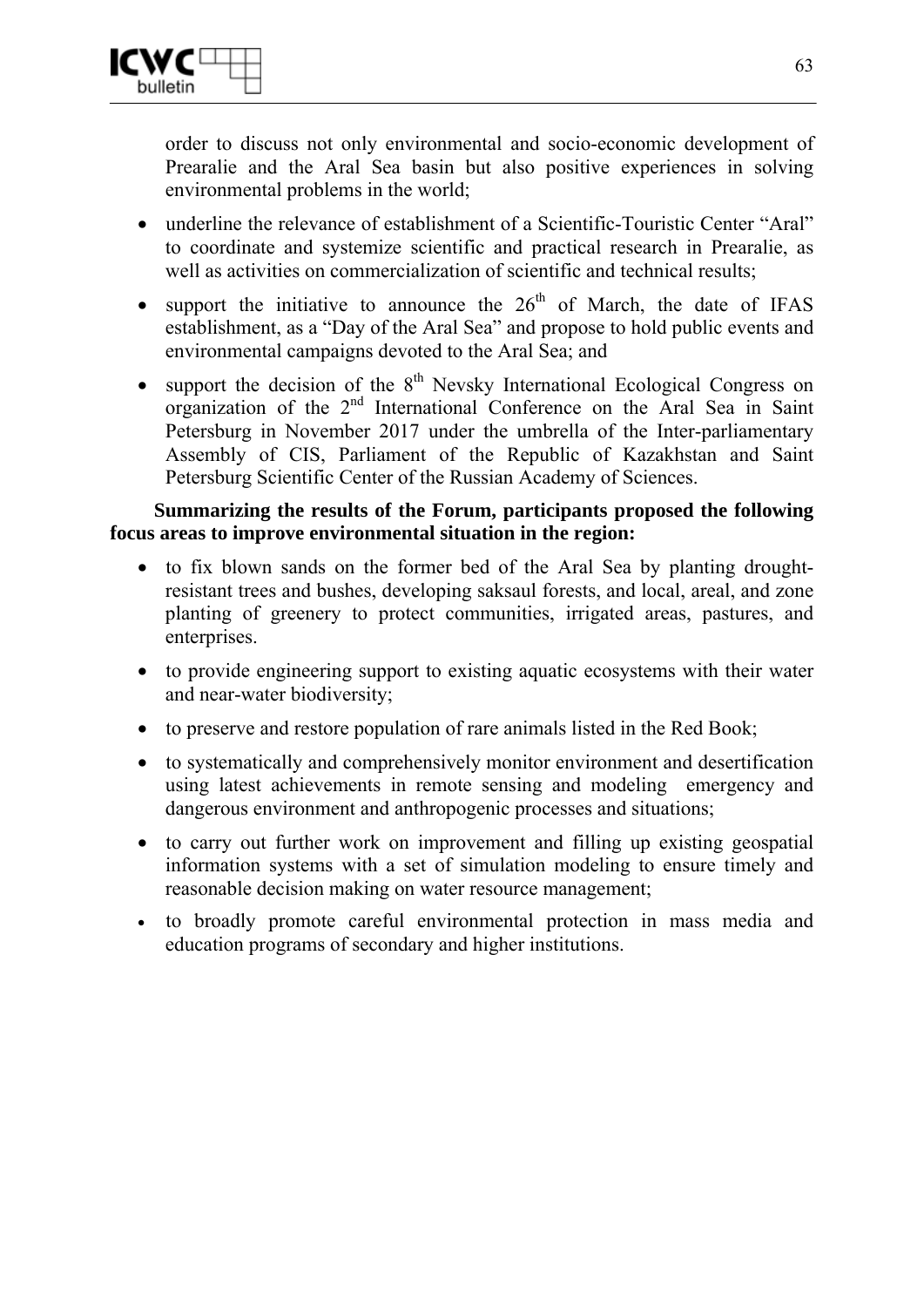order to discuss not only environmental and socio-economic development of Prearalie and the Aral Sea basin but also positive experiences in solving environmental problems in the world;

- underline the relevance of establishment of a Scientific-Touristic Center "Aral" to coordinate and systemize scientific and practical research in Prearalie, as well as activities on commercialization of scientific and technical results;
- support the initiative to announce the 26th of March, the date of IFAS establishment, as a "Day of the Aral Sea" and propose to hold public events and environmental campaigns devoted to the Aral Sea; and
- support the decision of the 8th Nevsky International Ecological Congress on organization of the 2nd International Conference on the Aral Sea in Saint Petersburg in November 2017 under the umbrella of the Inter-parliamentary Assembly of CIS, Parliament of the Republic of Kazakhstan and Saint Petersburg Scientific Center of the Russian Academy of Sciences.

**Summarizing the results of the Forum, participants proposed the following focus areas to improve environmental situation in the region:**

- to fix blown sands on the former bed of the Aral Sea by planting drought-resistant trees and bushes, developing saksaul forests, and local, areal, and zone planting of greenery to protect communities, irrigated areas, pastures, and enterprises.
- to provide engineering support to existing aquatic ecosystems with their water and near-water biodiversity;
- to preserve and restore population of rare animals listed in the Red Book;
- to systematically and comprehensively monitor environment and desertification using latest achievements in remote sensing and modeling emergency and dangerous environment and anthropogenic processes and situations;
- to carry out further work on improvement and filling up existing geospatial information systems with a set of simulation modeling to ensure timely and reasonable decision making on water resource management;
- to broadly promote careful environmental protection in mass media and education programs of secondary and higher institutions.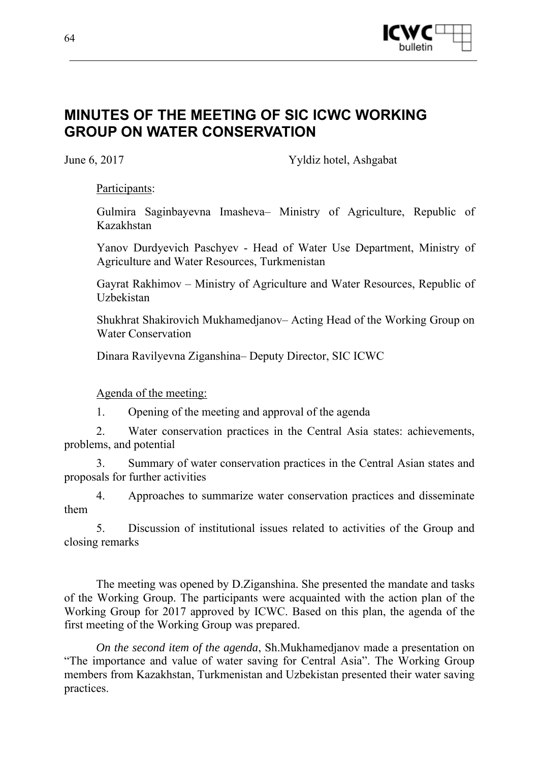# MINUTES OF THE MEETING OF SIC ICWC WORKING GROUP ON WATER CONSERVATION

June 6, 2017 Yyldiz hotel, Ashgabat

Participants:

Gulmira Saginbayevna Imasheva– Ministry of Agriculture, Republic of Kazakhstan

Yanov Durdyevich Paschyev - Head of Water Use Department, Ministry of Agriculture and Water Resources, Turkmenistan

Gayrat Rakhimov – Ministry of Agriculture and Water Resources, Republic of Uzbekistan

Shukhrat Shakirovich Mukhamedjanov– Acting Head of the Working Group on Water Conservation

Dinara Ravilyevna Ziganshina– Deputy Director, SIC ICWC

Agenda of the meeting:

1. Opening of the meeting and approval of the agenda
2. Water conservation practices in the Central Asia states: achievements, problems, and potential
3. Summary of water conservation practices in the Central Asian states and proposals for further activities
4. Approaches to summarize water conservation practices and disseminate them
5. Discussion of institutional issues related to activities of the Group and closing remarks

The meeting was opened by D.Ziganshina. She presented the mandate and tasks of the Working Group. The participants were acquainted with the action plan of the Working Group for 2017 approved by ICWC. Based on this plan, the agenda of the first meeting of the Working Group was prepared.

*On the second item of the agenda*, Sh.Mukhamedjanov made a presentation on "The importance and value of water saving for Central Asia". The Working Group members from Kazakhstan, Turkmenistan and Uzbekistan presented their water saving practices.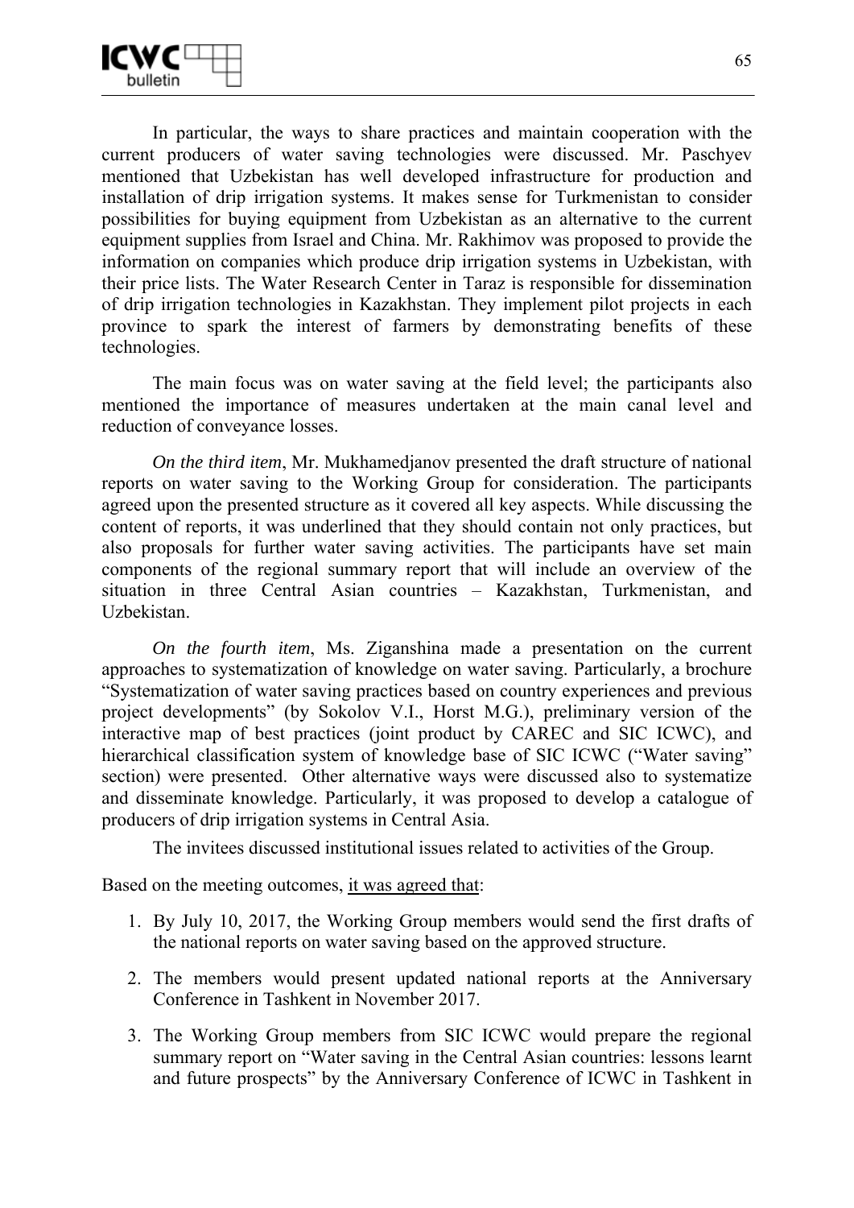In particular, the ways to share practices and maintain cooperation with the current producers of water saving technologies were discussed. Mr. Paschyev mentioned that Uzbekistan has well developed infrastructure for production and installation of drip irrigation systems. It makes sense for Turkmenistan to consider possibilities for buying equipment from Uzbekistan as an alternative to the current equipment supplies from Israel and China. Mr. Rakhimov was proposed to provide the information on companies which produce drip irrigation systems in Uzbekistan, with their price lists. The Water Research Center in Taraz is responsible for dissemination of drip irrigation technologies in Kazakhstan. They implement pilot projects in each province to spark the interest of farmers by demonstrating benefits of these technologies.

The main focus was on water saving at the field level; the participants also mentioned the importance of measures undertaken at the main canal level and reduction of conveyance losses.

*On the third item*, Mr. Mukhamedjanov presented the draft structure of national reports on water saving to the Working Group for consideration. The participants agreed upon the presented structure as it covered all key aspects. While discussing the content of reports, it was underlined that they should contain not only practices, but also proposals for further water saving activities. The participants have set main components of the regional summary report that will include an overview of the situation in three Central Asian countries – Kazakhstan, Turkmenistan, and Uzbekistan.

*On the fourth item*, Ms. Ziganshina made a presentation on the current approaches to systematization of knowledge on water saving. Particularly, a brochure "Systematization of water saving practices based on country experiences and previous project developments" (by Sokolov V.I., Horst M.G.), preliminary version of the interactive map of best practices (joint product by CAREC and SIC ICWC), and hierarchical classification system of knowledge base of SIC ICWC ("Water saving" section) were presented. Other alternative ways were discussed also to systematize and disseminate knowledge. Particularly, it was proposed to develop a catalogue of producers of drip irrigation systems in Central Asia.

The invitees discussed institutional issues related to activities of the Group.

Based on the meeting outcomes, <u>it was agreed that</u>:

1. By July 10, 2017, the Working Group members would send the first drafts of the national reports on water saving based on the approved structure.
2. The members would present updated national reports at the Anniversary Conference in Tashkent in November 2017.
3. The Working Group members from SIC ICWC would prepare the regional summary report on "Water saving in the Central Asian countries: lessons learnt and future prospects" by the Anniversary Conference of ICWC in Tashkent in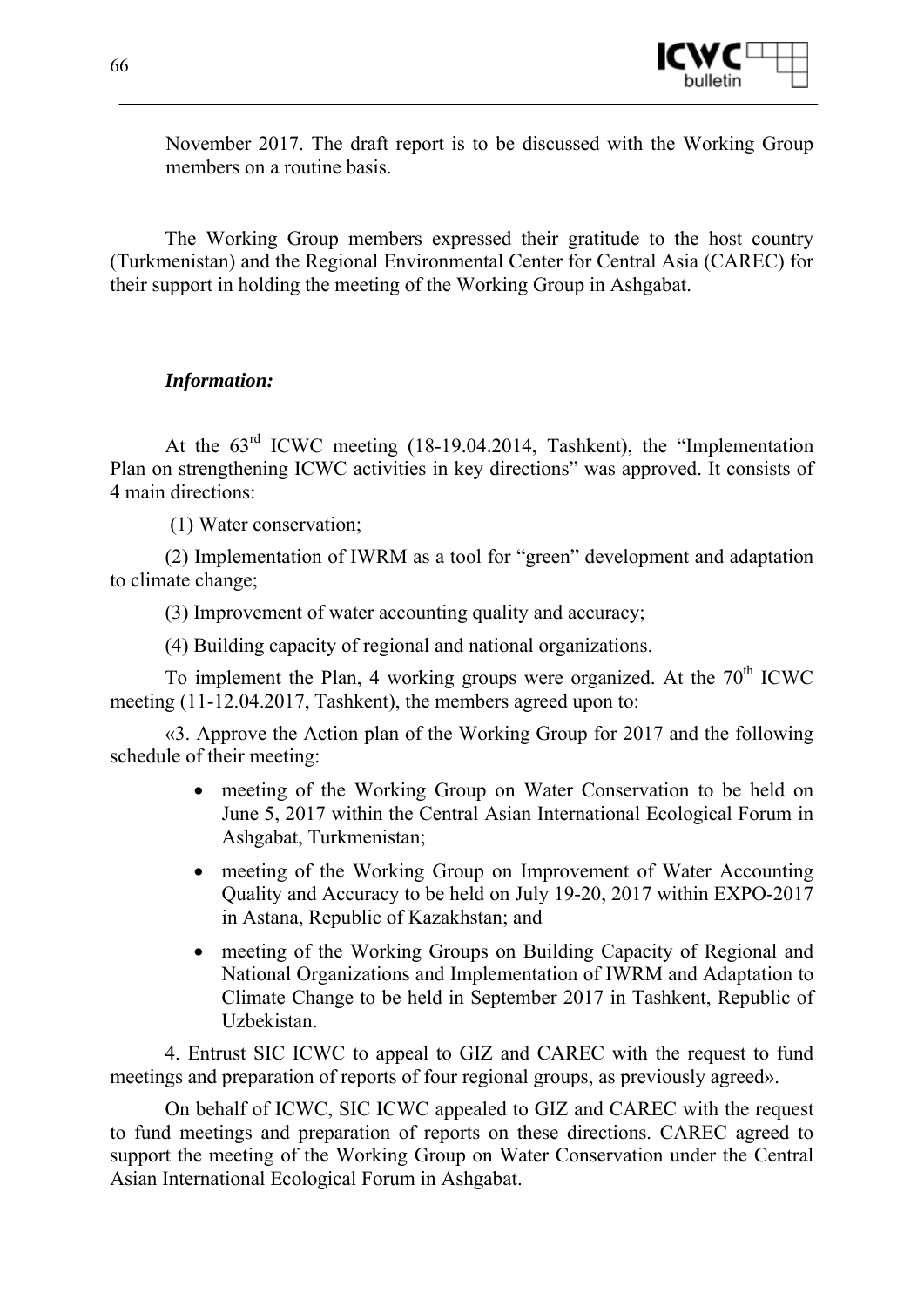November 2017. The draft report is to be discussed with the Working Group members on a routine basis.

The Working Group members expressed their gratitude to the host country (Turkmenistan) and the Regional Environmental Center for Central Asia (CAREC) for their support in holding the meeting of the Working Group in Ashgabat.

***Information:***

At the 63rd ICWC meeting (18-19.04.2014, Tashkent), the "Implementation Plan on strengthening ICWC activities in key directions" was approved. It consists of 4 main directions:

(1) Water conservation;

(2) Implementation of IWRM as a tool for "green" development and adaptation to climate change;

(3) Improvement of water accounting quality and accuracy;

(4) Building capacity of regional and national organizations.

To implement the Plan, 4 working groups were organized. At the 70th ICWC meeting (11-12.04.2017, Tashkent), the members agreed upon to:

«3. Approve the Action plan of the Working Group for 2017 and the following schedule of their meeting:

- meeting of the Working Group on Water Conservation to be held on June 5, 2017 within the Central Asian International Ecological Forum in Ashgabat, Turkmenistan;
- meeting of the Working Group on Improvement of Water Accounting Quality and Accuracy to be held on July 19-20, 2017 within EXPO-2017 in Astana, Republic of Kazakhstan; and
- meeting of the Working Groups on Building Capacity of Regional and National Organizations and Implementation of IWRM and Adaptation to Climate Change to be held in September 2017 in Tashkent, Republic of Uzbekistan.

4. Entrust SIC ICWC to appeal to GIZ and CAREC with the request to fund meetings and preparation of reports of four regional groups, as previously agreed».

On behalf of ICWC, SIC ICWC appealed to GIZ and CAREC with the request to fund meetings and preparation of reports on these directions. CAREC agreed to support the meeting of the Working Group on Water Conservation under the Central Asian International Ecological Forum in Ashgabat.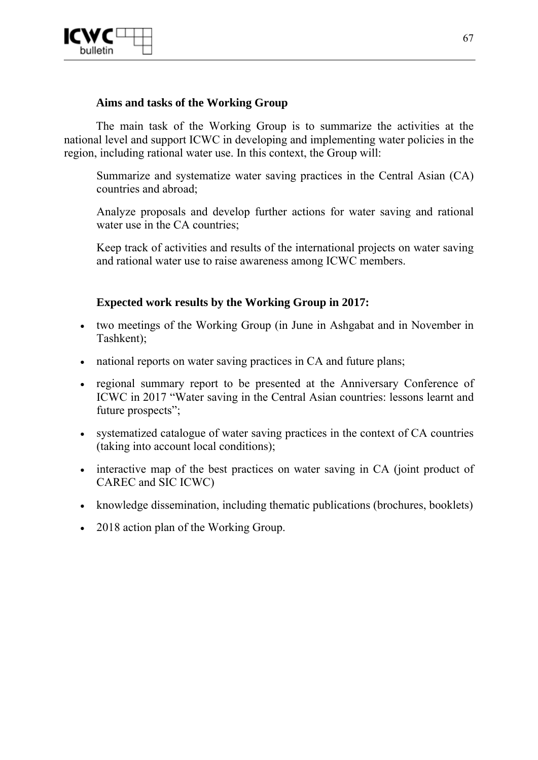**Aims and tasks of the Working Group**

The main task of the Working Group is to summarize the activities at the national level and support ICWC in developing and implementing water policies in the region, including rational water use. In this context, the Group will:

Summarize and systematize water saving practices in the Central Asian (CA) countries and abroad;

Analyze proposals and develop further actions for water saving and rational water use in the CA countries;

Keep track of activities and results of the international projects on water saving and rational water use to raise awareness among ICWC members.

**Expected work results by the Working Group in 2017:**

- two meetings of the Working Group (in June in Ashgabat and in November in Tashkent);
- national reports on water saving practices in CA and future plans;
- regional summary report to be presented at the Anniversary Conference of ICWC in 2017 "Water saving in the Central Asian countries: lessons learnt and future prospects";
- systematized catalogue of water saving practices in the context of CA countries (taking into account local conditions);
- interactive map of the best practices on water saving in CA (joint product of CAREC and SIC ICWC)
- knowledge dissemination, including thematic publications (brochures, booklets)
- 2018 action plan of the Working Group.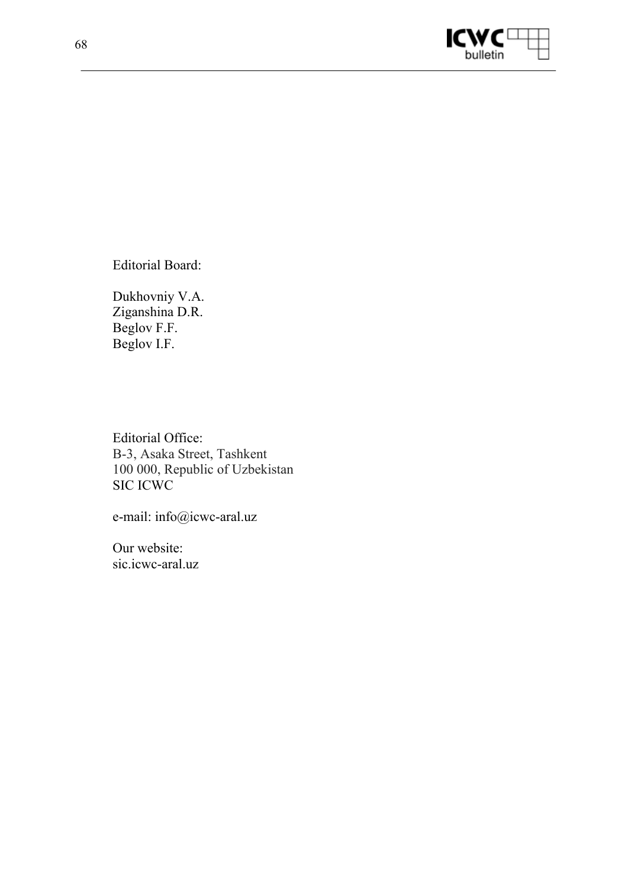Editorial Board:

Dukhovniy V.A.
Ziganshina D.R.
Beglov F.F.
Beglov I.F.

Editorial Office:
B-3, Asaka Street, Tashkent
100 000, Republic of Uzbekistan
SIC ICWC

e-mail: info@icwc-aral.uz

Our website:
sic.icwc-aral.uz